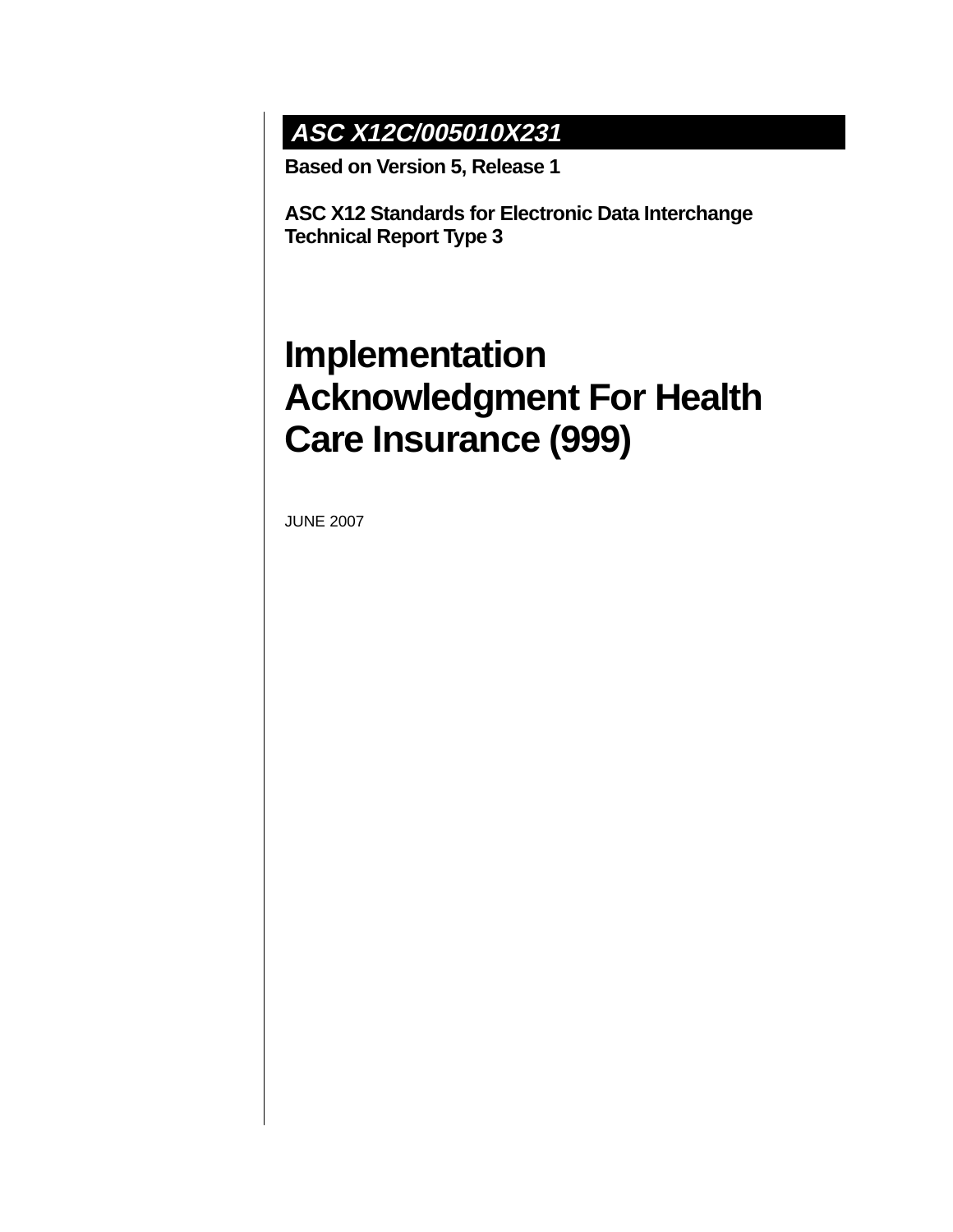***ASC X12C/005010X231***

**Based on Version 5, Release 1**

**ASC X12 Standards for Electronic Data Interchange**
**Technical Report Type 3**

# Implementation Acknowledgment For Health Care Insurance (999)

JUNE 2007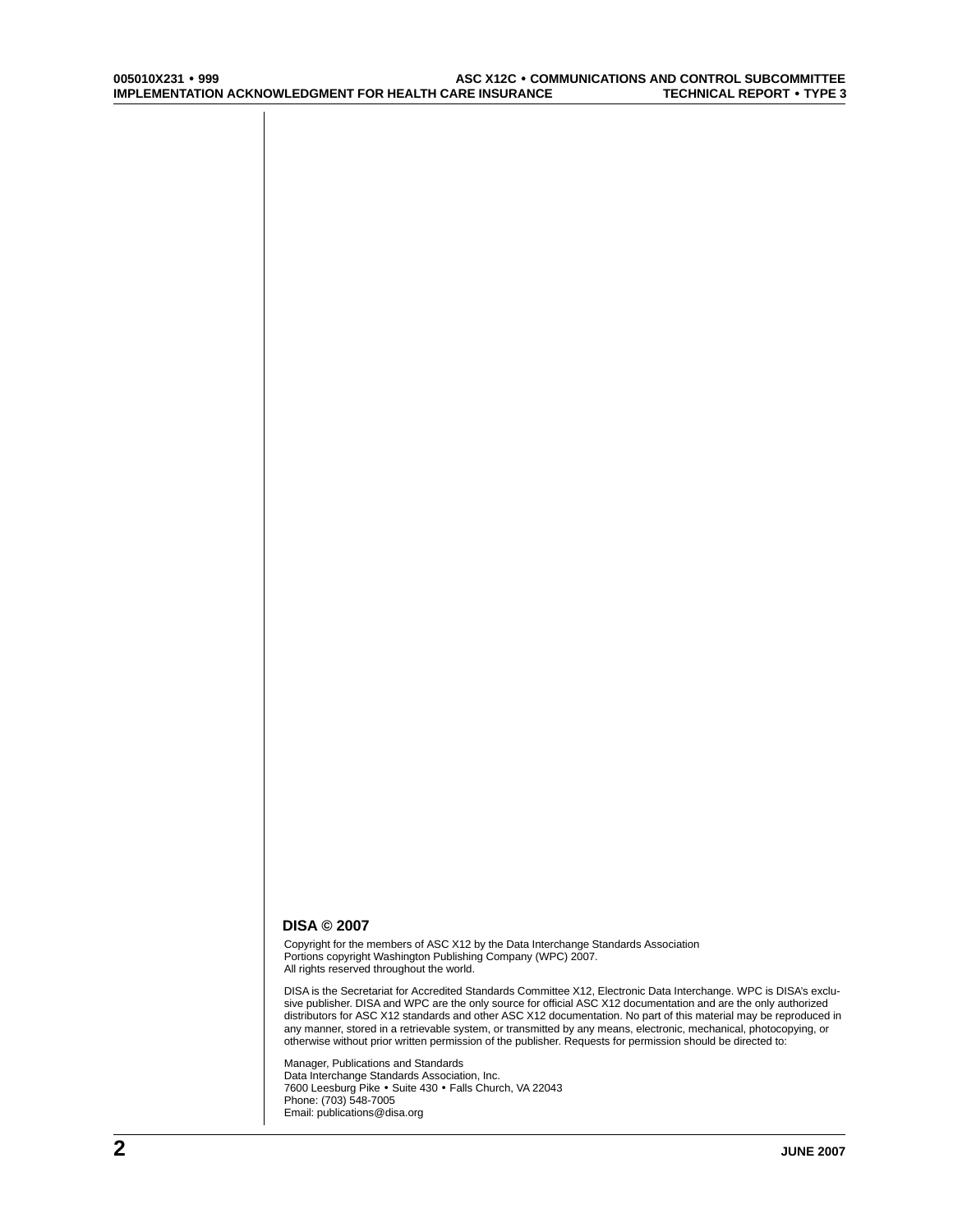**DISA © 2007**

Copyright for the members of ASC X12 by the Data Interchange Standards Association
Portions copyright Washington Publishing Company (WPC) 2007.
All rights reserved throughout the world.

DISA is the Secretariat for Accredited Standards Committee X12, Electronic Data Interchange. WPC is DISA's exclusive publisher. DISA and WPC are the only source for official ASC X12 documentation and are the only authorized distributors for ASC X12 standards and other ASC X12 documentation. No part of this material may be reproduced in any manner, stored in a retrievable system, or transmitted by any means, electronic, mechanical, photocopying, or otherwise without prior written permission of the publisher. Requests for permission should be directed to:

Manager, Publications and Standards
Data Interchange Standards Association, Inc.
7600 Leesburg Pike • Suite 430 • Falls Church, VA 22043
Phone: (703) 548-7005
Email: publications@disa.org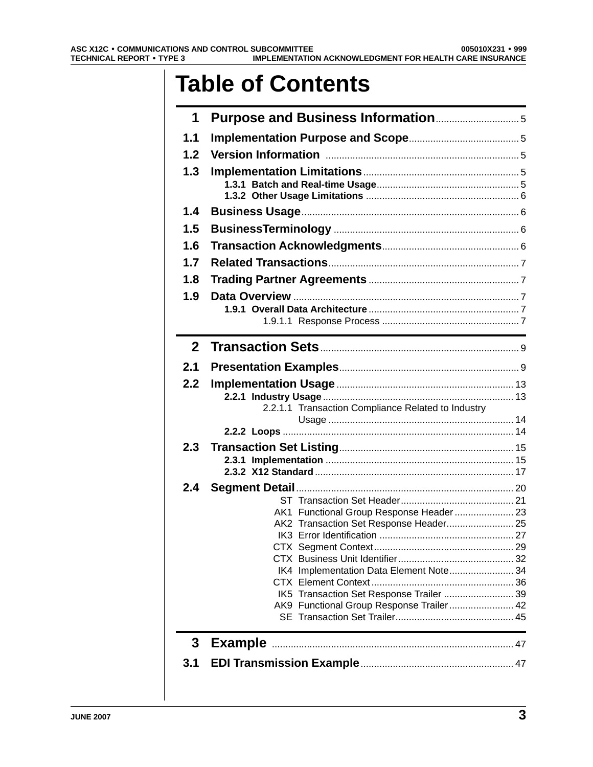# Table of Contents

**1 Purpose and Business Information** .............................. 5

**1.1 Implementation Purpose and Scope** .............................. 5

**1.2 Version Information** .............................. 5

**1.3 Implementation Limitations** .............................. 5

- **1.3.1 Batch and Real-time Usage** .............................. 5
- **1.3.2 Other Usage Limitations** .............................. 6

**1.4 Business Usage** .............................. 6

**1.5 BusinessTerminology** .............................. 6

**1.6 Transaction Acknowledgments** .............................. 6

**1.7 Related Transactions** .............................. 7

**1.8 Trading Partner Agreements** .............................. 7

**1.9 Data Overview** .............................. 7

- **1.9.1 Overall Data Architecture** .............................. 7
  - 1.9.1.1 Response Process .............................. 7

**2 Transaction Sets** .............................. 9

**2.1 Presentation Examples** .............................. 9

**2.2 Implementation Usage** .............................. 13

- **2.2.1 Industry Usage** .............................. 13
  - 2.2.1.1 Transaction Compliance Related to Industry Usage .............................. 14
- **2.2.2 Loops** .............................. 14

**2.3 Transaction Set Listing** .............................. 15

- **2.3.1 Implementation** .............................. 15
- **2.3.2 X12 Standard** .............................. 17

**2.4 Segment Detail** .............................. 20

- ST Transaction Set Header .............................. 21
- AK1 Functional Group Response Header .............................. 23
- AK2 Transaction Set Response Header .............................. 25
- IK3 Error Identification .............................. 27
- CTX Segment Context .............................. 29
- CTX Business Unit Identifier .............................. 32
- IK4 Implementation Data Element Note .............................. 34
- CTX Element Context .............................. 36
- IK5 Transaction Set Response Trailer .............................. 39
- AK9 Functional Group Response Trailer .............................. 42
- SE Transaction Set Trailer .............................. 45

**3 Example** .............................. 47

**3.1 EDI Transmission Example** .............................. 47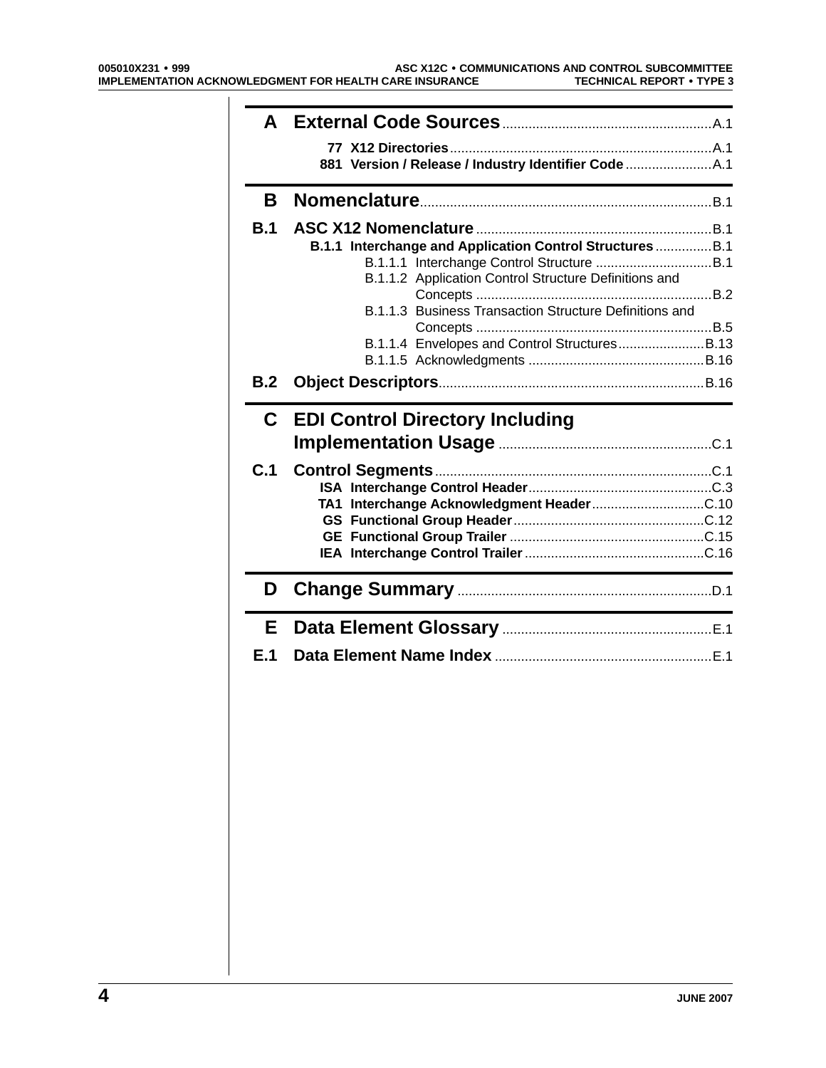**A External Code Sources** ........ A.1

- 77 X12 Directories ........ A.1
- 881 Version / Release / Industry Identifier Code ........ A.1

**B Nomenclature** ........ B.1

**B.1 ASC X12 Nomenclature** ........ B.1

- **B.1.1 Interchange and Application Control Structures** ........ B.1
  - B.1.1.1 Interchange Control Structure ........ B.1
  - B.1.1.2 Application Control Structure Definitions and Concepts ........ B.2
  - B.1.1.3 Business Transaction Structure Definitions and Concepts ........ B.5
  - B.1.1.4 Envelopes and Control Structures ........ B.13
  - B.1.1.5 Acknowledgments ........ B.16

**B.2 Object Descriptors** ........ B.16

**C EDI Control Directory Including Implementation Usage** ........ C.1

**C.1 Control Segments** ........ C.1

- ISA Interchange Control Header ........ C.3
- TA1 Interchange Acknowledgment Header ........ C.10
- GS Functional Group Header ........ C.12
- GE Functional Group Trailer ........ C.15
- IEA Interchange Control Trailer ........ C.16

**D Change Summary** ........ D.1

**E Data Element Glossary** ........ E.1

**E.1 Data Element Name Index** ........ E.1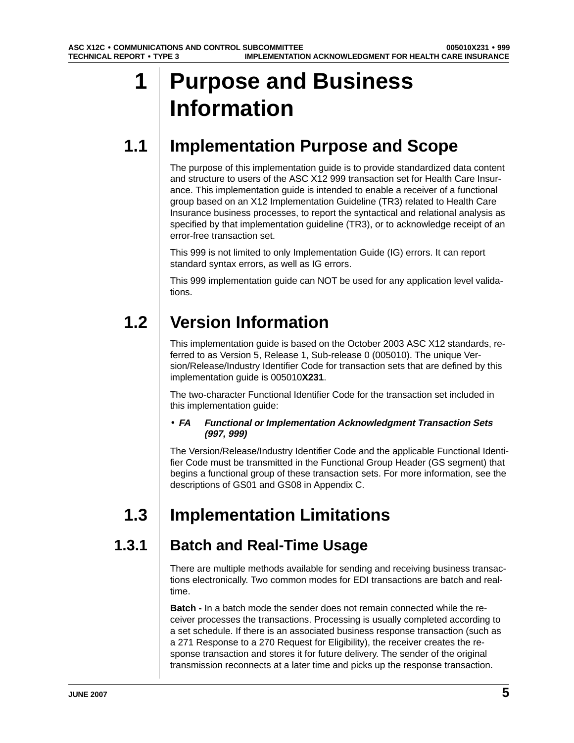# 1 Purpose and Business Information

## 1.1 Implementation Purpose and Scope

The purpose of this implementation guide is to provide standardized data content and structure to users of the ASC X12 999 transaction set for Health Care Insurance. This implementation guide is intended to enable a receiver of a functional group based on an X12 Implementation Guideline (TR3) related to Health Care Insurance business processes, to report the syntactical and relational analysis as specified by that implementation guideline (TR3), or to acknowledge receipt of an error-free transaction set.

This 999 is not limited to only Implementation Guide (IG) errors. It can report standard syntax errors, as well as IG errors.

This 999 implementation guide can NOT be used for any application level validations.

## 1.2 Version Information

This implementation guide is based on the October 2003 ASC X12 standards, referred to as Version 5, Release 1, Sub-release 0 (005010). The unique Version/Release/Industry Identifier Code for transaction sets that are defined by this implementation guide is 005010**X231**.

The two-character Functional Identifier Code for the transaction set included in this implementation guide:

- ***FA*** ***Functional or Implementation Acknowledgment Transaction Sets (997, 999)***

The Version/Release/Industry Identifier Code and the applicable Functional Identifier Code must be transmitted in the Functional Group Header (GS segment) that begins a functional group of these transaction sets. For more information, see the descriptions of GS01 and GS08 in Appendix C.

## 1.3 Implementation Limitations

### 1.3.1 Batch and Real-Time Usage

There are multiple methods available for sending and receiving business transactions electronically. Two common modes for EDI transactions are batch and real-time.

**Batch -** In a batch mode the sender does not remain connected while the receiver processes the transactions. Processing is usually completed according to a set schedule. If there is an associated business response transaction (such as a 271 Response to a 270 Request for Eligibility), the receiver creates the response transaction and stores it for future delivery. The sender of the original transmission reconnects at a later time and picks up the response transaction.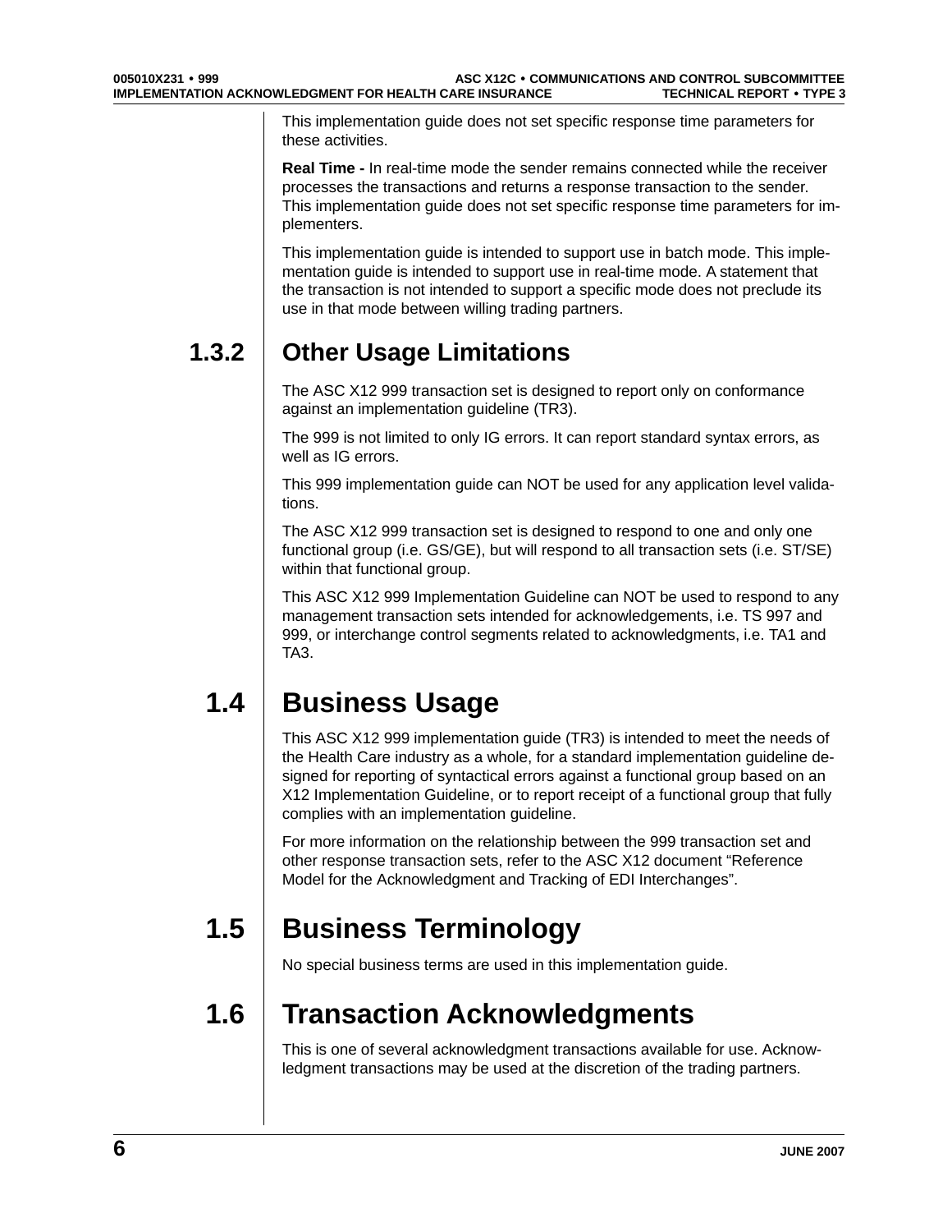This implementation guide does not set specific response time parameters for these activities.

**Real Time -** In real-time mode the sender remains connected while the receiver processes the transactions and returns a response transaction to the sender. This implementation guide does not set specific response time parameters for implementers.

This implementation guide is intended to support use in batch mode. This implementation guide is intended to support use in real-time mode. A statement that the transaction is not intended to support a specific mode does not preclude its use in that mode between willing trading partners.

### 1.3.2 Other Usage Limitations

The ASC X12 999 transaction set is designed to report only on conformance against an implementation guideline (TR3).

The 999 is not limited to only IG errors. It can report standard syntax errors, as well as IG errors.

This 999 implementation guide can NOT be used for any application level validations.

The ASC X12 999 transaction set is designed to respond to one and only one functional group (i.e. GS/GE), but will respond to all transaction sets (i.e. ST/SE) within that functional group.

This ASC X12 999 Implementation Guideline can NOT be used to respond to any management transaction sets intended for acknowledgements, i.e. TS 997 and 999, or interchange control segments related to acknowledgments, i.e. TA1 and TA3.

## 1.4 Business Usage

This ASC X12 999 implementation guide (TR3) is intended to meet the needs of the Health Care industry as a whole, for a standard implementation guideline designed for reporting of syntactical errors against a functional group based on an X12 Implementation Guideline, or to report receipt of a functional group that fully complies with an implementation guideline.

For more information on the relationship between the 999 transaction set and other response transaction sets, refer to the ASC X12 document "Reference Model for the Acknowledgment and Tracking of EDI Interchanges".

## 1.5 Business Terminology

No special business terms are used in this implementation guide.

## 1.6 Transaction Acknowledgments

This is one of several acknowledgment transactions available for use. Acknowledgment transactions may be used at the discretion of the trading partners.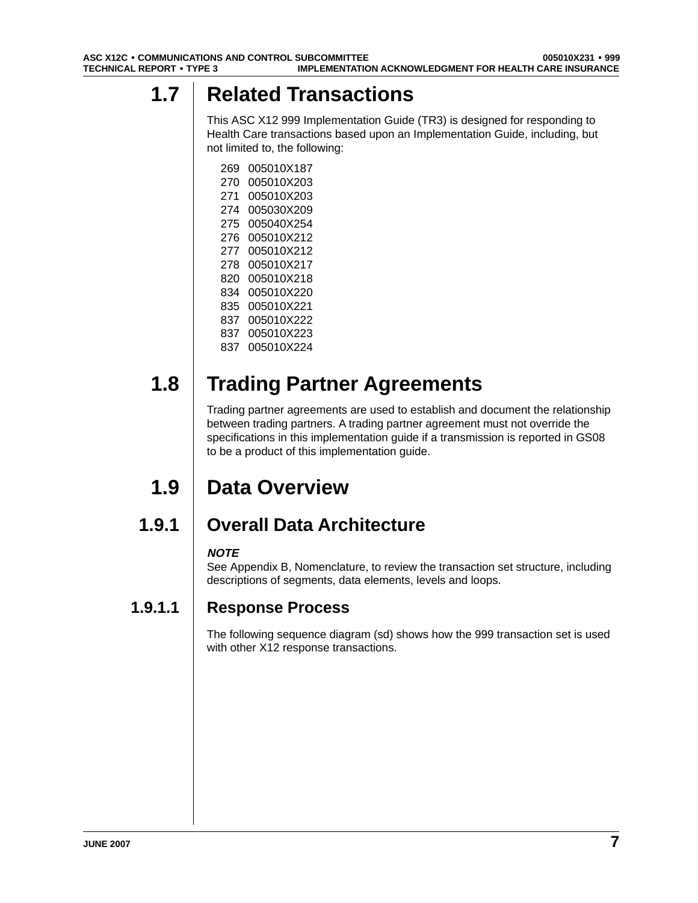## 1.7 Related Transactions

This ASC X12 999 Implementation Guide (TR3) is designed for responding to Health Care transactions based upon an Implementation Guide, including, but not limited to, the following:

| | |
|---|---|
| 269 | 005010X187 |
| 270 | 005010X203 |
| 271 | 005010X203 |
| 274 | 005030X209 |
| 275 | 005040X254 |
| 276 | 005010X212 |
| 277 | 005010X212 |
| 278 | 005010X217 |
| 820 | 005010X218 |
| 834 | 005010X220 |
| 835 | 005010X221 |
| 837 | 005010X222 |
| 837 | 005010X223 |
| 837 | 005010X224 |

## 1.8 Trading Partner Agreements

Trading partner agreements are used to establish and document the relationship between trading partners. A trading partner agreement must not override the specifications in this implementation guide if a transmission is reported in GS08 to be a product of this implementation guide.

## 1.9 Data Overview

### 1.9.1 Overall Data Architecture

***NOTE***
See Appendix B, Nomenclature, to review the transaction set structure, including descriptions of segments, data elements, levels and loops.

#### 1.9.1.1 Response Process

The following sequence diagram (sd) shows how the 999 transaction set is used with other X12 response transactions.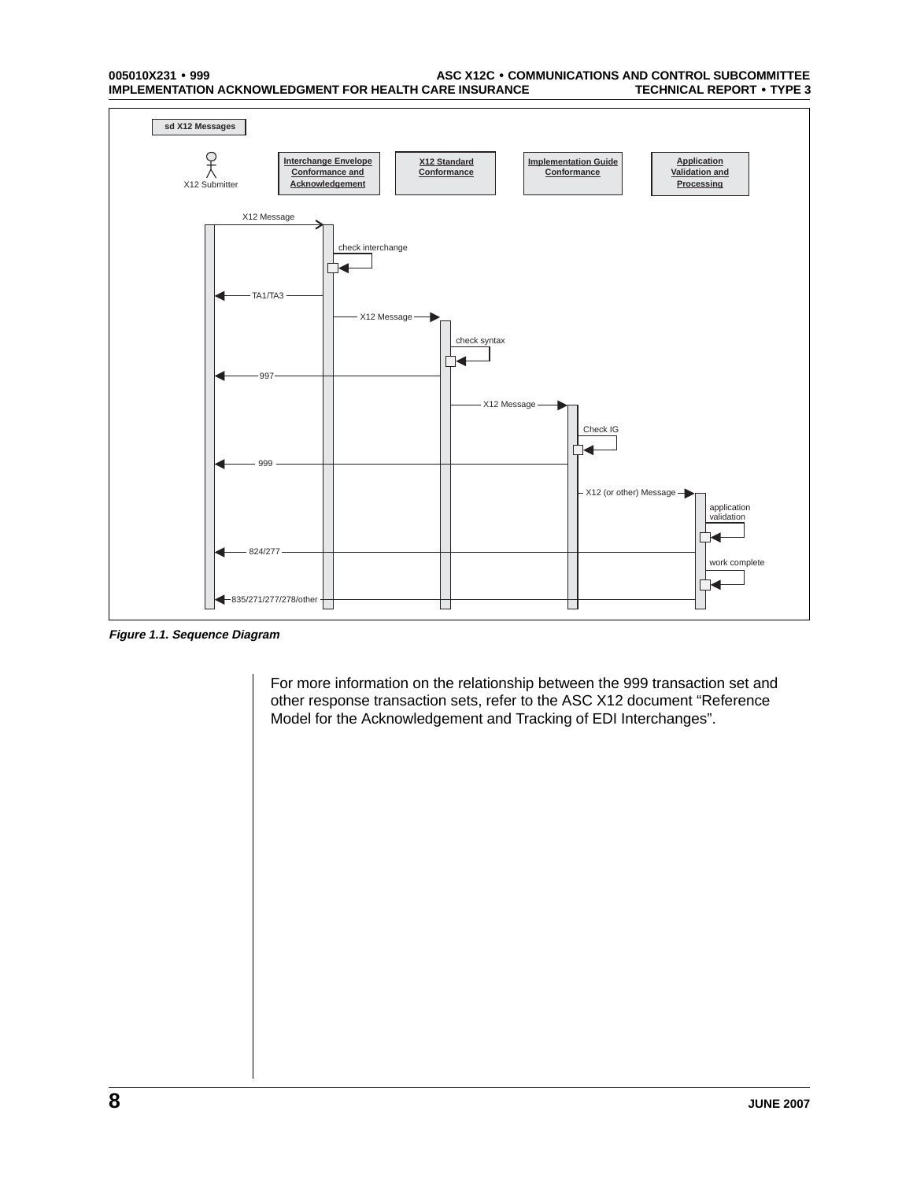sd X12 Messages

X12 Submitter | Interchange Envelope Conformance and Acknowledgement | X12 Standard Conformance | Implementation Guide Conformance | Application Validation and Processing

X12 Message

check interchange

TA1/TA3

X12 Message

check syntax

997

X12 Message

Check IG

999

X12 (or other) Message

application validation

824/277

work complete

835/271/277/278/other

*Figure 1.1. Sequence Diagram*

For more information on the relationship between the 999 transaction set and other response transaction sets, refer to the ASC X12 document “Reference Model for the Acknowledgement and Tracking of EDI Interchanges”.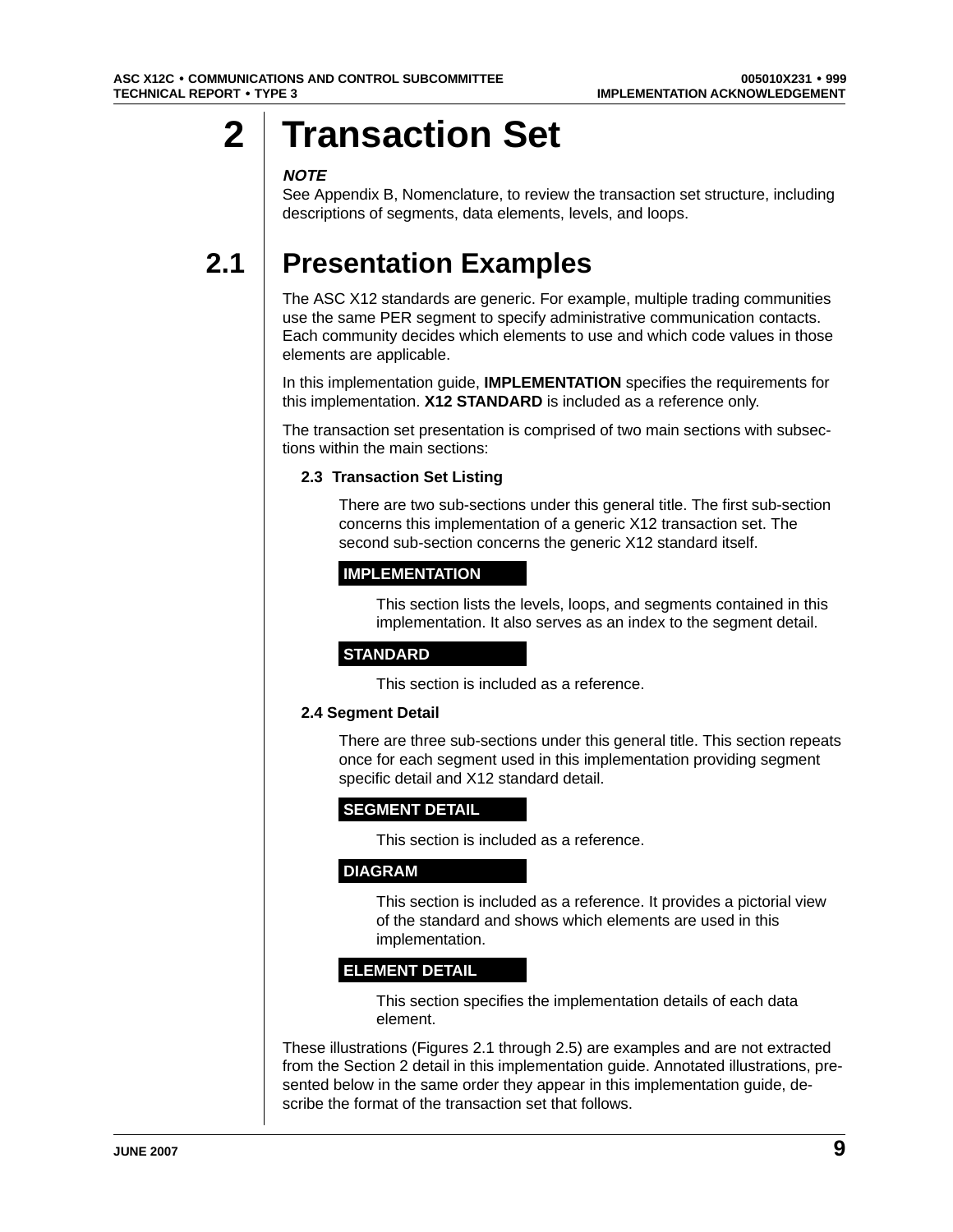# 2 Transaction Set

***NOTE***

See Appendix B, Nomenclature, to review the transaction set structure, including descriptions of segments, data elements, levels, and loops.

## 2.1 Presentation Examples

The ASC X12 standards are generic. For example, multiple trading communities use the same PER segment to specify administrative communication contacts. Each community decides which elements to use and which code values in those elements are applicable.

In this implementation guide, **IMPLEMENTATION** specifies the requirements for this implementation. **X12 STANDARD** is included as a reference only.

The transaction set presentation is comprised of two main sections with subsections within the main sections:

**2.3 Transaction Set Listing**

There are two sub-sections under this general title. The first sub-section concerns this implementation of a generic X12 transaction set. The second sub-section concerns the generic X12 standard itself.

**IMPLEMENTATION**

This section lists the levels, loops, and segments contained in this implementation. It also serves as an index to the segment detail.

**STANDARD**

This section is included as a reference.

**2.4 Segment Detail**

There are three sub-sections under this general title. This section repeats once for each segment used in this implementation providing segment specific detail and X12 standard detail.

**SEGMENT DETAIL**

This section is included as a reference.

**DIAGRAM**

This section is included as a reference. It provides a pictorial view of the standard and shows which elements are used in this implementation.

**ELEMENT DETAIL**

This section specifies the implementation details of each data element.

These illustrations (Figures 2.1 through 2.5) are examples and are not extracted from the Section 2 detail in this implementation guide. Annotated illustrations, presented below in the same order they appear in this implementation guide, describe the format of the transaction set that follows.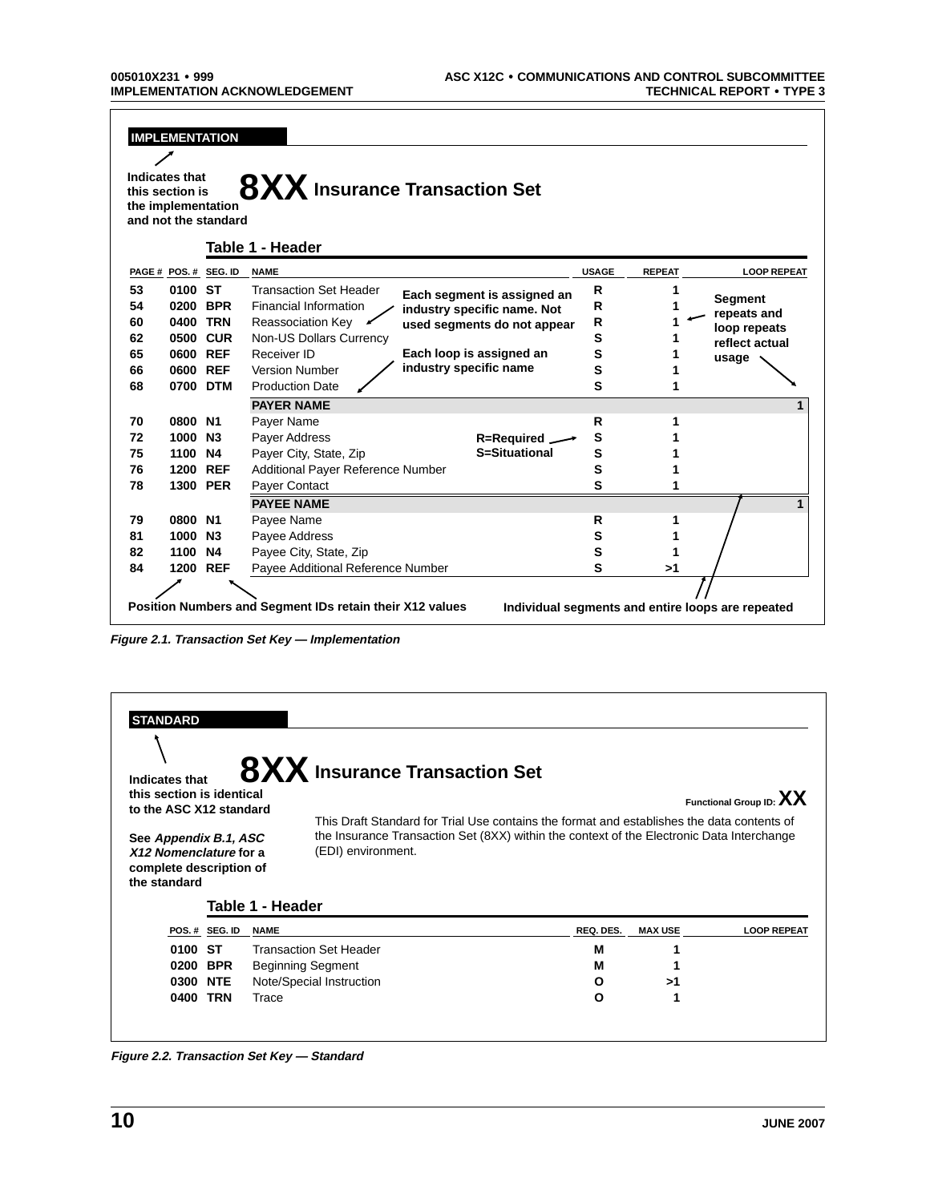**IMPLEMENTATION**

Indicates that this section is the implementation and not the standard

# 8XX Insurance Transaction Set

### Table 1 - Header

| PAGE # | POS. # | SEG. ID | NAME | USAGE | REPEAT | LOOP REPEAT |
|---|---|---|---|---|---|---|
| 53 | 0100 | ST | Transaction Set Header | R | 1 | |
| 54 | 0200 | BPR | Financial Information | R | 1 | |
| 60 | 0400 | TRN | Reassociation Key | R | 1 | |
| 62 | 0500 | CUR | Non-US Dollars Currency | S | 1 | |
| 65 | 0600 | REF | Receiver ID | S | 1 | |
| 66 | 0600 | REF | Version Number | S | 1 | |
| 68 | 0700 | DTM | Production Date | S | 1 | |
| | | | **PAYER NAME** | | | 1 |
| 70 | 0800 | N1 | Payer Name | R | 1 | |
| 72 | 1000 | N3 | Payer Address | S | 1 | |
| 75 | 1100 | N4 | Payer City, State, Zip | S | 1 | |
| 76 | 1200 | REF | Additional Payer Reference Number | S | 1 | |
| 78 | 1300 | PER | Payer Contact | S | 1 | |
| | | | **PAYEE NAME** | | | 1 |
| 79 | 0800 | N1 | Payee Name | R | 1 | |
| 81 | 1000 | N3 | Payee Address | S | 1 | |
| 82 | 1100 | N4 | Payee City, State, Zip | S | 1 | |
| 84 | 1200 | REF | Payee Additional Reference Number | S | >1 | |

Each segment is assigned an industry specific name. Not used segments do not appear

Each loop is assigned an industry specific name

R=Required
S=Situational

Segment repeats and loop repeats reflect actual usage

Position Numbers and Segment IDs retain their X12 values

Individual segments and entire loops are repeated

*Figure 2.1. Transaction Set Key — Implementation*

**STANDARD**

Indicates that this section is identical to the ASC X12 standard

See *Appendix B.1, ASC X12 Nomenclature* for a complete description of the standard

# 8XX Insurance Transaction Set

Functional Group ID: **XX**

This Draft Standard for Trial Use contains the format and establishes the data contents of the Insurance Transaction Set (8XX) within the context of the Electronic Data Interchange (EDI) environment.

### Table 1 - Header

| POS. # | SEG. ID | NAME | REQ. DES. | MAX USE | LOOP REPEAT |
|---|---|---|---|---|---|
| 0100 | ST | Transaction Set Header | M | 1 | |
| 0200 | BPR | Beginning Segment | M | 1 | |
| 0300 | NTE | Note/Special Instruction | O | >1 | |
| 0400 | TRN | Trace | O | 1 | |

*Figure 2.2. Transaction Set Key — Standard*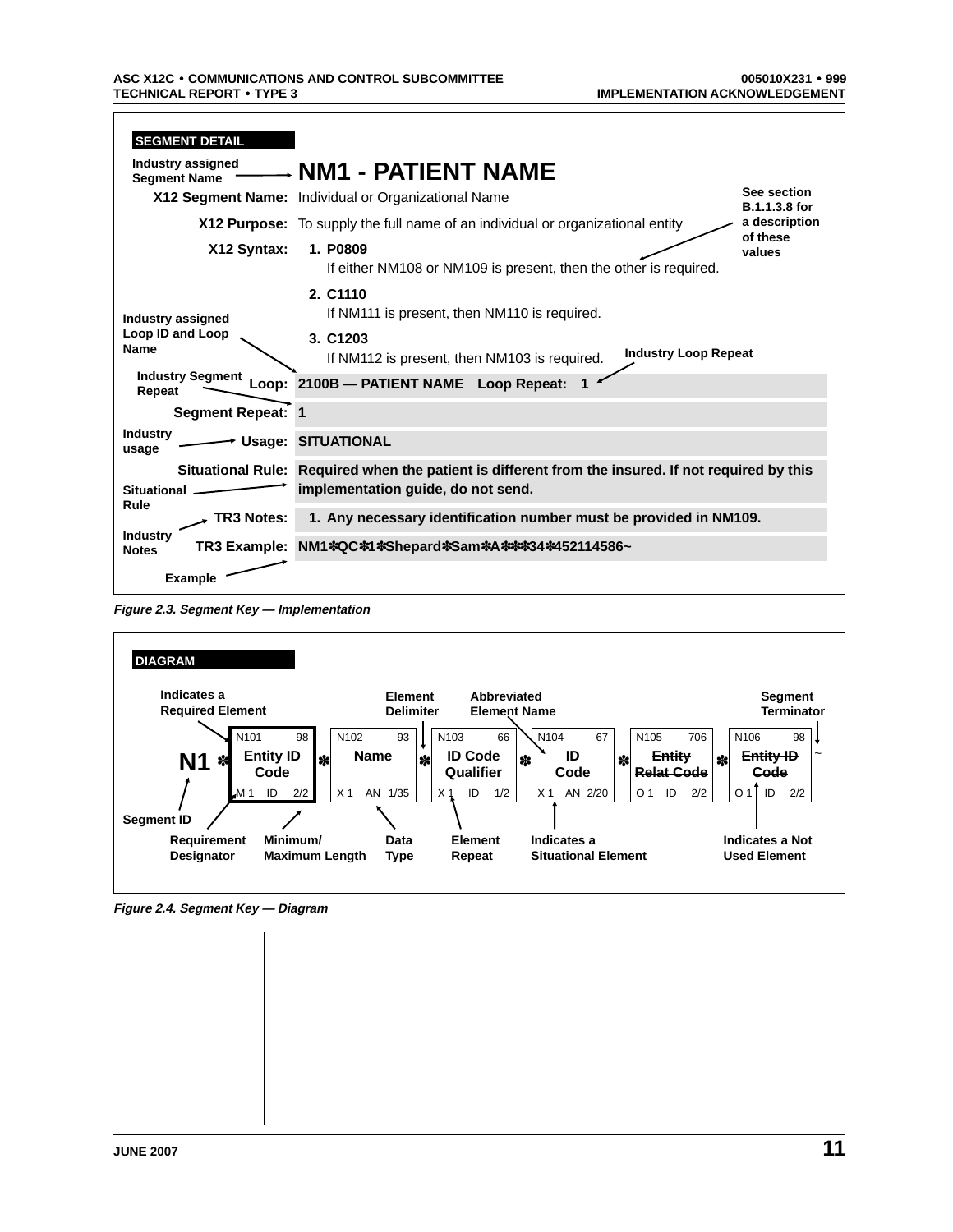**SEGMENT DETAIL**

Industry assigned Segment Name → 

## NM1 - PATIENT NAME

**X12 Segment Name:** Individual or Organizational Name

**X12 Purpose:** To supply the full name of an individual or organizational entity

**X12 Syntax:**

1. **P0809**
   If either NM108 or NM109 is present, then the other is required.
2. **C1110**
   If NM111 is present, then NM110 is required.
3. **C1203**
   If NM112 is present, then NM103 is required.

See section B.1.1.3.8 for a description of these values

Industry assigned Loop ID and Loop Name

Industry Loop Repeat

Industry Segment Repeat

**Loop:** **2100B — PATIENT NAME Loop Repeat: 1**

**Segment Repeat:** **1**

Industry usage

**Usage:** **SITUATIONAL**

**Situational Rule:** **Required when the patient is different from the insured. If not required by this implementation guide, do not send.**

Situational Rule

**TR3 Notes:** **1. Any necessary identification number must be provided in NM109.**

Industry Notes

**TR3 Example:** **NM1✽QC✽1✽Shepard✽Sam✽A✽✽✽34✽452114586~**

Example

*Figure 2.3. Segment Key — Implementation*

**DIAGRAM**

Indicates a Required Element | Element Delimiter | Abbreviated Element Name | Segment Terminator

**N1** ✽

| N101 98 | N102 93 | N103 66 | N104 67 | N105 706 | N106 98 |
|---|---|---|---|---|---|
| Entity ID Code | Name | ID Code Qualifier | ID Code | ~~Entity Relat Code~~ | ~~Entity ID Code~~ |
| M 1 ID 2/2 | X 1 AN 1/35 | X 1 ID 1/2 | X 1 AN 2/20 | O 1 ID 2/2 | O 1 ID 2/2 |

~

Segment ID | Requirement Designator | Minimum/ Maximum Length | Data Type | Element Repeat | Indicates a Situational Element | Indicates a Not Used Element

*Figure 2.4. Segment Key — Diagram*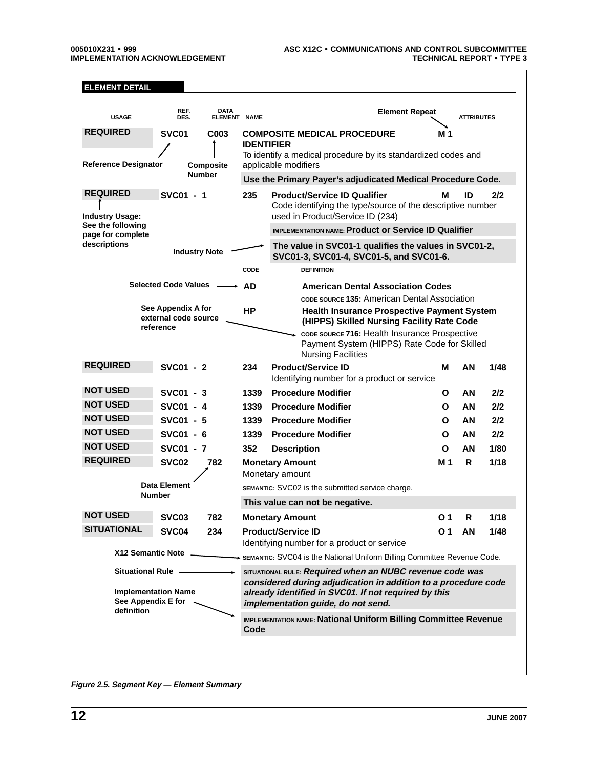## ELEMENT DETAIL

| USAGE | REF. DES. | DATA ELEMENT | NAME | | Element Repeat | ATTRIBUTES | |
|---|---|---|---|---|---|---|---|
| **REQUIRED** | **SVC01** | **C003** | **COMPOSITE MEDICAL PROCEDURE IDENTIFIER** To identify a medical procedure by its standardized codes and applicable modifiers | | **M 1** | | |
| | | | **Use the Primary Payer's adjudicated Medical Procedure Code.** | | | | |
| **REQUIRED** | **SVC01 - 1** | | **235** | **Product/Service ID Qualifier** Code identifying the type/source of the descriptive number used in Product/Service ID (234) | **M** | **ID** | **2/2** |
| | | | | IMPLEMENTATION NAME: **Product or Service ID Qualifier** | | | |
| | | | | **The value in SVC01-1 qualifies the values in SVC01-2, SVC01-3, SVC01-4, SVC01-5, and SVC01-6.** | | | |
| | | | CODE | DEFINITION | | | |
| | | | **AD** | **American Dental Association Codes** CODE SOURCE **135:** American Dental Association | | | |
| | | | **HP** | **Health Insurance Prospective Payment System (HIPPS) Skilled Nursing Facility Rate Code** CODE SOURCE **716:** Health Insurance Prospective Payment System (HIPPS) Rate Code for Skilled Nursing Facilities | | | |
| **REQUIRED** | **SVC01 - 2** | | **234** | **Product/Service ID** Identifying number for a product or service | **M** | **AN** | **1/48** |
| **NOT USED** | **SVC01 - 3** | | **1339** | **Procedure Modifier** | **O** | **AN** | **2/2** |
| **NOT USED** | **SVC01 - 4** | | **1339** | **Procedure Modifier** | **O** | **AN** | **2/2** |
| **NOT USED** | **SVC01 - 5** | | **1339** | **Procedure Modifier** | **O** | **AN** | **2/2** |
| **NOT USED** | **SVC01 - 6** | | **1339** | **Procedure Modifier** | **O** | **AN** | **2/2** |
| **NOT USED** | **SVC01 - 7** | | **352** | **Description** | **O** | **AN** | **1/80** |
| **REQUIRED** | **SVC02** | **782** | **Monetary Amount** Monetary amount | | **M 1** | **R** | **1/18** |
| | | | SEMANTIC: SVC02 is the submitted service charge. | | | | |
| | | | **This value can not be negative.** | | | | |
| **NOT USED** | **SVC03** | **782** | **Monetary Amount** | | **O 1** | **R** | **1/18** |
| **SITUATIONAL** | **SVC04** | **234** | **Product/Service ID** Identifying number for a product or service | | **O 1** | **AN** | **1/48** |
| | | | SEMANTIC: SVC04 is the National Uniform Billing Committee Revenue Code. | | | | |
| | | | SITUATIONAL RULE: ***Required when an NUBC revenue code was considered during adjudication in addition to a procedure code already identified in SVC01. If not required by this implementation guide, do not send.*** | | | | |
| | | | IMPLEMENTATION NAME: **National Uniform Billing Committee Revenue Code** | | | | |

Callout labels in figure:

- Element Repeat
- Reference Designator
- Composite Number
- Industry Usage: See the following page for complete descriptions
- Industry Note
- Selected Code Values
- See Appendix A for external code source reference
- Data Element Number
- X12 Semantic Note
- Situational Rule
- Implementation Name See Appendix E for definition

*Figure 2.5. Segment Key — Element Summary*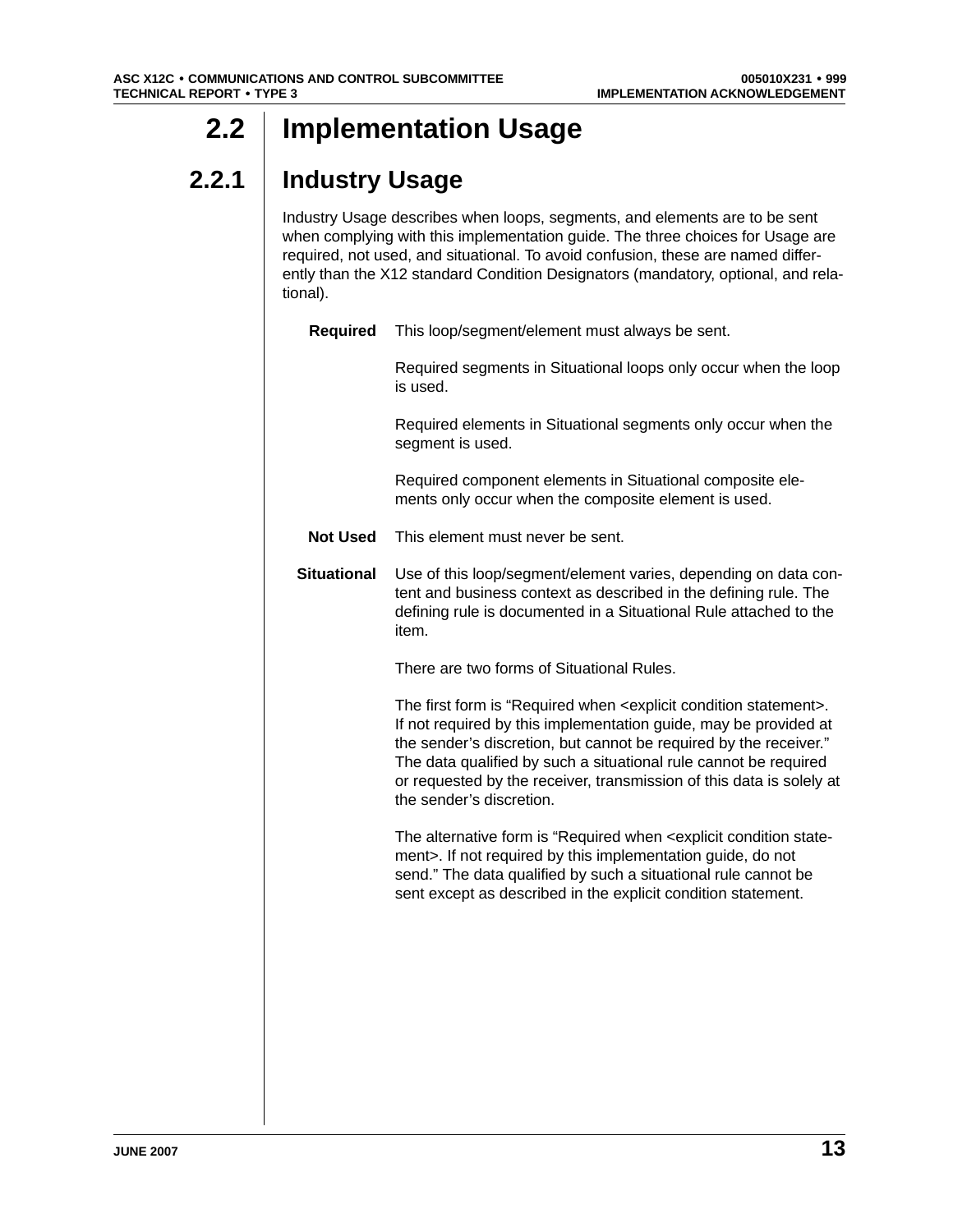## 2.2 Implementation Usage

### 2.2.1 Industry Usage

Industry Usage describes when loops, segments, and elements are to be sent when complying with this implementation guide. The three choices for Usage are required, not used, and situational. To avoid confusion, these are named differently than the X12 standard Condition Designators (mandatory, optional, and relational).

**Required** This loop/segment/element must always be sent.

Required segments in Situational loops only occur when the loop is used.

Required elements in Situational segments only occur when the segment is used.

Required component elements in Situational composite elements only occur when the composite element is used.

**Not Used** This element must never be sent.

**Situational** Use of this loop/segment/element varies, depending on data content and business context as described in the defining rule. The defining rule is documented in a Situational Rule attached to the item.

There are two forms of Situational Rules.

The first form is "Required when <explicit condition statement>. If not required by this implementation guide, may be provided at the sender's discretion, but cannot be required by the receiver." The data qualified by such a situational rule cannot be required or requested by the receiver, transmission of this data is solely at the sender's discretion.

The alternative form is "Required when <explicit condition statement>. If not required by this implementation guide, do not send." The data qualified by such a situational rule cannot be sent except as described in the explicit condition statement.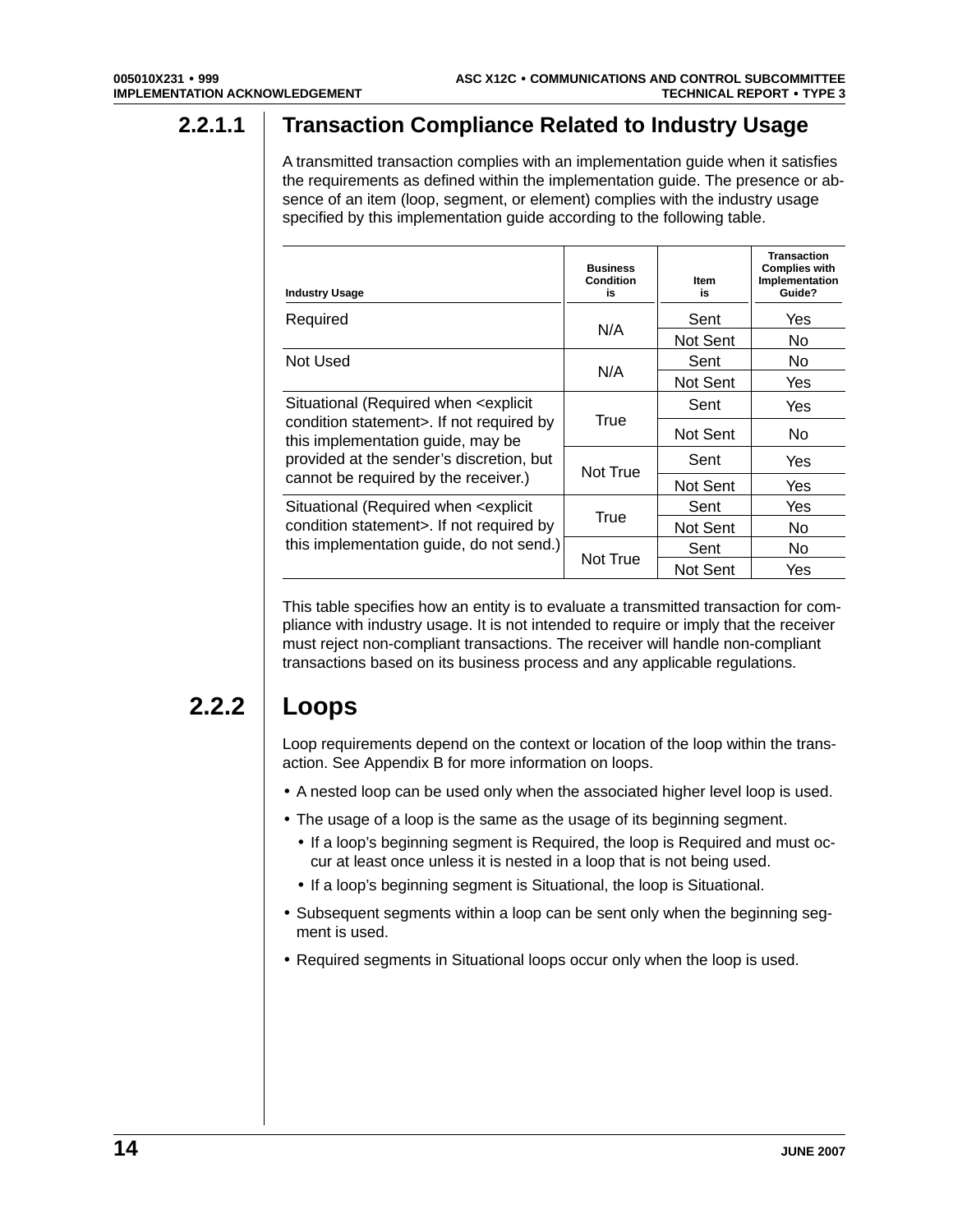### 2.2.1.1 Transaction Compliance Related to Industry Usage

A transmitted transaction complies with an implementation guide when it satisfies the requirements as defined within the implementation guide. The presence or absence of an item (loop, segment, or element) complies with the industry usage specified by this implementation guide according to the following table.

| Industry Usage | Business Condition is | Item is | Transaction Complies with Implementation Guide? |
|---|---|---|---|
| Required | N/A | Sent | Yes |
| | | Not Sent | No |
| Not Used | N/A | Sent | No |
| | | Not Sent | Yes |
| Situational (Required when <explicit condition statement>. If not required by this implementation guide, may be provided at the sender's discretion, but cannot be required by the receiver.) | True | Sent | Yes |
| | | Not Sent | No |
| | Not True | Sent | Yes |
| | | Not Sent | Yes |
| Situational (Required when <explicit condition statement>. If not required by this implementation guide, do not send.) | True | Sent | Yes |
| | | Not Sent | No |
| | Not True | Sent | No |
| | | Not Sent | Yes |

This table specifies how an entity is to evaluate a transmitted transaction for compliance with industry usage. It is not intended to require or imply that the receiver must reject non-compliant transactions. The receiver will handle non-compliant transactions based on its business process and any applicable regulations.

## 2.2.2 Loops

Loop requirements depend on the context or location of the loop within the transaction. See Appendix B for more information on loops.

- A nested loop can be used only when the associated higher level loop is used.
- The usage of a loop is the same as the usage of its beginning segment.
  - If a loop's beginning segment is Required, the loop is Required and must occur at least once unless it is nested in a loop that is not being used.
  - If a loop's beginning segment is Situational, the loop is Situational.
- Subsequent segments within a loop can be sent only when the beginning segment is used.
- Required segments in Situational loops occur only when the loop is used.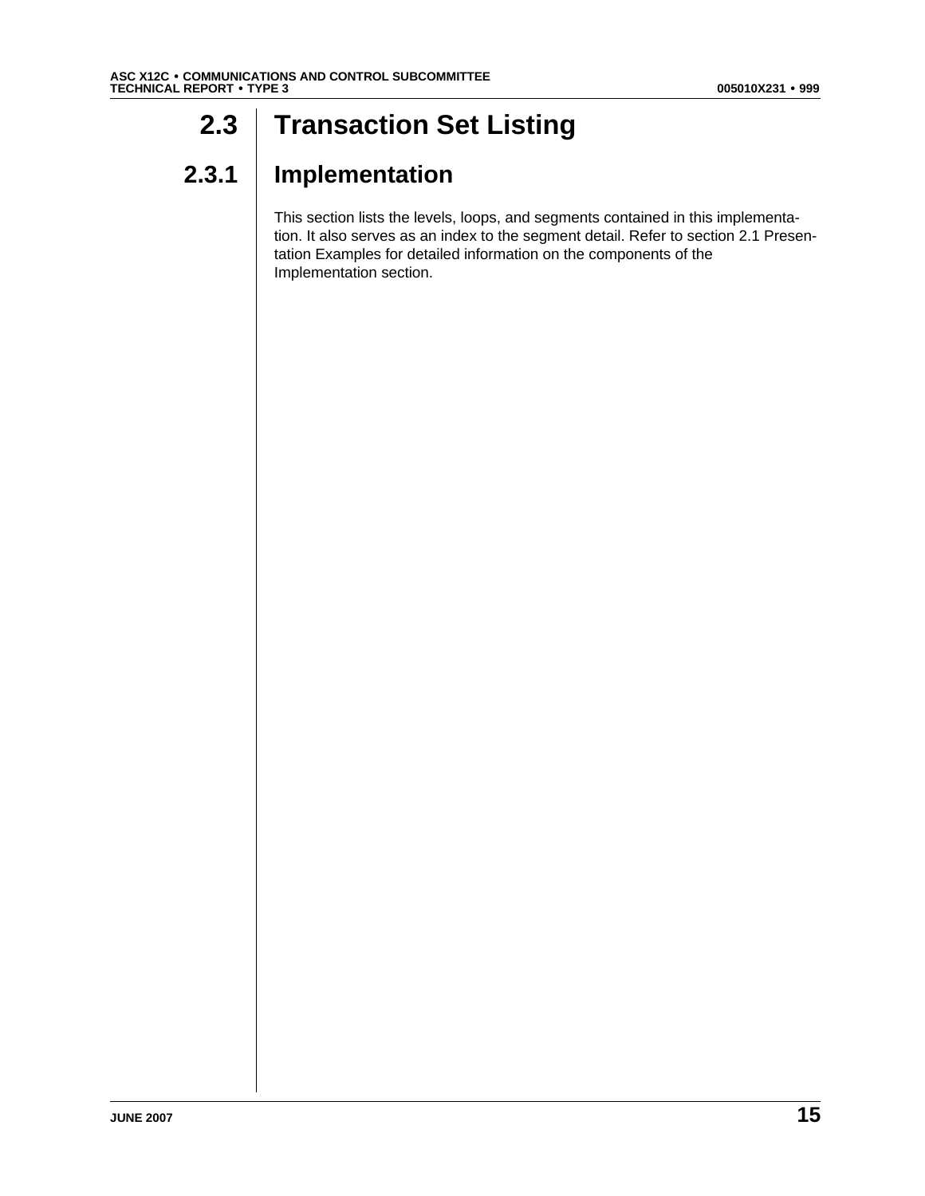# 2.3 Transaction Set Listing

## 2.3.1 Implementation

This section lists the levels, loops, and segments contained in this implementation. It also serves as an index to the segment detail. Refer to section 2.1 Presentation Examples for detailed information on the components of the Implementation section.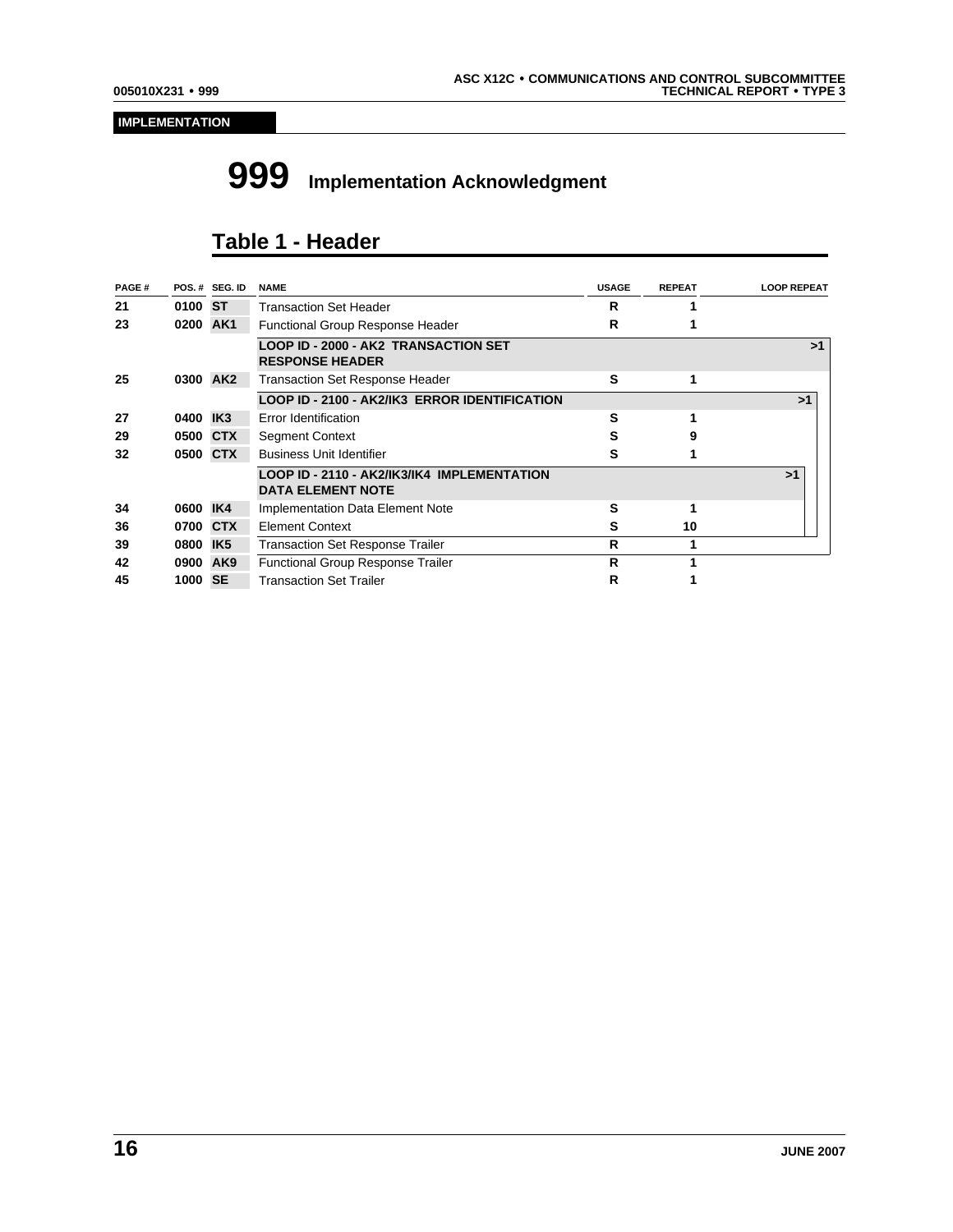**IMPLEMENTATION**

# 999 Implementation Acknowledgment

## Table 1 - Header

| PAGE # | POS. # | SEG. ID | NAME | USAGE | REPEAT | LOOP REPEAT |
|---|---|---|---|---|---|---|
| 21 | 0100 | ST | Transaction Set Header | R | 1 | |
| 23 | 0200 | AK1 | Functional Group Response Header | R | 1 | |
| | | | **LOOP ID - 2000 - AK2 TRANSACTION SET RESPONSE HEADER** | | | >1 |
| 25 | 0300 | AK2 | Transaction Set Response Header | S | 1 | |
| | | | **LOOP ID - 2100 - AK2/IK3 ERROR IDENTIFICATION** | | | >1 |
| 27 | 0400 | IK3 | Error Identification | S | 1 | |
| 29 | 0500 | CTX | Segment Context | S | 9 | |
| 32 | 0500 | CTX | Business Unit Identifier | S | 1 | |
| | | | **LOOP ID - 2110 - AK2/IK3/IK4 IMPLEMENTATION DATA ELEMENT NOTE** | | | >1 |
| 34 | 0600 | IK4 | Implementation Data Element Note | S | 1 | |
| 36 | 0700 | CTX | Element Context | S | 10 | |
| 39 | 0800 | IK5 | Transaction Set Response Trailer | R | 1 | |
| 42 | 0900 | AK9 | Functional Group Response Trailer | R | 1 | |
| 45 | 1000 | SE | Transaction Set Trailer | R | 1 | |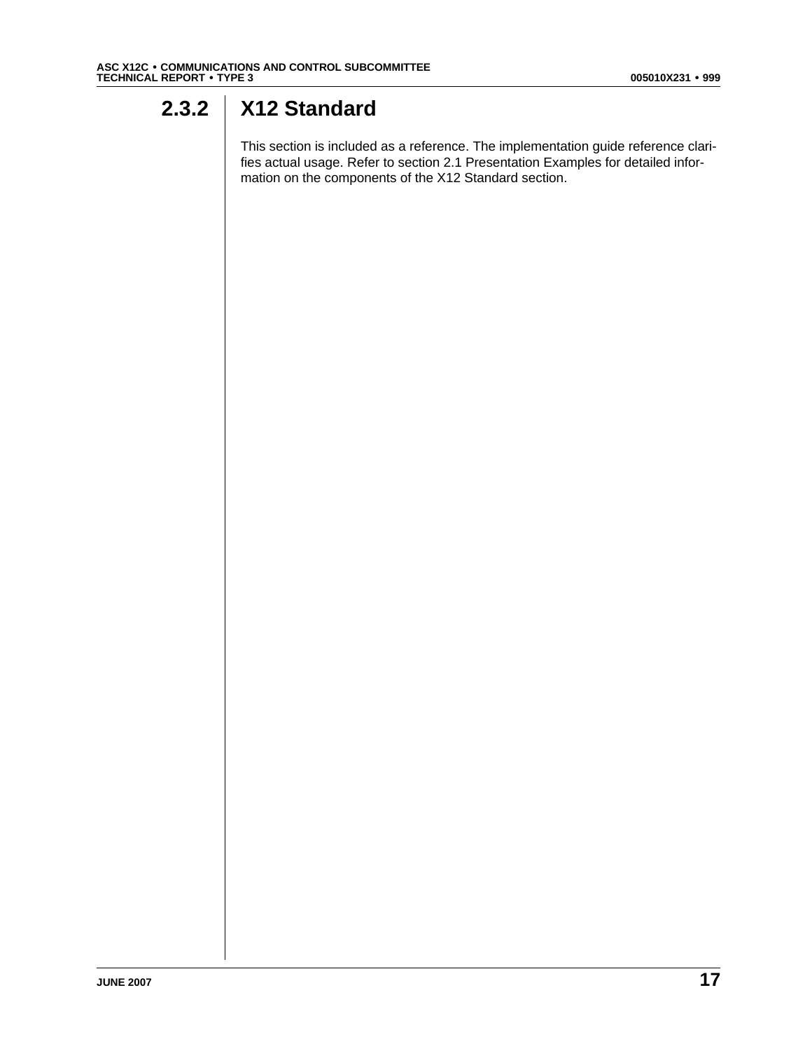## 2.3.2 X12 Standard

This section is included as a reference. The implementation guide reference clarifies actual usage. Refer to section 2.1 Presentation Examples for detailed information on the components of the X12 Standard section.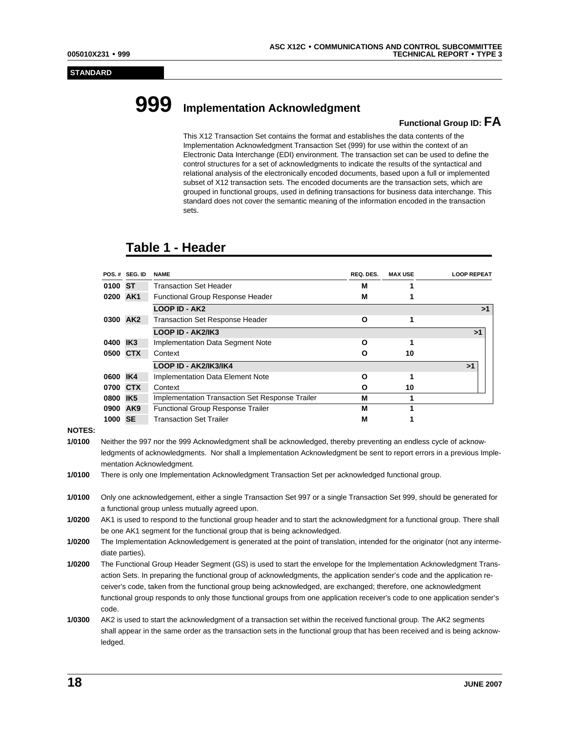**STANDARD**

# 999 Implementation Acknowledgment

**Functional Group ID: FA**

This X12 Transaction Set contains the format and establishes the data contents of the Implementation Acknowledgment Transaction Set (999) for use within the context of an Electronic Data Interchange (EDI) environment. The transaction set can be used to define the control structures for a set of acknowledgments to indicate the results of the syntactical and relational analysis of the electronically encoded documents, based upon a full or implemented subset of X12 transaction sets. The encoded documents are the transaction sets, which are grouped in functional groups, used in defining transactions for business data interchange. This standard does not cover the semantic meaning of the information encoded in the transaction sets.

## Table 1 - Header

| POS. # | SEG. ID | NAME | REQ. DES. | MAX USE | LOOP REPEAT |
|---|---|---|---|---|---|
| 0100 | ST | Transaction Set Header | M | 1 | |
| 0200 | AK1 | Functional Group Response Header | M | 1 | |
| | | **LOOP ID - AK2** | | | >1 |
| 0300 | AK2 | Transaction Set Response Header | O | 1 | |
| | | **LOOP ID - AK2/IK3** | | | >1 |
| 0400 | IK3 | Implementation Data Segment Note | O | 1 | |
| 0500 | CTX | Context | O | 10 | |
| | | **LOOP ID - AK2/IK3/IK4** | | | >1 |
| 0600 | IK4 | Implementation Data Element Note | O | 1 | |
| 0700 | CTX | Context | O | 10 | |
| 0800 | IK5 | Implementation Transaction Set Response Trailer | M | 1 | |
| 0900 | AK9 | Functional Group Response Trailer | M | 1 | |
| 1000 | SE | Transaction Set Trailer | M | 1 | |

**NOTES:**

**1/0100** Neither the 997 nor the 999 Acknowledgment shall be acknowledged, thereby preventing an endless cycle of acknowledgments of acknowledgments. Nor shall a Implementation Acknowledgment be sent to report errors in a previous Implementation Acknowledgment.

**1/0100** There is only one Implementation Acknowledgment Transaction Set per acknowledged functional group.

**1/0100** Only one acknowledgement, either a single Transaction Set 997 or a single Transaction Set 999, should be generated for a functional group unless mutually agreed upon.

**1/0200** AK1 is used to respond to the functional group header and to start the acknowledgment for a functional group. There shall be one AK1 segment for the functional group that is being acknowledged.

**1/0200** The Implementation Acknowledgement is generated at the point of translation, intended for the originator (not any intermediate parties).

**1/0200** The Functional Group Header Segment (GS) is used to start the envelope for the Implementation Acknowledgment Transaction Sets. In preparing the functional group of acknowledgments, the application sender's code and the application receiver's code, taken from the functional group being acknowledged, are exchanged; therefore, one acknowledgment functional group responds to only those functional groups from one application receiver's code to one application sender's code.

**1/0300** AK2 is used to start the acknowledgment of a transaction set within the received functional group. The AK2 segments shall appear in the same order as the transaction sets in the functional group that has been received and is being acknowledged.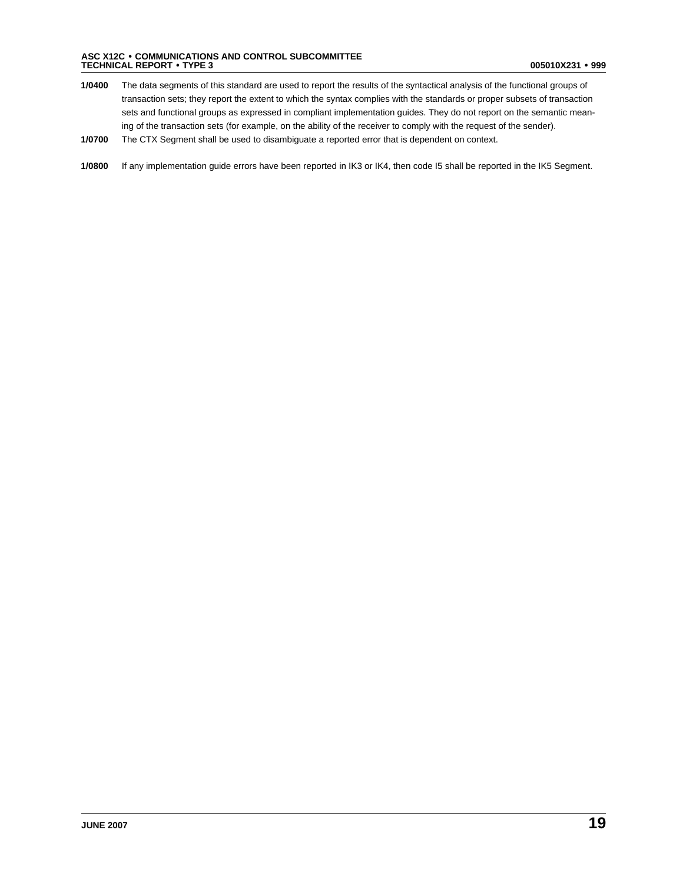**1/0400** The data segments of this standard are used to report the results of the syntactical analysis of the functional groups of transaction sets; they report the extent to which the syntax complies with the standards or proper subsets of transaction sets and functional groups as expressed in compliant implementation guides. They do not report on the semantic meaning of the transaction sets (for example, on the ability of the receiver to comply with the request of the sender).

**1/0700** The CTX Segment shall be used to disambiguate a reported error that is dependent on context.

**1/0800** If any implementation guide errors have been reported in IK3 or IK4, then code I5 shall be reported in the IK5 Segment.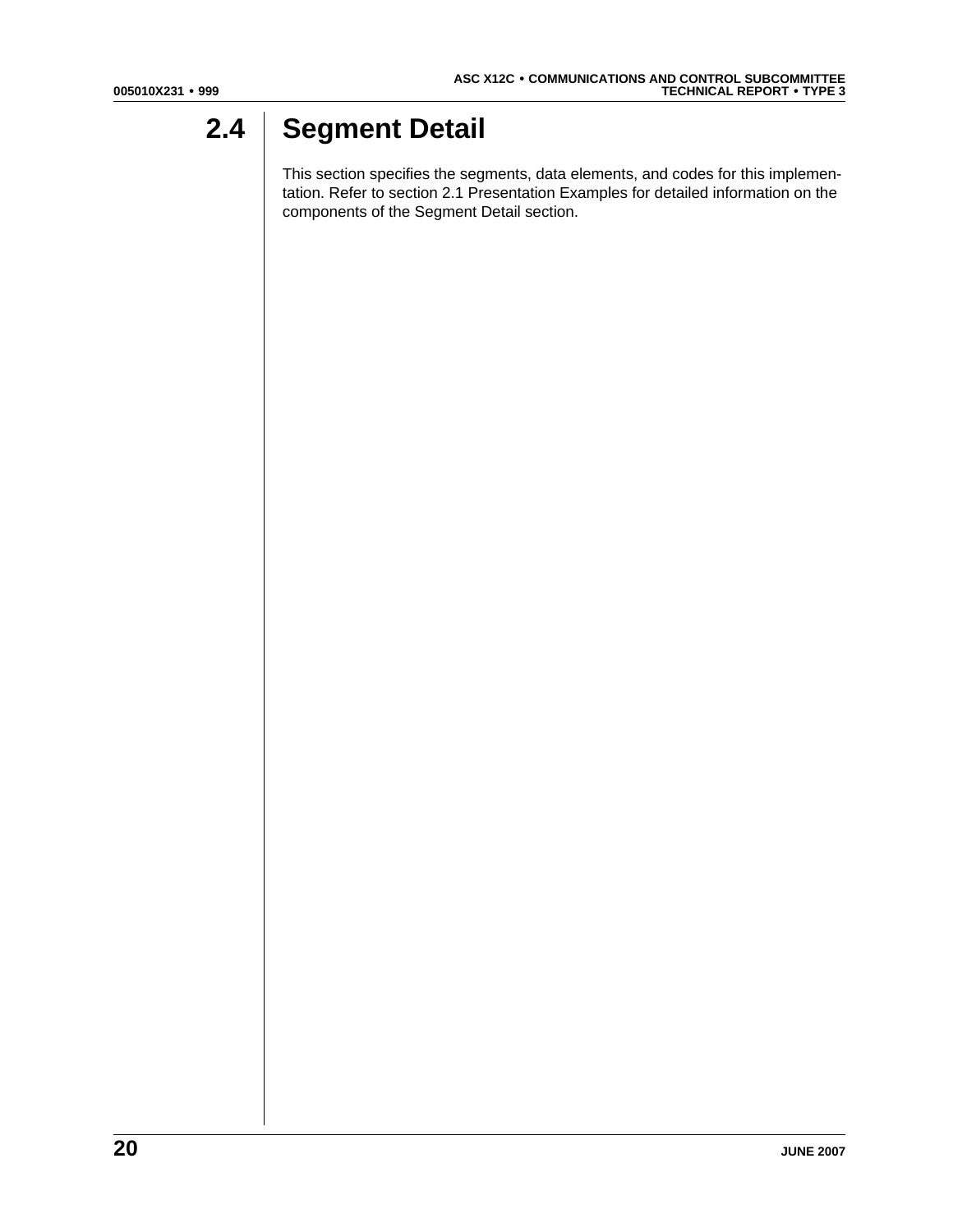# 2.4 Segment Detail

This section specifies the segments, data elements, and codes for this implementation. Refer to section 2.1 Presentation Examples for detailed information on the components of the Segment Detail section.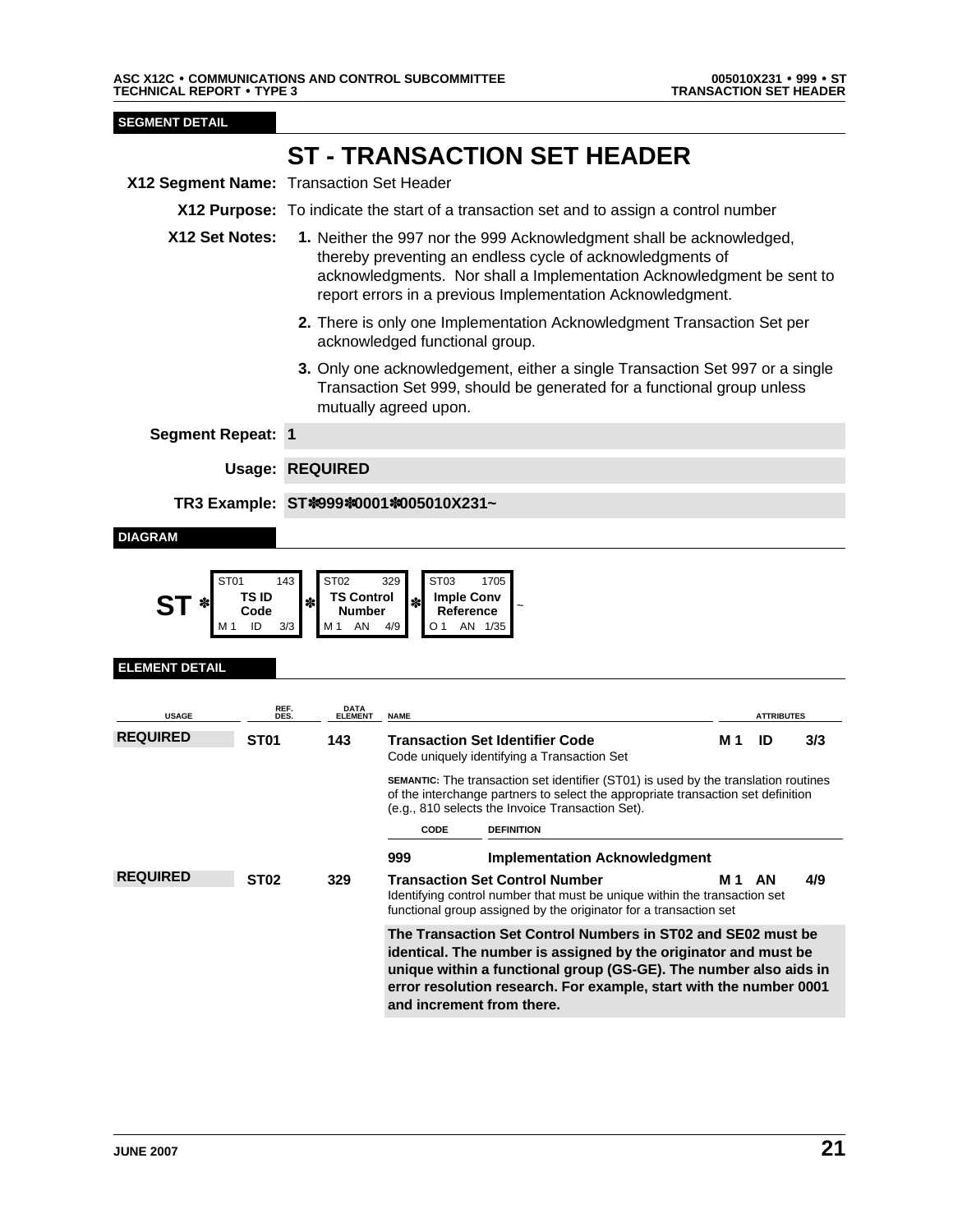**SEGMENT DETAIL**

# ST - TRANSACTION SET HEADER

**X12 Segment Name:** Transaction Set Header

**X12 Purpose:** To indicate the start of a transaction set and to assign a control number

**X12 Set Notes:**

1. Neither the 997 nor the 999 Acknowledgment shall be acknowledged, thereby preventing an endless cycle of acknowledgments of acknowledgments. Nor shall a Implementation Acknowledgment be sent to report errors in a previous Implementation Acknowledgment.
2. There is only one Implementation Acknowledgment Transaction Set per acknowledged functional group.
3. Only one acknowledgement, either a single Transaction Set 997 or a single Transaction Set 999, should be generated for a functional group unless mutually agreed upon.

**Segment Repeat:** **1**

**Usage:** **REQUIRED**

**TR3 Example:** **ST✽999✽0001✽005010X231~**

**DIAGRAM**

| | ST01 (143) | | ST02 (329) | | ST03 (1705) | |
|---|---|---|---|---|---|---|
| **ST** ✽ | **TS ID Code** | ✽ | **TS Control Number** | ✽ | **Imple Conv Reference** | ~ |
| | M 1 ID 3/3 | | M 1 AN 4/9 | | O 1 AN 1/35 | |

**ELEMENT DETAIL**

| USAGE | REF. DES. | DATA ELEMENT | NAME | ATTRIBUTES | | |
|---|---|---|---|---|---|---|
| **REQUIRED** | **ST01** | **143** | **Transaction Set Identifier Code**<br>Code uniquely identifying a Transaction Set | **M 1** | **ID** | **3/3** |

SEMANTIC: The transaction set identifier (ST01) is used by the translation routines of the interchange partners to select the appropriate transaction set definition (e.g., 810 selects the Invoice Transaction Set).

| CODE | DEFINITION |
|---|---|
| **999** | **Implementation Acknowledgment** |

| USAGE | REF. DES. | DATA ELEMENT | NAME | ATTRIBUTES | | |
|---|---|---|---|---|---|---|
| **REQUIRED** | **ST02** | **329** | **Transaction Set Control Number**<br>Identifying control number that must be unique within the transaction set functional group assigned by the originator for a transaction set | **M 1** | **AN** | **4/9** |

**The Transaction Set Control Numbers in ST02 and SE02 must be identical. The number is assigned by the originator and must be unique within a functional group (GS-GE). The number also aids in error resolution research. For example, start with the number 0001 and increment from there.**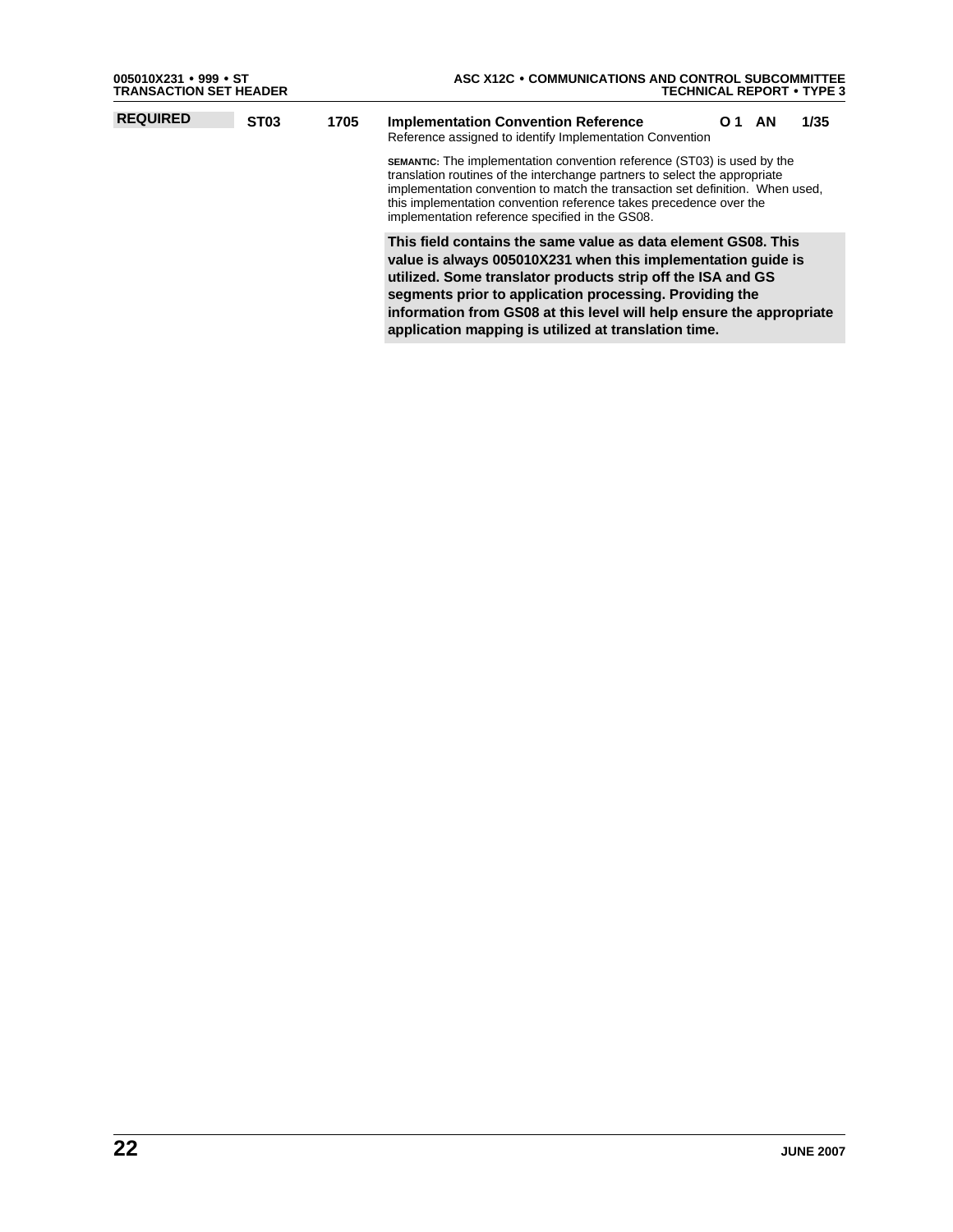| REQUIRED | ST03 | 1705 | **Implementation Convention Reference** | O 1 | AN | 1/35 |
|---|---|---|---|---|---|---|
| | | | Reference assigned to identify Implementation Convention | | | |

**SEMANTIC:** The implementation convention reference (ST03) is used by the translation routines of the interchange partners to select the appropriate implementation convention to match the transaction set definition. When used, this implementation convention reference takes precedence over the implementation reference specified in the GS08.

**This field contains the same value as data element GS08. This value is always 005010X231 when this implementation guide is utilized. Some translator products strip off the ISA and GS segments prior to application processing. Providing the information from GS08 at this level will help ensure the appropriate application mapping is utilized at translation time.**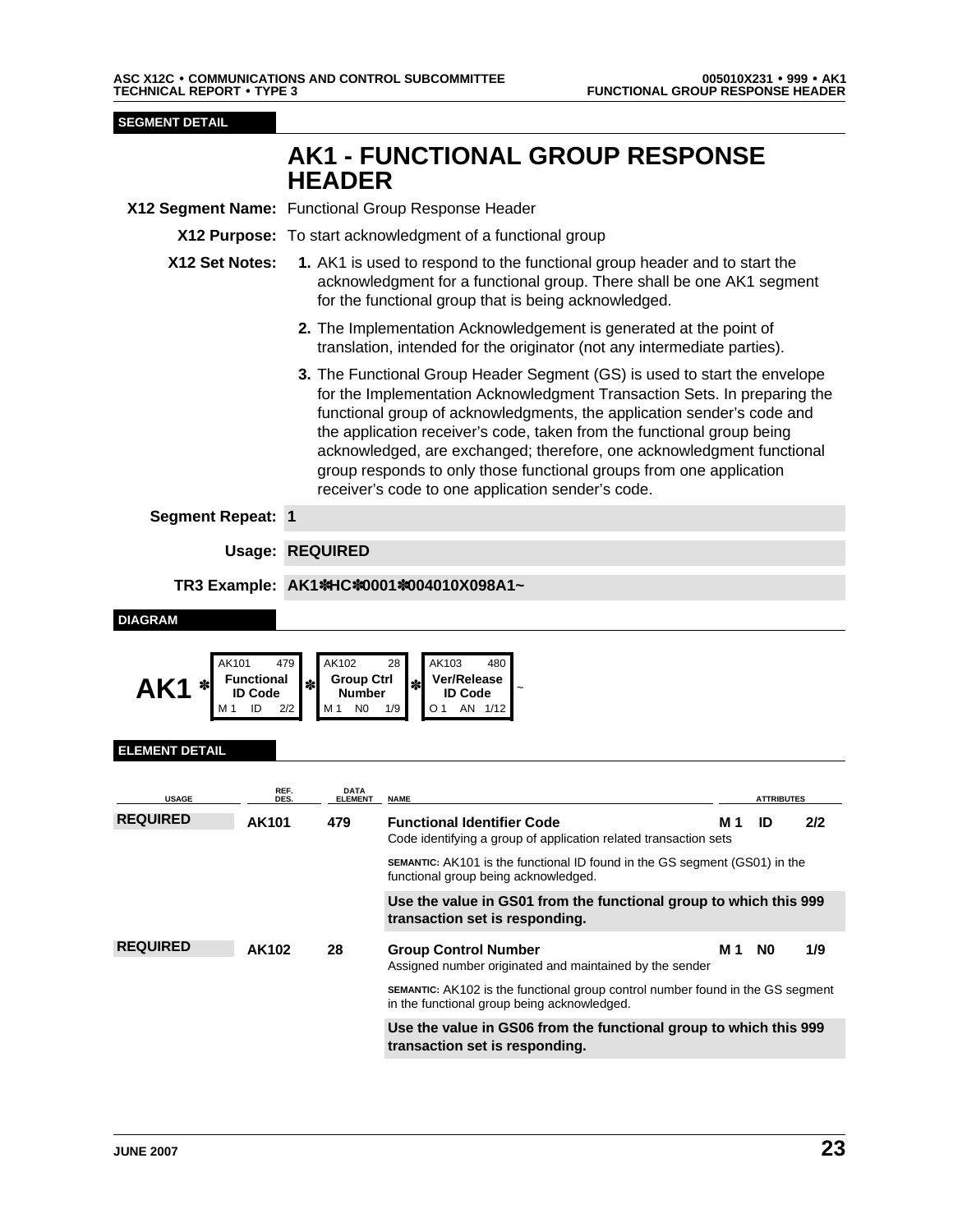**SEGMENT DETAIL**

# AK1 - FUNCTIONAL GROUP RESPONSE HEADER

**X12 Segment Name:** Functional Group Response Header

**X12 Purpose:** To start acknowledgment of a functional group

**X12 Set Notes:**

1. AK1 is used to respond to the functional group header and to start the acknowledgment for a functional group. There shall be one AK1 segment for the functional group that is being acknowledged.
2. The Implementation Acknowledgement is generated at the point of translation, intended for the originator (not any intermediate parties).
3. The Functional Group Header Segment (GS) is used to start the envelope for the Implementation Acknowledgment Transaction Sets. In preparing the functional group of acknowledgments, the application sender's code and the application receiver's code, taken from the functional group being acknowledged, are exchanged; therefore, one acknowledgment functional group responds to only those functional groups from one application receiver's code to one application sender's code.

**Segment Repeat:** **1**

**Usage:** **REQUIRED**

**TR3 Example:** **AK1✽HC✽0001✽004010X098A1~**

**DIAGRAM**

| AK1 ✽ | AK101 479 **Functional ID Code** M 1 ID 2/2 | ✽ | AK102 28 **Group Ctrl Number** M 1 N0 1/9 | ✽ | AK103 480 **Ver/Release ID Code** O 1 AN 1/12 | ~ |
|---|---|---|---|---|---|---|

**ELEMENT DETAIL**

| USAGE | REF. DES. | DATA ELEMENT | NAME | ATTRIBUTES | | |
|---|---|---|---|---|---|---|
| **REQUIRED** | **AK101** | **479** | **Functional Identifier Code**<br>Code identifying a group of application related transaction sets<br><br>SEMANTIC: AK101 is the functional ID found in the GS segment (GS01) in the functional group being acknowledged.<br><br>**Use the value in GS01 from the functional group to which this 999 transaction set is responding.** | **M 1** | **ID** | **2/2** |
| **REQUIRED** | **AK102** | **28** | **Group Control Number**<br>Assigned number originated and maintained by the sender<br><br>SEMANTIC: AK102 is the functional group control number found in the GS segment in the functional group being acknowledged.<br><br>**Use the value in GS06 from the functional group to which this 999 transaction set is responding.** | **M 1** | **N0** | **1/9** |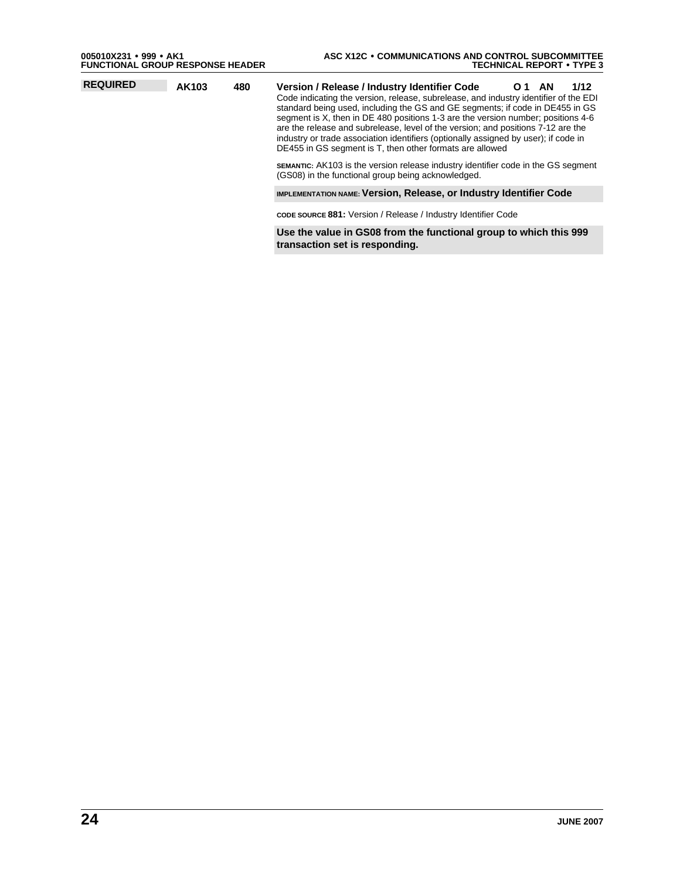| | | | | | | |
|---|---|---|---|---|---|---|
| **REQUIRED** | **AK103** | **480** | **Version / Release / Industry Identifier Code** | **O 1** | **AN** | **1/12** |

Code indicating the version, release, subrelease, and industry identifier of the EDI standard being used, including the GS and GE segments; if code in DE455 in GS segment is X, then in DE 480 positions 1-3 are the version number; positions 4-6 are the release and subrelease, level of the version; and positions 7-12 are the industry or trade association identifiers (optionally assigned by user); if code in DE455 in GS segment is T, then other formats are allowed

SEMANTIC: AK103 is the version release industry identifier code in the GS segment (GS08) in the functional group being acknowledged.

IMPLEMENTATION NAME: **Version, Release, or Industry Identifier Code**

CODE SOURCE **881:** Version / Release / Industry Identifier Code

**Use the value in GS08 from the functional group to which this 999 transaction set is responding.**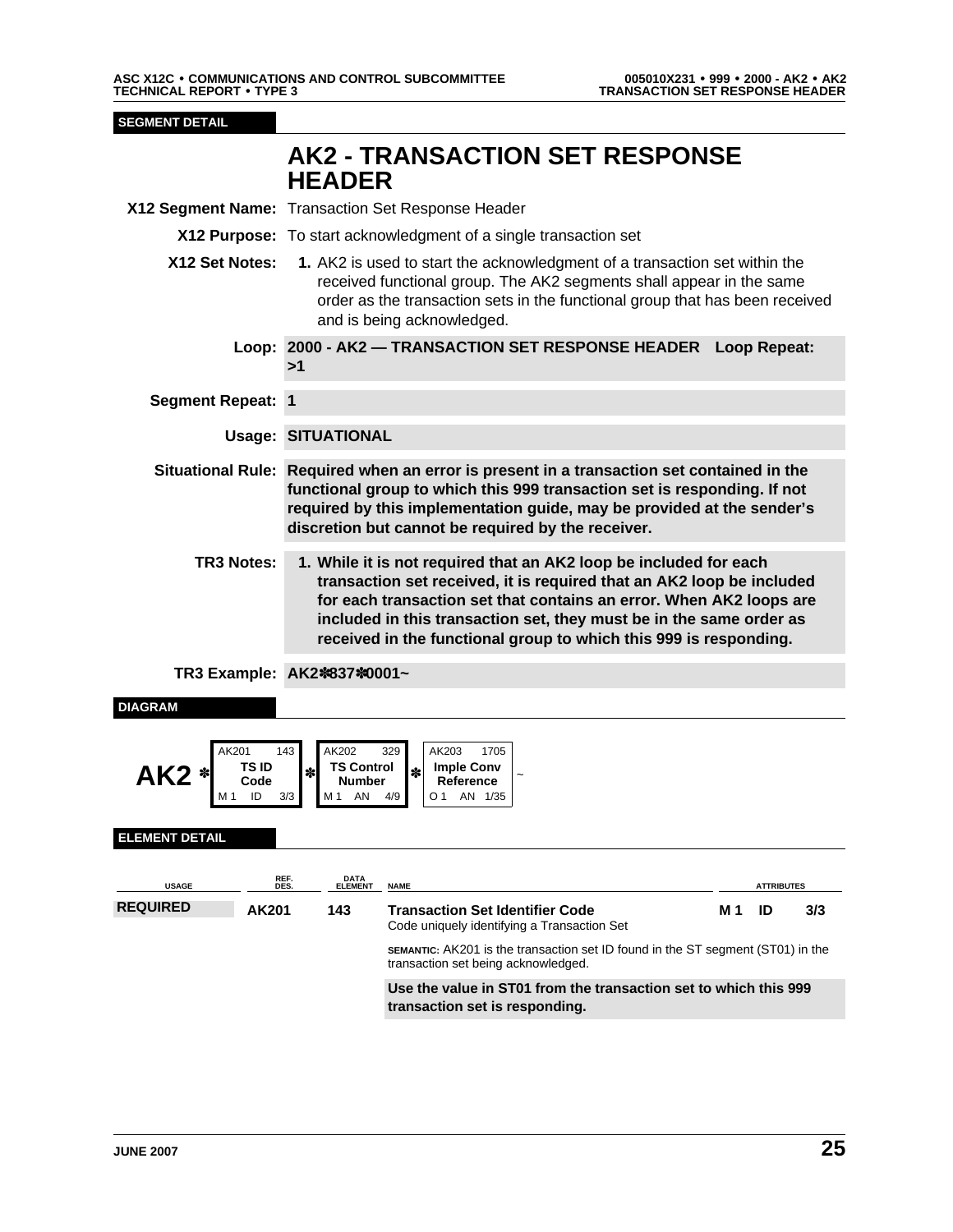SEGMENT DETAIL

# AK2 - TRANSACTION SET RESPONSE HEADER

**X12 Segment Name:** Transaction Set Response Header

**X12 Purpose:** To start acknowledgment of a single transaction set

**X12 Set Notes:**

1. AK2 is used to start the acknowledgment of a transaction set within the received functional group. The AK2 segments shall appear in the same order as the transaction sets in the functional group that has been received and is being acknowledged.

**Loop:** **2000 - AK2 — TRANSACTION SET RESPONSE HEADER Loop Repeat: >1**

**Segment Repeat:** **1**

**Usage:** **SITUATIONAL**

**Situational Rule:** **Required when an error is present in a transaction set contained in the functional group to which this 999 transaction set is responding. If not required by this implementation guide, may be provided at the sender's discretion but cannot be required by the receiver.**

**TR3 Notes:**

1. **While it is not required that an AK2 loop be included for each transaction set received, it is required that an AK2 loop be included for each transaction set that contains an error. When AK2 loops are included in this transaction set, they must be in the same order as received in the functional group to which this 999 is responding.**

**TR3 Example:** **AK2✽837✽0001~**

DIAGRAM

| AK2 ✽ | AK201 143 | ✽ | AK202 329 | ✽ | AK203 1705 | ~ |
|---|---|---|---|---|---|---|
| | **TS ID Code** | | **TS Control Number** | | **Imple Conv Reference** | |
| | M 1 ID 3/3 | | M 1 AN 4/9 | | O 1 AN 1/35 | |

ELEMENT DETAIL

| USAGE | REF. DES. | DATA ELEMENT | NAME | ATTRIBUTES | | |
|---|---|---|---|---|---|---|
| **REQUIRED** | **AK201** | **143** | **Transaction Set Identifier Code** <br> Code uniquely identifying a Transaction Set | **M 1** | **ID** | **3/3** |
| | | | SEMANTIC: AK201 is the transaction set ID found in the ST segment (ST01) in the transaction set being acknowledged. | | | |
| | | | **Use the value in ST01 from the transaction set to which this 999 transaction set is responding.** | | | |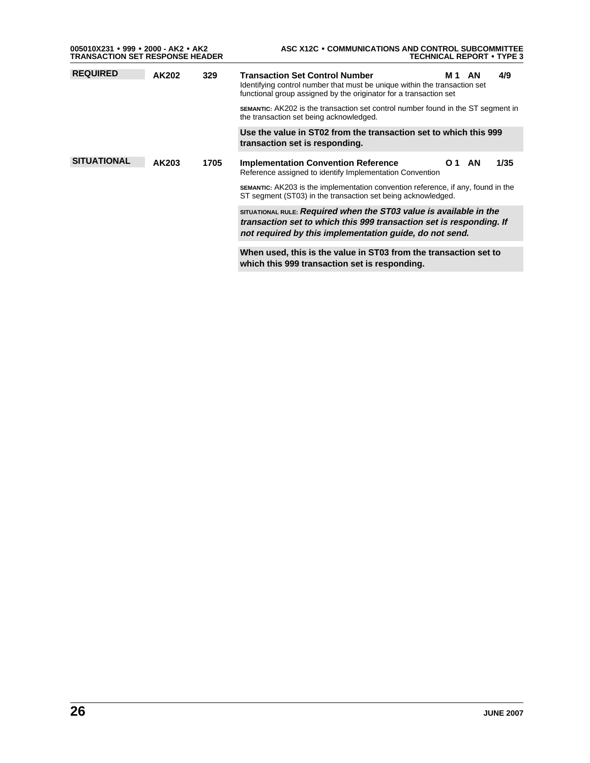| | | | | | | |
|---|---|---|---|---|---|---|
| **REQUIRED** | **AK202** | **329** | **Transaction Set Control Number**<br>Identifying control number that must be unique within the transaction set functional group assigned by the originator for a transaction set | **M 1** | **AN** | **4/9** |

SEMANTIC: AK202 is the transaction set control number found in the ST segment in the transaction set being acknowledged.

**Use the value in ST02 from the transaction set to which this 999 transaction set is responding.**

| | | | | | | |
|---|---|---|---|---|---|---|
| **SITUATIONAL** | **AK203** | **1705** | **Implementation Convention Reference**<br>Reference assigned to identify Implementation Convention | **O 1** | **AN** | **1/35** |

SEMANTIC: AK203 is the implementation convention reference, if any, found in the ST segment (ST03) in the transaction set being acknowledged.

SITUATIONAL RULE: ***Required when the ST03 value is available in the transaction set to which this 999 transaction set is responding. If not required by this implementation guide, do not send.***

**When used, this is the value in ST03 from the transaction set to which this 999 transaction set is responding.**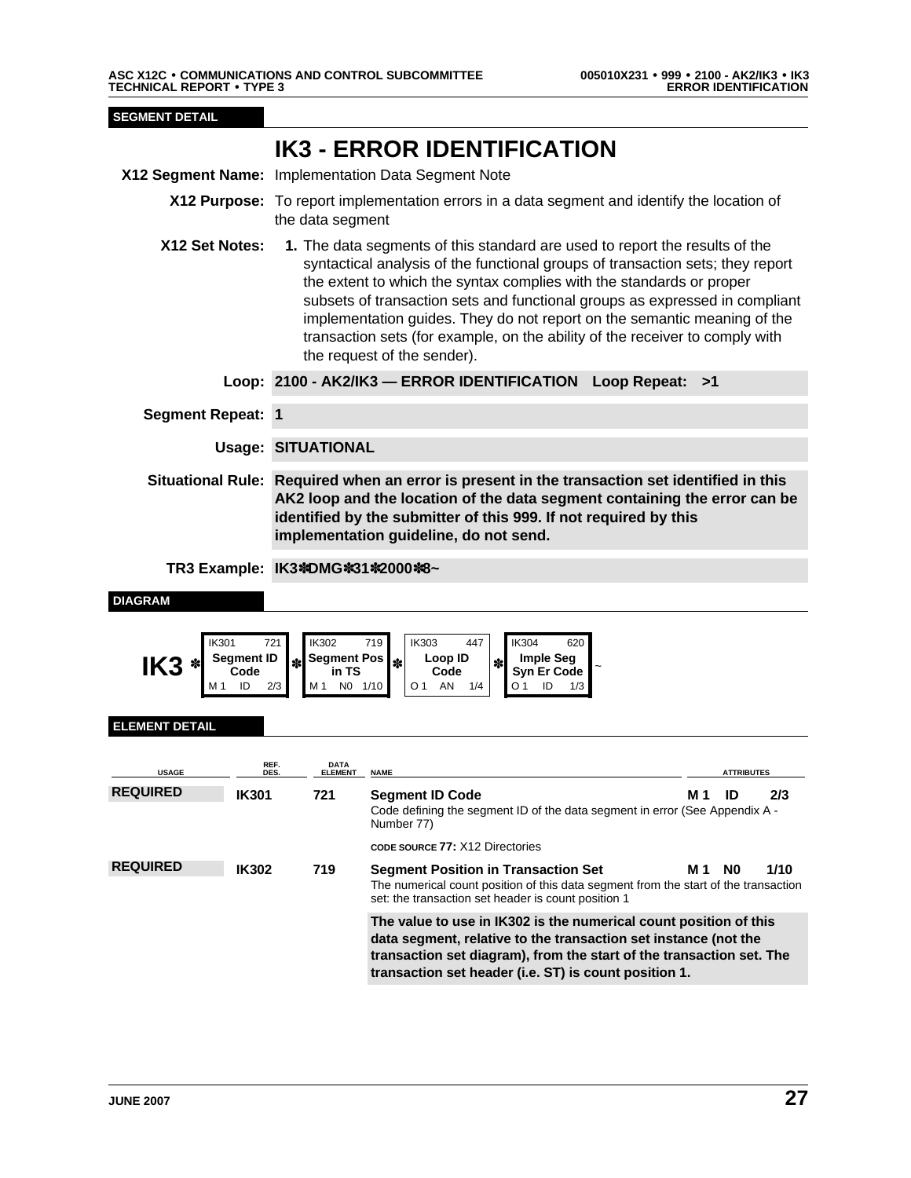**SEGMENT DETAIL**

# IK3 - ERROR IDENTIFICATION

**X12 Segment Name:** Implementation Data Segment Note

**X12 Purpose:** To report implementation errors in a data segment and identify the location of the data segment

**X12 Set Notes:**

1. The data segments of this standard are used to report the results of the syntactical analysis of the functional groups of transaction sets; they report the extent to which the syntax complies with the standards or proper subsets of transaction sets and functional groups as expressed in compliant implementation guides. They do not report on the semantic meaning of the transaction sets (for example, on the ability of the receiver to comply with the request of the sender).

**Loop:** **2100 - AK2/IK3 — ERROR IDENTIFICATION Loop Repeat: >1**

**Segment Repeat:** **1**

**Usage:** **SITUATIONAL**

**Situational Rule:** **Required when an error is present in the transaction set identified in this AK2 loop and the location of the data segment containing the error can be identified by the submitter of this 999. If not required by this implementation guideline, do not send.**

**TR3 Example:** **IK3✽DMG✽31✽2000✽8~**

**DIAGRAM**

| | IK301 721 | | IK302 719 | | IK303 447 | | IK304 620 | |
|---|---|---|---|---|---|---|---|---|
| **IK3** ✽ | **Segment ID Code** | ✽ | **Segment Pos in TS** | ✽ | **Loop ID Code** | ✽ | **Imple Seg Syn Er Code** | ~ |
| | M 1 ID 2/3 | | M 1 N0 1/10 | | O 1 AN 1/4 | | O 1 ID 1/3 | |

**ELEMENT DETAIL**

| USAGE | REF. DES. | DATA ELEMENT | NAME | ATTRIBUTES |
|---|---|---|---|---|
| **REQUIRED** | **IK301** | **721** | **Segment ID Code**<br>Code defining the segment ID of the data segment in error (See Appendix A - Number 77)<br><br>CODE SOURCE **77:** X12 Directories | **M 1 ID 2/3** |
| **REQUIRED** | **IK302** | **719** | **Segment Position in Transaction Set**<br>The numerical count position of this data segment from the start of the transaction set: the transaction set header is count position 1<br><br>**The value to use in IK302 is the numerical count position of this data segment, relative to the transaction set instance (not the transaction set diagram), from the start of the transaction set. The transaction set header (i.e. ST) is count position 1.** | **M 1 N0 1/10** |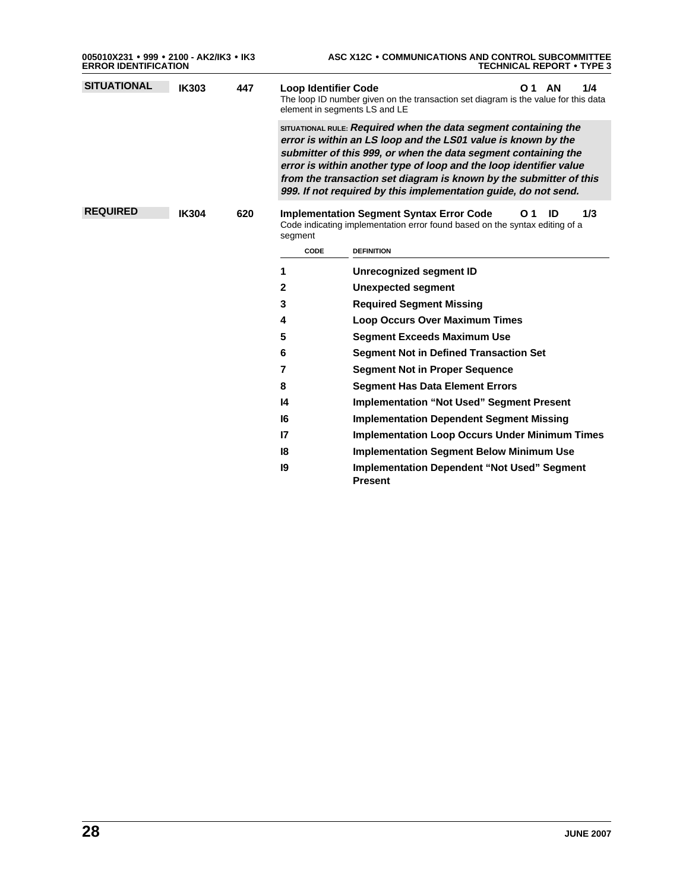**SITUATIONAL** | **IK303** | **447** | **Loop Identifier Code** | **O 1 AN 1/4**

The loop ID number given on the transaction set diagram is the value for this data element in segments LS and LE

SITUATIONAL RULE: ***Required when the data segment containing the error is within an LS loop and the LS01 value is known by the submitter of this 999, or when the data segment containing the error is within another type of loop and the loop identifier value from the transaction set diagram is known by the submitter of this 999. If not required by this implementation guide, do not send.***

**REQUIRED** | **IK304** | **620** | **Implementation Segment Syntax Error Code** | **O 1 ID 1/3**

Code indicating implementation error found based on the syntax editing of a segment

| CODE | DEFINITION |
|---|---|
| **1** | **Unrecognized segment ID** |
| **2** | **Unexpected segment** |
| **3** | **Required Segment Missing** |
| **4** | **Loop Occurs Over Maximum Times** |
| **5** | **Segment Exceeds Maximum Use** |
| **6** | **Segment Not in Defined Transaction Set** |
| **7** | **Segment Not in Proper Sequence** |
| **8** | **Segment Has Data Element Errors** |
| **I4** | **Implementation “Not Used” Segment Present** |
| **I6** | **Implementation Dependent Segment Missing** |
| **I7** | **Implementation Loop Occurs Under Minimum Times** |
| **I8** | **Implementation Segment Below Minimum Use** |
| **I9** | **Implementation Dependent “Not Used” Segment Present** |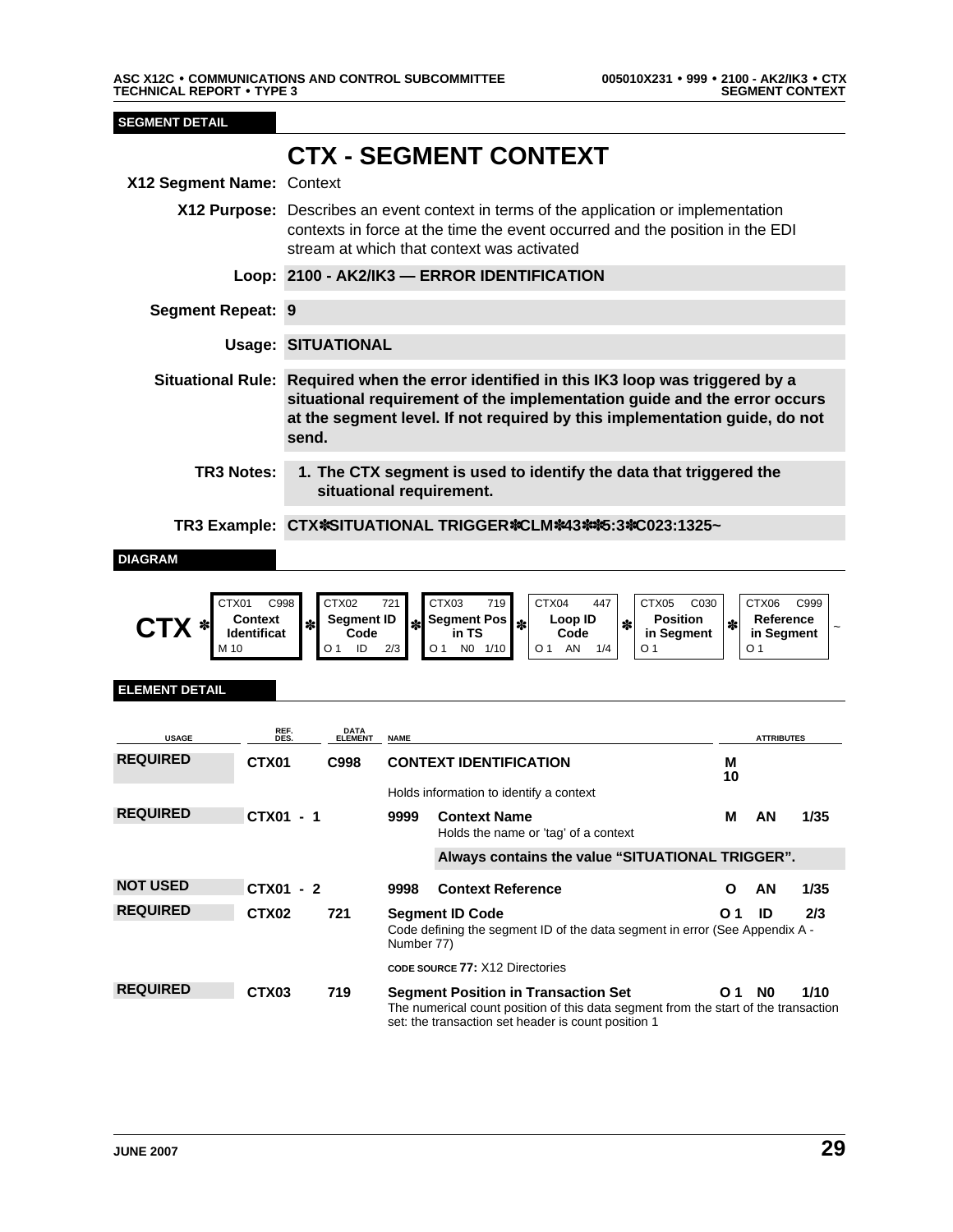**SEGMENT DETAIL**

# CTX - SEGMENT CONTEXT

**X12 Segment Name:** Context

**X12 Purpose:** Describes an event context in terms of the application or implementation contexts in force at the time the event occurred and the position in the EDI stream at which that context was activated

**Loop:** **2100 - AK2/IK3 — ERROR IDENTIFICATION**

**Segment Repeat:** **9**

**Usage:** **SITUATIONAL**

**Situational Rule:** **Required when the error identified in this IK3 loop was triggered by a situational requirement of the implementation guide and the error occurs at the segment level. If not required by this implementation guide, do not send.**

**TR3 Notes:** **1. The CTX segment is used to identify the data that triggered the situational requirement.**

**TR3 Example:** **CTX✽SITUATIONAL TRIGGER✽CLM✽43✽✽5:3✽C023:1325~**

**DIAGRAM**

| | CTX01 C998 | | CTX02 721 | | CTX03 719 | | CTX04 447 | | CTX05 C030 | | CTX06 C999 | |
|---|---|---|---|---|---|---|---|---|---|---|---|---|
| **CTX** ✽ | **Context Identificat** | ✽ | **Segment ID Code** | ✽ | **Segment Pos in TS** | ✽ | **Loop ID Code** | ✽ | **Position in Segment** | ✽ | **Reference in Segment** | ~ |
| | M 10 | | O 1 ID 2/3 | | O 1 N0 1/10 | | O 1 AN 1/4 | | O 1 | | O 1 | |

**ELEMENT DETAIL**

| USAGE | REF. DES. | DATA ELEMENT | NAME | | ATTRIBUTES | |
|---|---|---|---|---|---|---|
| **REQUIRED** | **CTX01** | **C998** | **CONTEXT IDENTIFICATION**<br>Holds information to identify a context | **M 10** | | |
| **REQUIRED** | **CTX01 - 1** | **9999** | **Context Name**<br>Holds the name or 'tag' of a context<br>**Always contains the value "SITUATIONAL TRIGGER".** | **M** | **AN** | **1/35** |
| **NOT USED** | **CTX01 - 2** | **9998** | **Context Reference** | **O** | **AN** | **1/35** |
| **REQUIRED** | **CTX02** | **721** | **Segment ID Code**<br>Code defining the segment ID of the data segment in error (See Appendix A - Number 77)<br>CODE SOURCE **77:** X12 Directories | **O 1** | **ID** | **2/3** |
| **REQUIRED** | **CTX03** | **719** | **Segment Position in Transaction Set**<br>The numerical count position of this data segment from the start of the transaction set: the transaction set header is count position 1 | **O 1** | **N0** | **1/10** |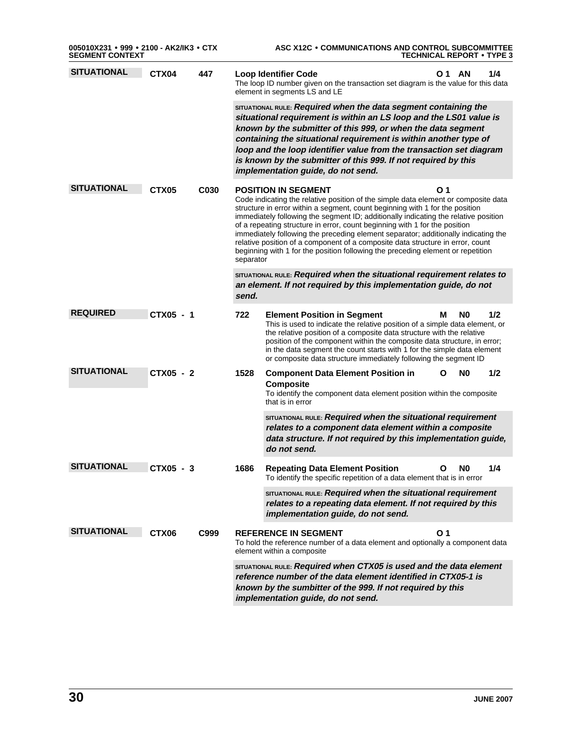**SITUATIONAL** **CTX04** **447** **Loop Identifier Code** O 1 AN 1/4

The loop ID number given on the transaction set diagram is the value for this data element in segments LS and LE

SITUATIONAL RULE: ***Required when the data segment containing the situational requirement is within an LS loop and the LS01 value is known by the submitter of this 999, or when the data segment containing the situational requirement is within another type of loop and the loop identifier value from the transaction set diagram is known by the submitter of this 999. If not required by this implementation guide, do not send.***

**SITUATIONAL** **CTX05** **C030** **POSITION IN SEGMENT** O 1

Code indicating the relative position of the simple data element or composite data structure in error within a segment, count beginning with 1 for the position immediately following the segment ID; additionally indicating the relative position of a repeating structure in error, count beginning with 1 for the position immediately following the preceding element separator; additionally indicating the relative position of a component of a composite data structure in error, count beginning with 1 for the position following the preceding element or repetition separator

SITUATIONAL RULE: ***Required when the situational requirement relates to an element. If not required by this implementation guide, do not send.***

**REQUIRED** **CTX05 - 1** **722** **Element Position in Segment** M N0 1/2

This is used to indicate the relative position of a simple data element, or the relative position of a composite data structure with the relative position of the component within the composite data structure, in error; in the data segment the count starts with 1 for the simple data element or composite data structure immediately following the segment ID

**SITUATIONAL** **CTX05 - 2** **1528** **Component Data Element Position in Composite** O N0 1/2

To identify the component data element position within the composite that is in error

SITUATIONAL RULE: ***Required when the situational requirement relates to a component data element within a composite data structure. If not required by this implementation guide, do not send.***

**SITUATIONAL** **CTX05 - 3** **1686** **Repeating Data Element Position** O N0 1/4

To identify the specific repetition of a data element that is in error

SITUATIONAL RULE: ***Required when the situational requirement relates to a repeating data element. If not required by this implementation guide, do not send.***

**SITUATIONAL** **CTX06** **C999** **REFERENCE IN SEGMENT** O 1

To hold the reference number of a data element and optionally a component data element within a composite

SITUATIONAL RULE: ***Required when CTX05 is used and the data element reference number of the data element identified in CTX05-1 is known by the sumbitter of the 999. If not required by this implementation guide, do not send.***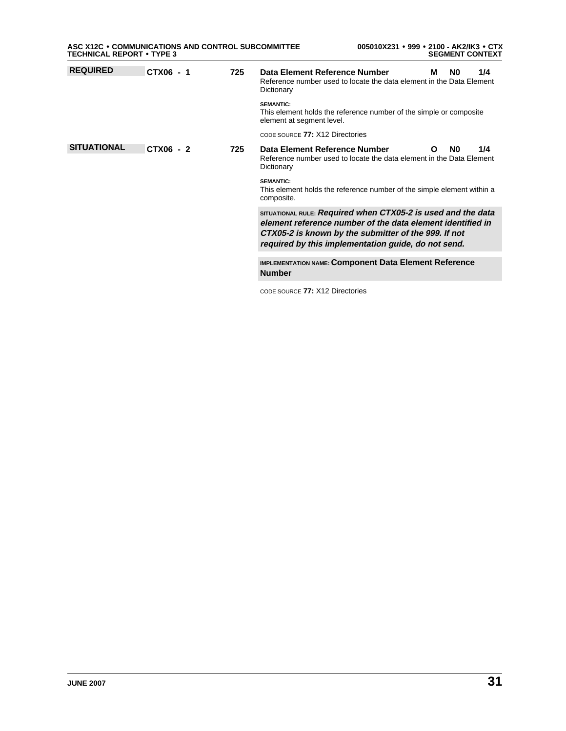**REQUIRED** **CTX06 - 1** **725** **Data Element Reference Number** **M** **N0** **1/4**

Reference number used to locate the data element in the Data Element Dictionary

SEMANTIC:
This element holds the reference number of the simple or composite element at segment level.

CODE SOURCE **77:** X12 Directories

**SITUATIONAL** **CTX06 - 2** **725** **Data Element Reference Number** **O** **N0** **1/4**

Reference number used to locate the data element in the Data Element Dictionary

SEMANTIC:
This element holds the reference number of the simple element within a composite.

SITUATIONAL RULE: ***Required when CTX05-2 is used and the data element reference number of the data element identified in CTX05-2 is known by the submitter of the 999. If not required by this implementation guide, do not send.***

IMPLEMENTATION NAME: **Component Data Element Reference Number**

CODE SOURCE **77:** X12 Directories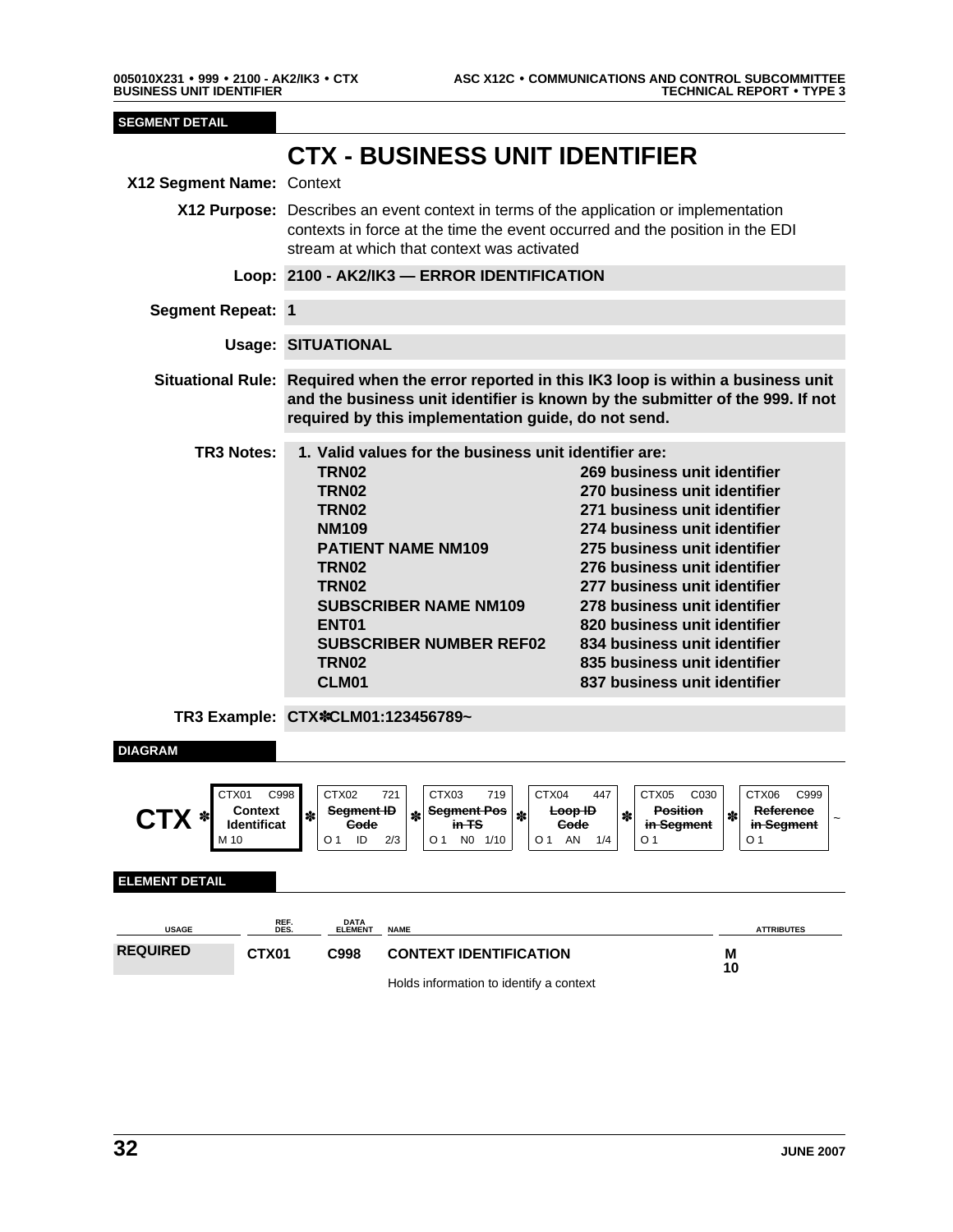**SEGMENT DETAIL**

# CTX - BUSINESS UNIT IDENTIFIER

**X12 Segment Name:** Context

**X12 Purpose:** Describes an event context in terms of the application or implementation contexts in force at the time the event occurred and the position in the EDI stream at which that context was activated

**Loop:** **2100 - AK2/IK3 — ERROR IDENTIFICATION**

**Segment Repeat:** **1**

**Usage:** **SITUATIONAL**

**Situational Rule:** **Required when the error reported in this IK3 loop is within a business unit and the business unit identifier is known by the submitter of the 999. If not required by this implementation guide, do not send.**

**TR3 Notes:**

1. **Valid values for the business unit identifier are:**

| | |
|---|---|
| **TRN02** | **269 business unit identifier** |
| **TRN02** | **270 business unit identifier** |
| **TRN02** | **271 business unit identifier** |
| **NM109** | **274 business unit identifier** |
| **PATIENT NAME NM109** | **275 business unit identifier** |
| **TRN02** | **276 business unit identifier** |
| **TRN02** | **277 business unit identifier** |
| **SUBSCRIBER NAME NM109** | **278 business unit identifier** |
| **ENT01** | **820 business unit identifier** |
| **SUBSCRIBER NUMBER REF02** | **834 business unit identifier** |
| **TRN02** | **835 business unit identifier** |
| **CLM01** | **837 business unit identifier** |

**TR3 Example:** **CTX✽CLM01:123456789~**

**DIAGRAM**

CTX ✽ [CTX01 C998 Context Identificat M 10] ✽ [CTX02 721 ~~Segment ID Code~~ O 1 ID 2/3] ✽ [CTX03 719 ~~Segment Pos in TS~~ O 1 N0 1/10] ✽ [CTX04 447 ~~Loop ID Code~~ O 1 AN 1/4] ✽ [CTX05 C030 ~~Position in Segment~~ O 1] ✽ [CTX06 C999 ~~Reference in Segment~~ O 1] ~

**ELEMENT DETAIL**

| USAGE | REF. DES. | DATA ELEMENT | NAME | ATTRIBUTES |
|---|---|---|---|---|
| **REQUIRED** | **CTX01** | **C998** | **CONTEXT IDENTIFICATION** | **M 10** |
| | | | Holds information to identify a context | |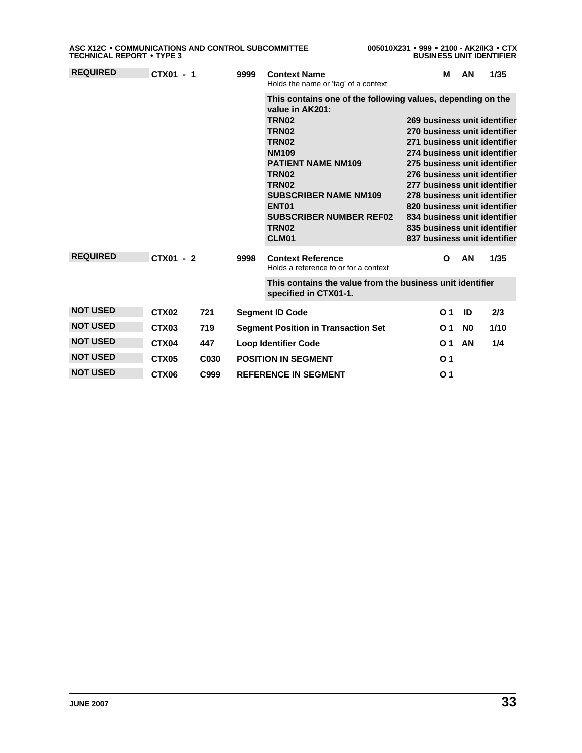| Usage | Ref. Des. | | Data Element | Name | Attributes | | |
|---|---|---|---|---|---|---|---|
| **REQUIRED** | **CTX01 - 1** | | **9999** | **Context Name**<br>Holds the name or 'tag' of a context | **M** | **AN** | **1/35** |

**This contains one of the following values, depending on the value in AK201:**

| Value | AK201 |
|---|---|
| **TRN02** | **269 business unit identifier** |
| **TRN02** | **270 business unit identifier** |
| **TRN02** | **271 business unit identifier** |
| **NM109** | **274 business unit identifier** |
| **PATIENT NAME NM109** | **275 business unit identifier** |
| **TRN02** | **276 business unit identifier** |
| **TRN02** | **277 business unit identifier** |
| **SUBSCRIBER NAME NM109** | **278 business unit identifier** |
| **ENT01** | **820 business unit identifier** |
| **SUBSCRIBER NUMBER REF02** | **834 business unit identifier** |
| **TRN02** | **835 business unit identifier** |
| **CLM01** | **837 business unit identifier** |

| Usage | Ref. Des. | | Data Element | Name | Attributes | | |
|---|---|---|---|---|---|---|---|
| **REQUIRED** | **CTX01 - 2** | | **9998** | **Context Reference**<br>Holds a reference to or for a context | **O** | **AN** | **1/35** |

**This contains the value from the business unit identifier specified in CTX01-1.**

| Usage | Ref. Des. | Data Element | Name | Attributes | | |
|---|---|---|---|---|---|---|
| **NOT USED** | **CTX02** | **721** | **Segment ID Code** | **O 1** | **ID** | **2/3** |
| **NOT USED** | **CTX03** | **719** | **Segment Position in Transaction Set** | **O 1** | **N0** | **1/10** |
| **NOT USED** | **CTX04** | **447** | **Loop Identifier Code** | **O 1** | **AN** | **1/4** |
| **NOT USED** | **CTX05** | **C030** | **POSITION IN SEGMENT** | **O 1** | | |
| **NOT USED** | **CTX06** | **C999** | **REFERENCE IN SEGMENT** | **O 1** | | |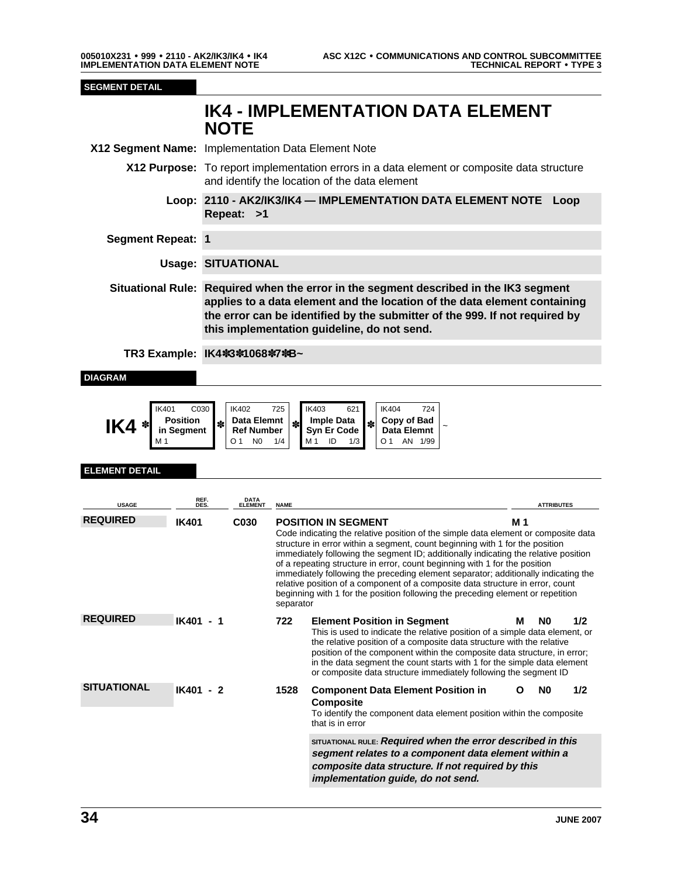SEGMENT DETAIL

# IK4 - IMPLEMENTATION DATA ELEMENT NOTE

**X12 Segment Name:** Implementation Data Element Note

**X12 Purpose:** To report implementation errors in a data element or composite data structure and identify the location of the data element

**Loop:** **2110 - AK2/IK3/IK4 — IMPLEMENTATION DATA ELEMENT NOTE Loop Repeat: >1**

**Segment Repeat:** **1**

**Usage:** **SITUATIONAL**

**Situational Rule:** **Required when the error in the segment described in the IK3 segment applies to a data element and the location of the data element containing the error can be identified by the submitter of the 999. If not required by this implementation guideline, do not send.**

**TR3 Example:** **IK4✽3✽1068✽7✽B~**

DIAGRAM

| IK4 ✽ | IK401 C030 **Position in Segment** M 1 | ✽ | IK402 725 **Data Elemnt Ref Number** O 1 N0 1/4 | ✽ | IK403 621 **Imple Data Syn Er Code** M 1 ID 1/3 | ✽ | IK404 724 **Copy of Bad Data Elemnt** O 1 AN 1/99 | ~ |
|---|---|---|---|---|---|---|---|---|

ELEMENT DETAIL

| USAGE | REF. DES. | DATA ELEMENT | NAME | ATTRIBUTES |
|---|---|---|---|---|
| **REQUIRED** | **IK401** | **C030** | **POSITION IN SEGMENT**<br>Code indicating the relative position of the simple data element or composite data structure in error within a segment, count beginning with 1 for the position immediately following the segment ID; additionally indicating the relative position of a repeating structure in error, count beginning with 1 for the position immediately following the preceding element separator; additionally indicating the relative position of a component of a composite data structure in error, count beginning with 1 for the position following the preceding element or repetition separator | **M 1** |
| **REQUIRED** | **IK401 - 1** | **722** | **Element Position in Segment**<br>This is used to indicate the relative position of a simple data element, or the relative position of a composite data structure with the relative position of the component within the composite data structure, in error; in the data segment the count starts with 1 for the simple data element or composite data structure immediately following the segment ID | **M N0 1/2** |
| **SITUATIONAL** | **IK401 - 2** | **1528** | **Component Data Element Position in Composite**<br>To identify the component data element position within the composite that is in error<br><br>SITUATIONAL RULE: ***Required when the error described in this segment relates to a component data element within a composite data structure. If not required by this implementation guide, do not send.*** | **O N0 1/2** |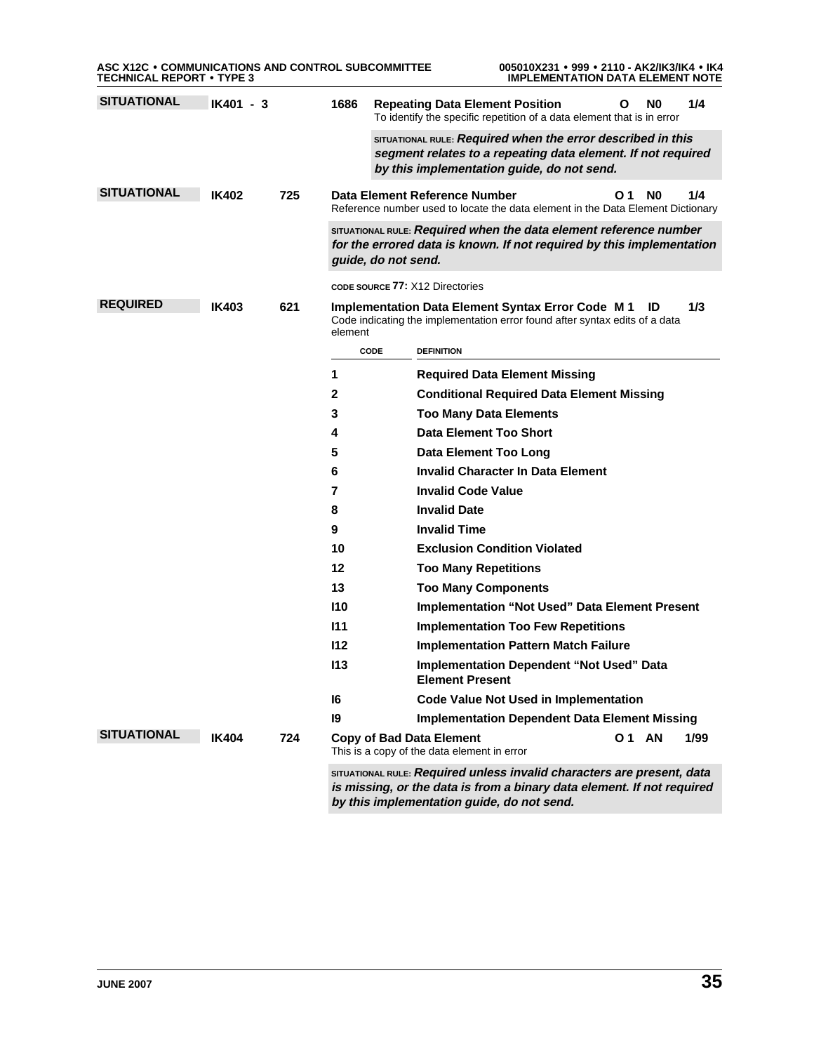**SITUATIONAL** **IK401 - 3** **1686** **Repeating Data Element Position** **O** **N0** **1/4**

To identify the specific repetition of a data element that is in error

SITUATIONAL RULE: ***Required when the error described in this segment relates to a repeating data element. If not required by this implementation guide, do not send.***

**SITUATIONAL** **IK402** **725** **Data Element Reference Number** **O 1** **N0** **1/4**

Reference number used to locate the data element in the Data Element Dictionary

SITUATIONAL RULE: ***Required when the data element reference number for the errored data is known. If not required by this implementation guide, do not send.***

CODE SOURCE **77:** X12 Directories

**REQUIRED** **IK403** **621** **Implementation Data Element Syntax Error Code** **M 1** **ID** **1/3**

Code indicating the implementation error found after syntax edits of a data element

| CODE | DEFINITION |
|---|---|
| **1** | **Required Data Element Missing** |
| **2** | **Conditional Required Data Element Missing** |
| **3** | **Too Many Data Elements** |
| **4** | **Data Element Too Short** |
| **5** | **Data Element Too Long** |
| **6** | **Invalid Character In Data Element** |
| **7** | **Invalid Code Value** |
| **8** | **Invalid Date** |
| **9** | **Invalid Time** |
| **10** | **Exclusion Condition Violated** |
| **12** | **Too Many Repetitions** |
| **13** | **Too Many Components** |
| **I10** | **Implementation "Not Used" Data Element Present** |
| **I11** | **Implementation Too Few Repetitions** |
| **I12** | **Implementation Pattern Match Failure** |
| **I13** | **Implementation Dependent "Not Used" Data Element Present** |
| **I6** | **Code Value Not Used in Implementation** |
| **I9** | **Implementation Dependent Data Element Missing** |

**SITUATIONAL** **IK404** **724** **Copy of Bad Data Element** **O 1** **AN** **1/99**

This is a copy of the data element in error

SITUATIONAL RULE: ***Required unless invalid characters are present, data is missing, or the data is from a binary data element. If not required by this implementation guide, do not send.***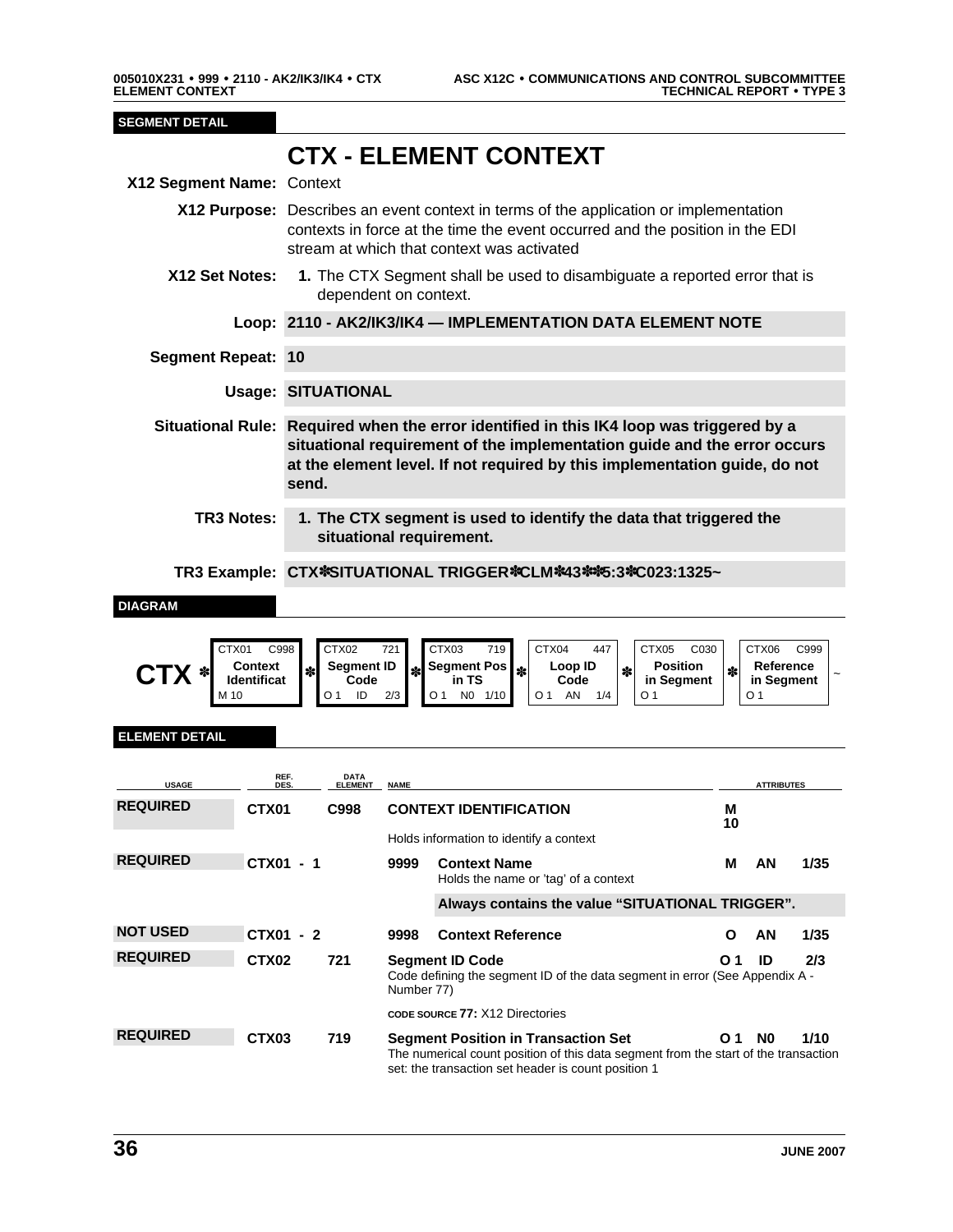**SEGMENT DETAIL**

# CTX - ELEMENT CONTEXT

**X12 Segment Name:** Context

**X12 Purpose:** Describes an event context in terms of the application or implementation contexts in force at the time the event occurred and the position in the EDI stream at which that context was activated

**X12 Set Notes:**
1. The CTX Segment shall be used to disambiguate a reported error that is dependent on context.

**Loop:** **2110 - AK2/IK3/IK4 — IMPLEMENTATION DATA ELEMENT NOTE**

**Segment Repeat:** **10**

**Usage:** **SITUATIONAL**

**Situational Rule:** **Required when the error identified in this IK4 loop was triggered by a situational requirement of the implementation guide and the error occurs at the element level. If not required by this implementation guide, do not send.**

**TR3 Notes:**
1. **The CTX segment is used to identify the data that triggered the situational requirement.**

**TR3 Example:** **CTX✽SITUATIONAL TRIGGER✽CLM✽43✽✽5:3✽C023:1325~**

**DIAGRAM**

| | CTX01 C998 | | CTX02 721 | | CTX03 719 | | CTX04 447 | | CTX05 C030 | | CTX06 C999 | |
|---|---|---|---|---|---|---|---|---|---|---|---|---|
| **CTX** ✽ | **Context Identificat** | ✽ | **Segment ID Code** | ✽ | **Segment Pos in TS** | ✽ | **Loop ID Code** | ✽ | **Position in Segment** | ✽ | **Reference in Segment** | ~ |
| | M 10 | | O 1 ID 2/3 | | O 1 N0 1/10 | | O 1 AN 1/4 | | O 1 | | O 1 | |

**ELEMENT DETAIL**

| USAGE | REF. DES. | DATA ELEMENT | NAME | ATTRIBUTES | | |
|---|---|---|---|---|---|---|
| **REQUIRED** | **CTX01** | **C998** | **CONTEXT IDENTIFICATION**<br>Holds information to identify a context | **M 10** | | |
| **REQUIRED** | **CTX01 - 1** | **9999** | **Context Name**<br>Holds the name or 'tag' of a context<br>**Always contains the value "SITUATIONAL TRIGGER".** | **M** | **AN** | **1/35** |
| **NOT USED** | **CTX01 - 2** | **9998** | **Context Reference** | **O** | **AN** | **1/35** |
| **REQUIRED** | **CTX02** | **721** | **Segment ID Code**<br>Code defining the segment ID of the data segment in error (See Appendix A - Number 77)<br>CODE SOURCE **77:** X12 Directories | **O 1** | **ID** | **2/3** |
| **REQUIRED** | **CTX03** | **719** | **Segment Position in Transaction Set**<br>The numerical count position of this data segment from the start of the transaction set: the transaction set header is count position 1 | **O 1** | **N0** | **1/10** |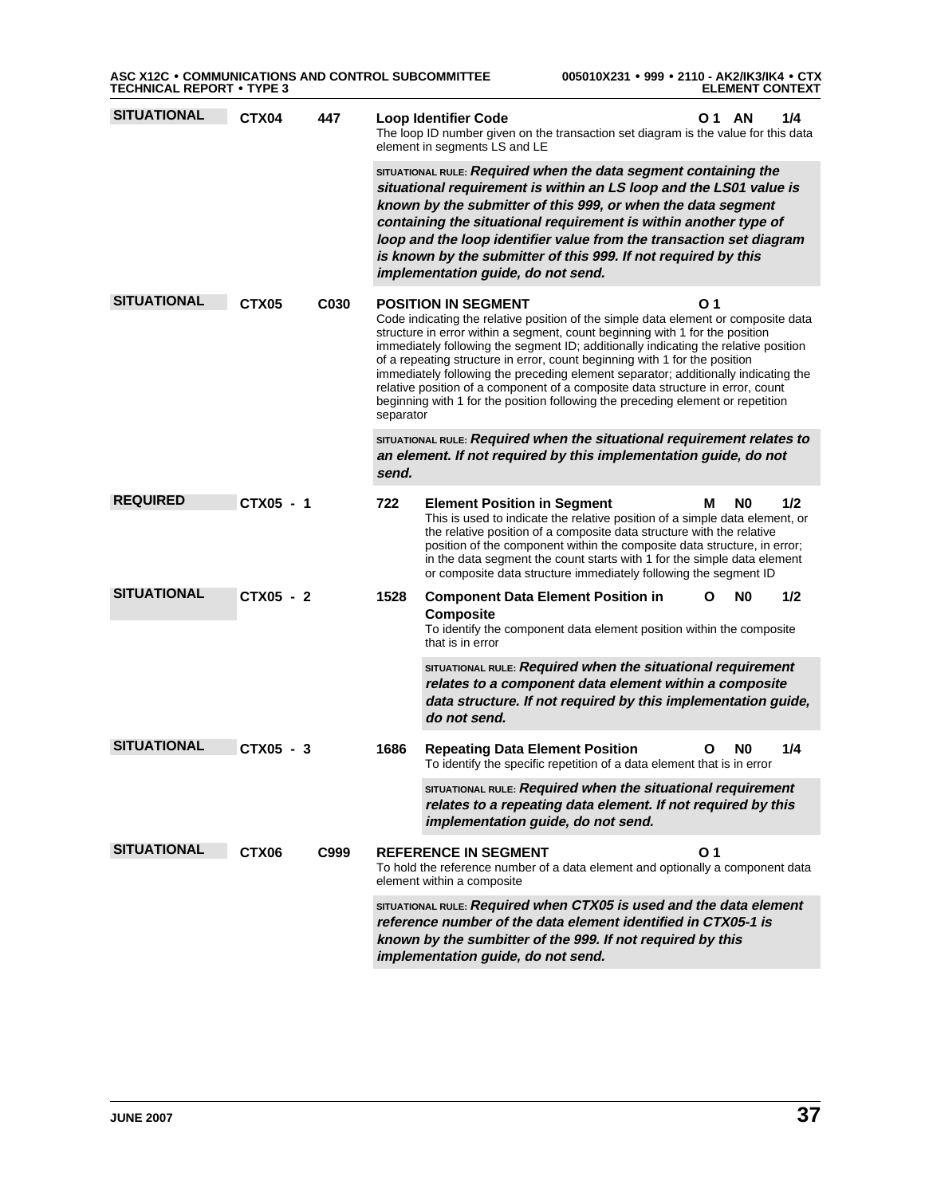**SITUATIONAL** **CTX04** **447** **Loop Identifier Code** **O 1 AN 1/4**

The loop ID number given on the transaction set diagram is the value for this data element in segments LS and LE

SITUATIONAL RULE: ***Required when the data segment containing the situational requirement is within an LS loop and the LS01 value is known by the submitter of this 999, or when the data segment containing the situational requirement is within another type of loop and the loop identifier value from the transaction set diagram is known by the submitter of this 999. If not required by this implementation guide, do not send.***

**SITUATIONAL** **CTX05** **C030** **POSITION IN SEGMENT** **O 1**

Code indicating the relative position of the simple data element or composite data structure in error within a segment, count beginning with 1 for the position immediately following the segment ID; additionally indicating the relative position of a repeating structure in error, count beginning with 1 for the position immediately following the preceding element separator; additionally indicating the relative position of a component of a composite data structure in error, count beginning with 1 for the position following the preceding element or repetition separator

SITUATIONAL RULE: ***Required when the situational requirement relates to an element. If not required by this implementation guide, do not send.***

**REQUIRED** **CTX05 - 1** **722** **Element Position in Segment** **M N0 1/2**

This is used to indicate the relative position of a simple data element, or the relative position of a composite data structure with the relative position of the component within the composite data structure, in error; in the data segment the count starts with 1 for the simple data element or composite data structure immediately following the segment ID

**SITUATIONAL** **CTX05 - 2** **1528** **Component Data Element Position in Composite** **O N0 1/2**

To identify the component data element position within the composite that is in error

SITUATIONAL RULE: ***Required when the situational requirement relates to a component data element within a composite data structure. If not required by this implementation guide, do not send.***

**SITUATIONAL** **CTX05 - 3** **1686** **Repeating Data Element Position** **O N0 1/4**

To identify the specific repetition of a data element that is in error

SITUATIONAL RULE: ***Required when the situational requirement relates to a repeating data element. If not required by this implementation guide, do not send.***

**SITUATIONAL** **CTX06** **C999** **REFERENCE IN SEGMENT** **O 1**

To hold the reference number of a data element and optionally a component data element within a composite

SITUATIONAL RULE: ***Required when CTX05 is used and the data element reference number of the data element identified in CTX05-1 is known by the sumbitter of the 999. If not required by this implementation guide, do not send.***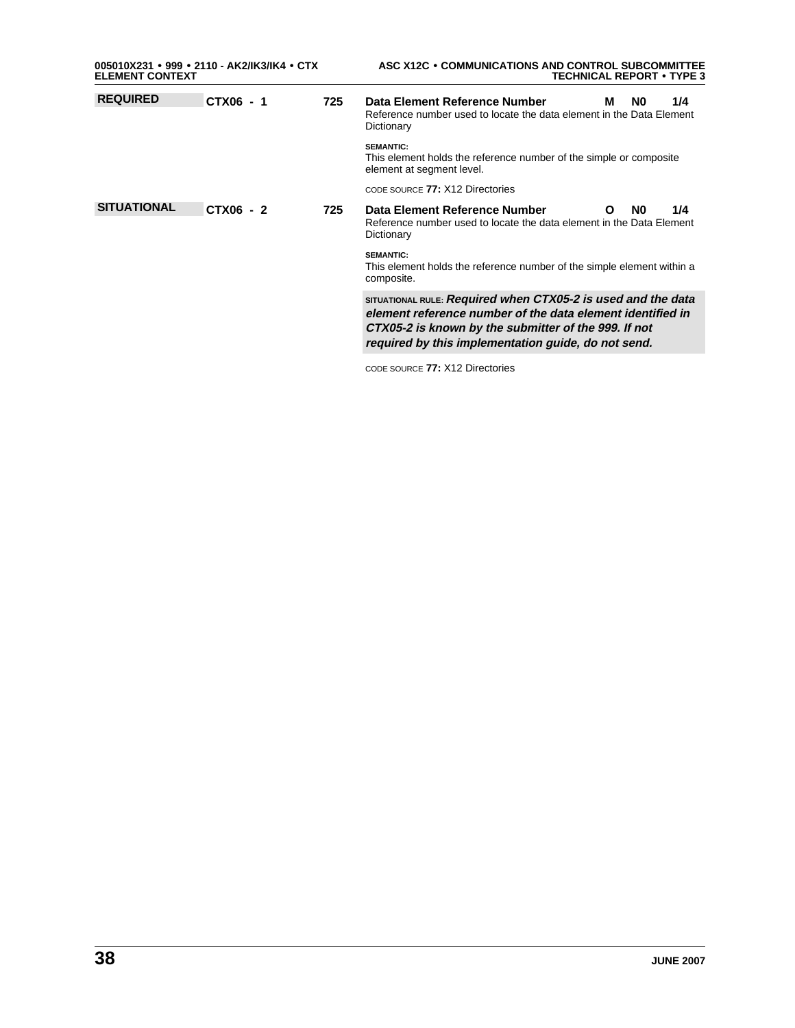**REQUIRED** | **CTX06 - 1** | **725** | **Data Element Reference Number** | **M** | **N0** | **1/4**

Reference number used to locate the data element in the Data Element Dictionary

SEMANTIC:
This element holds the reference number of the simple or composite element at segment level.

CODE SOURCE **77:** X12 Directories

**SITUATIONAL** | **CTX06 - 2** | **725** | **Data Element Reference Number** | **O** | **N0** | **1/4**

Reference number used to locate the data element in the Data Element Dictionary

SEMANTIC:
This element holds the reference number of the simple element within a composite.

SITUATIONAL RULE: ***Required when CTX05-2 is used and the data element reference number of the data element identified in CTX05-2 is known by the submitter of the 999. If not required by this implementation guide, do not send.***

CODE SOURCE **77:** X12 Directories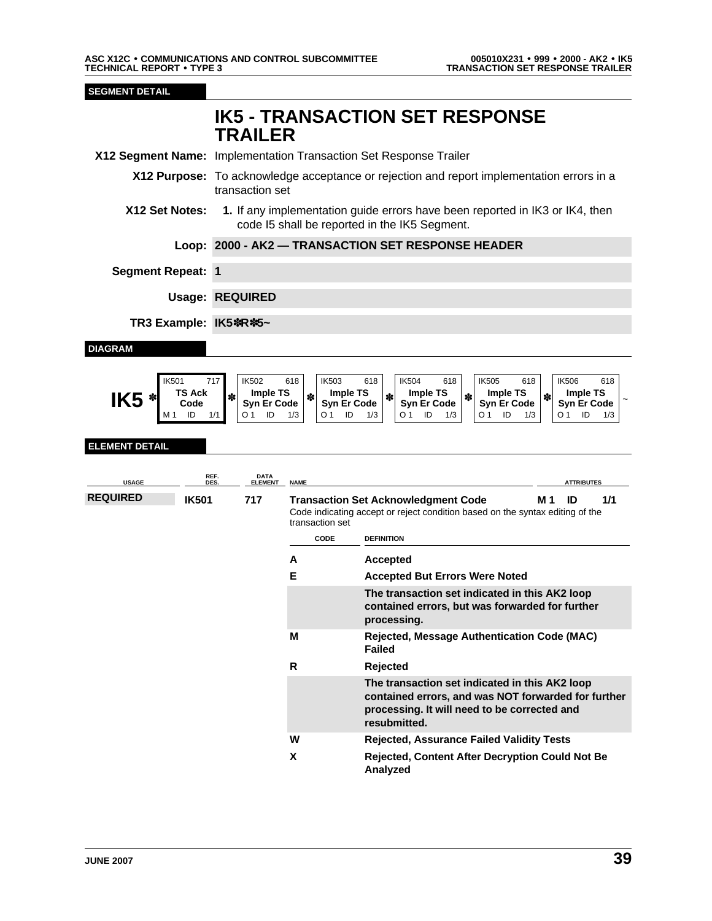SEGMENT DETAIL

# IK5 - TRANSACTION SET RESPONSE TRAILER

**X12 Segment Name:** Implementation Transaction Set Response Trailer

**X12 Purpose:** To acknowledge acceptance or rejection and report implementation errors in a transaction set

**X12 Set Notes:** **1.** If any implementation guide errors have been reported in IK3 or IK4, then code I5 shall be reported in the IK5 Segment.

**Loop:** **2000 - AK2 — TRANSACTION SET RESPONSE HEADER**

**Segment Repeat:** **1**

**Usage:** **REQUIRED**

**TR3 Example:** **IK5✽R✽5~**

DIAGRAM

| IK5 ✽ | IK501 717 | ✽ | IK502 618 | ✽ | IK503 618 | ✽ | IK504 618 | ✽ | IK505 618 | ✽ | IK506 618 | ~ |
|---|---|---|---|---|---|---|---|---|---|---|---|---|
| | **TS Ack Code** | | **Imple TS Syn Er Code** | | **Imple TS Syn Er Code** | | **Imple TS Syn Er Code** | | **Imple TS Syn Er Code** | | **Imple TS Syn Er Code** | |
| | M 1 ID 1/1 | | O 1 ID 1/3 | | O 1 ID 1/3 | | O 1 ID 1/3 | | O 1 ID 1/3 | | O 1 ID 1/3 | |

ELEMENT DETAIL

| USAGE | REF. DES. | DATA ELEMENT | NAME | ATTRIBUTES |
|---|---|---|---|---|
| **REQUIRED** | **IK501** | **717** | **Transaction Set Acknowledgment Code**<br>Code indicating accept or reject condition based on the syntax editing of the transaction set | **M 1 ID 1/1** |

| CODE | DEFINITION |
|---|---|
| **A** | **Accepted** |
| **E** | **Accepted But Errors Were Noted** |
| | **The transaction set indicated in this AK2 loop contained errors, but was forwarded for further processing.** |
| **M** | **Rejected, Message Authentication Code (MAC) Failed** |
| **R** | **Rejected** |
| | **The transaction set indicated in this AK2 loop contained errors, and was NOT forwarded for further processing. It will need to be corrected and resubmitted.** |
| **W** | **Rejected, Assurance Failed Validity Tests** |
| **X** | **Rejected, Content After Decryption Could Not Be Analyzed** |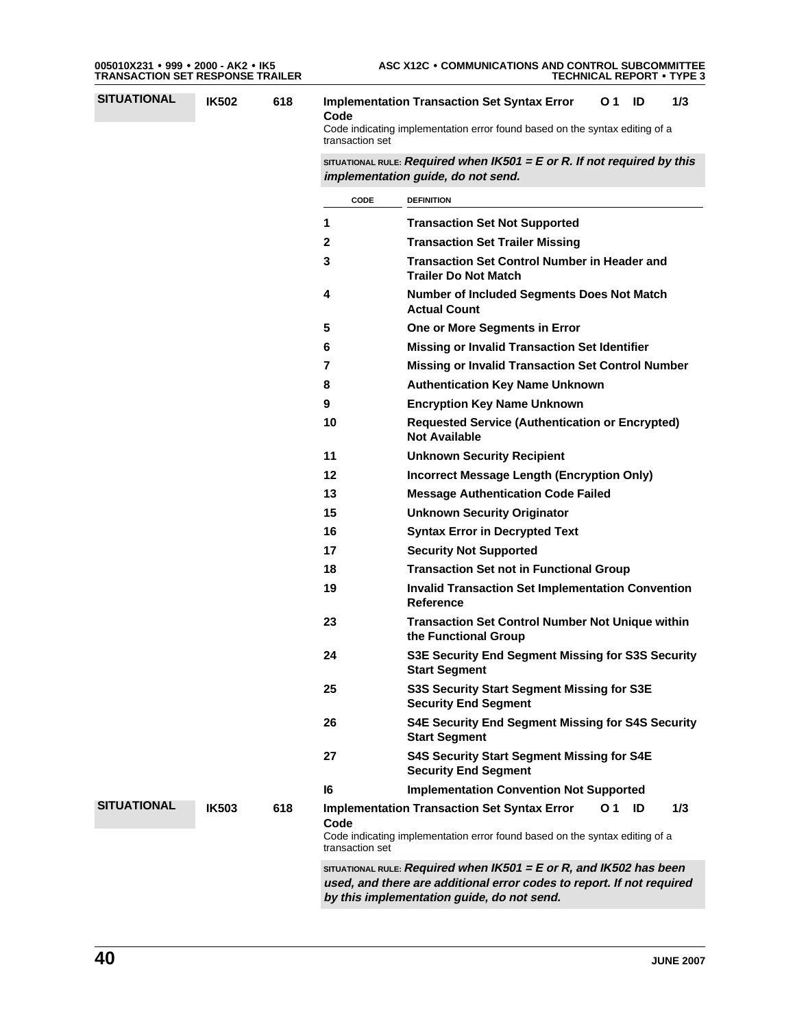**SITUATIONAL** | **IK502** | **618** | **Implementation Transaction Set Syntax Error Code** | **O 1** | **ID** | **1/3**

Code indicating implementation error found based on the syntax editing of a transaction set

SITUATIONAL RULE: ***Required when IK501 = E or R. If not required by this implementation guide, do not send.***

| CODE | DEFINITION |
|---|---|
| 1 | **Transaction Set Not Supported** |
| 2 | **Transaction Set Trailer Missing** |
| 3 | **Transaction Set Control Number in Header and Trailer Do Not Match** |
| 4 | **Number of Included Segments Does Not Match Actual Count** |
| 5 | **One or More Segments in Error** |
| 6 | **Missing or Invalid Transaction Set Identifier** |
| 7 | **Missing or Invalid Transaction Set Control Number** |
| 8 | **Authentication Key Name Unknown** |
| 9 | **Encryption Key Name Unknown** |
| 10 | **Requested Service (Authentication or Encrypted) Not Available** |
| 11 | **Unknown Security Recipient** |
| 12 | **Incorrect Message Length (Encryption Only)** |
| 13 | **Message Authentication Code Failed** |
| 15 | **Unknown Security Originator** |
| 16 | **Syntax Error in Decrypted Text** |
| 17 | **Security Not Supported** |
| 18 | **Transaction Set not in Functional Group** |
| 19 | **Invalid Transaction Set Implementation Convention Reference** |
| 23 | **Transaction Set Control Number Not Unique within the Functional Group** |
| 24 | **S3E Security End Segment Missing for S3S Security Start Segment** |
| 25 | **S3S Security Start Segment Missing for S3E Security End Segment** |
| 26 | **S4E Security End Segment Missing for S4S Security Start Segment** |
| 27 | **S4S Security Start Segment Missing for S4E Security End Segment** |
| I6 | **Implementation Convention Not Supported** |

**SITUATIONAL** | **IK503** | **618** | **Implementation Transaction Set Syntax Error Code** | **O 1** | **ID** | **1/3**

Code indicating implementation error found based on the syntax editing of a transaction set

SITUATIONAL RULE: ***Required when IK501 = E or R, and IK502 has been used, and there are additional error codes to report. If not required by this implementation guide, do not send.***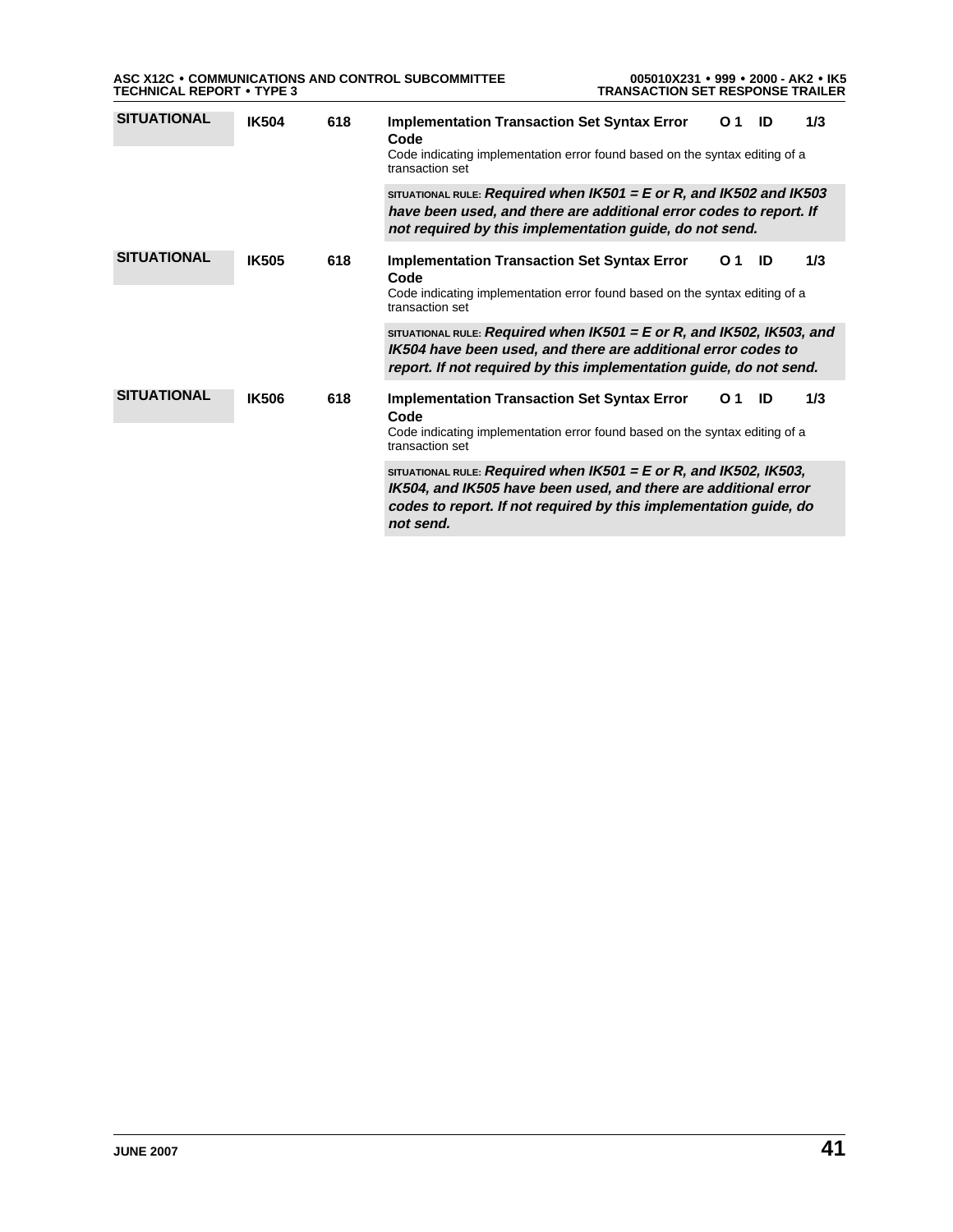| | | | | | | |
|---|---|---|---|---|---|---|
| **SITUATIONAL** | **IK504** | **618** | **Implementation Transaction Set Syntax Error Code**<br>Code indicating implementation error found based on the syntax editing of a transaction set | **O 1** | **ID** | **1/3** |
| | | | SITUATIONAL RULE: ***Required when IK501 = E or R, and IK502 and IK503 have been used, and there are additional error codes to report. If not required by this implementation guide, do not send.*** | | | |
| **SITUATIONAL** | **IK505** | **618** | **Implementation Transaction Set Syntax Error Code**<br>Code indicating implementation error found based on the syntax editing of a transaction set | **O 1** | **ID** | **1/3** |
| | | | SITUATIONAL RULE: ***Required when IK501 = E or R, and IK502, IK503, and IK504 have been used, and there are additional error codes to report. If not required by this implementation guide, do not send.*** | | | |
| **SITUATIONAL** | **IK506** | **618** | **Implementation Transaction Set Syntax Error Code**<br>Code indicating implementation error found based on the syntax editing of a transaction set | **O 1** | **ID** | **1/3** |
| | | | SITUATIONAL RULE: ***Required when IK501 = E or R, and IK502, IK503, IK504, and IK505 have been used, and there are additional error codes to report. If not required by this implementation guide, do not send.*** | | | |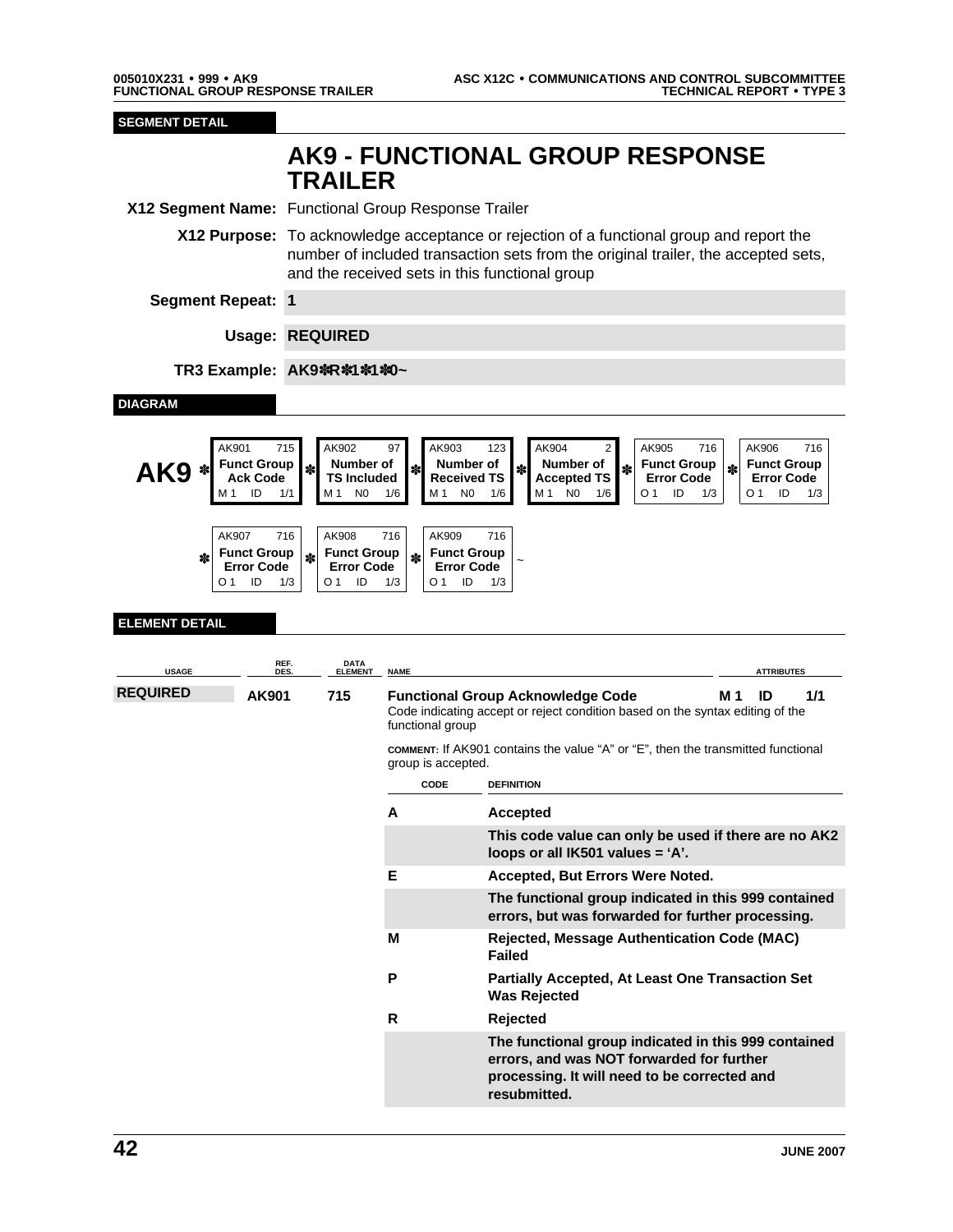**SEGMENT DETAIL**

# AK9 - FUNCTIONAL GROUP RESPONSE TRAILER

**X12 Segment Name:** Functional Group Response Trailer

**X12 Purpose:** To acknowledge acceptance or rejection of a functional group and report the number of included transaction sets from the original trailer, the accepted sets, and the received sets in this functional group

**Segment Repeat:** 1

**Usage:** REQUIRED

**TR3 Example:** AK9✽R✽1✽1✽0~

**DIAGRAM**

| | AK901 715 | AK902 97 | AK903 123 | AK904 2 | AK905 716 | AK906 716 | AK907 716 | AK908 716 | AK909 716 |
|---|---|---|---|---|---|---|---|---|---|
| **AK9** | Funct Group Ack Code | Number of TS Included | Number of Received TS | Number of Accepted TS | Funct Group Error Code | Funct Group Error Code | Funct Group Error Code | Funct Group Error Code | Funct Group Error Code |
| | M 1 ID 1/1 | M 1 N0 1/6 | M 1 N0 1/6 | M 1 N0 1/6 | O 1 ID 1/3 | O 1 ID 1/3 | O 1 ID 1/3 | O 1 ID 1/3 | O 1 ID 1/3 ~ |

**ELEMENT DETAIL**

| USAGE | REF. DES. | DATA ELEMENT | NAME | ATTRIBUTES |
|---|---|---|---|---|
| **REQUIRED** | **AK901** | **715** | **Functional Group Acknowledge Code** | **M 1 ID 1/1** |

Code indicating accept or reject condition based on the syntax editing of the functional group

COMMENT: If AK901 contains the value "A" or "E", then the transmitted functional group is accepted.

| CODE | DEFINITION |
|---|---|
| A | **Accepted** |
| | **This code value can only be used if there are no AK2 loops or all IK501 values = 'A'.** |
| E | **Accepted, But Errors Were Noted.** |
| | **The functional group indicated in this 999 contained errors, but was forwarded for further processing.** |
| M | **Rejected, Message Authentication Code (MAC) Failed** |
| P | **Partially Accepted, At Least One Transaction Set Was Rejected** |
| R | **Rejected** |
| | **The functional group indicated in this 999 contained errors, and was NOT forwarded for further processing. It will need to be corrected and resubmitted.** |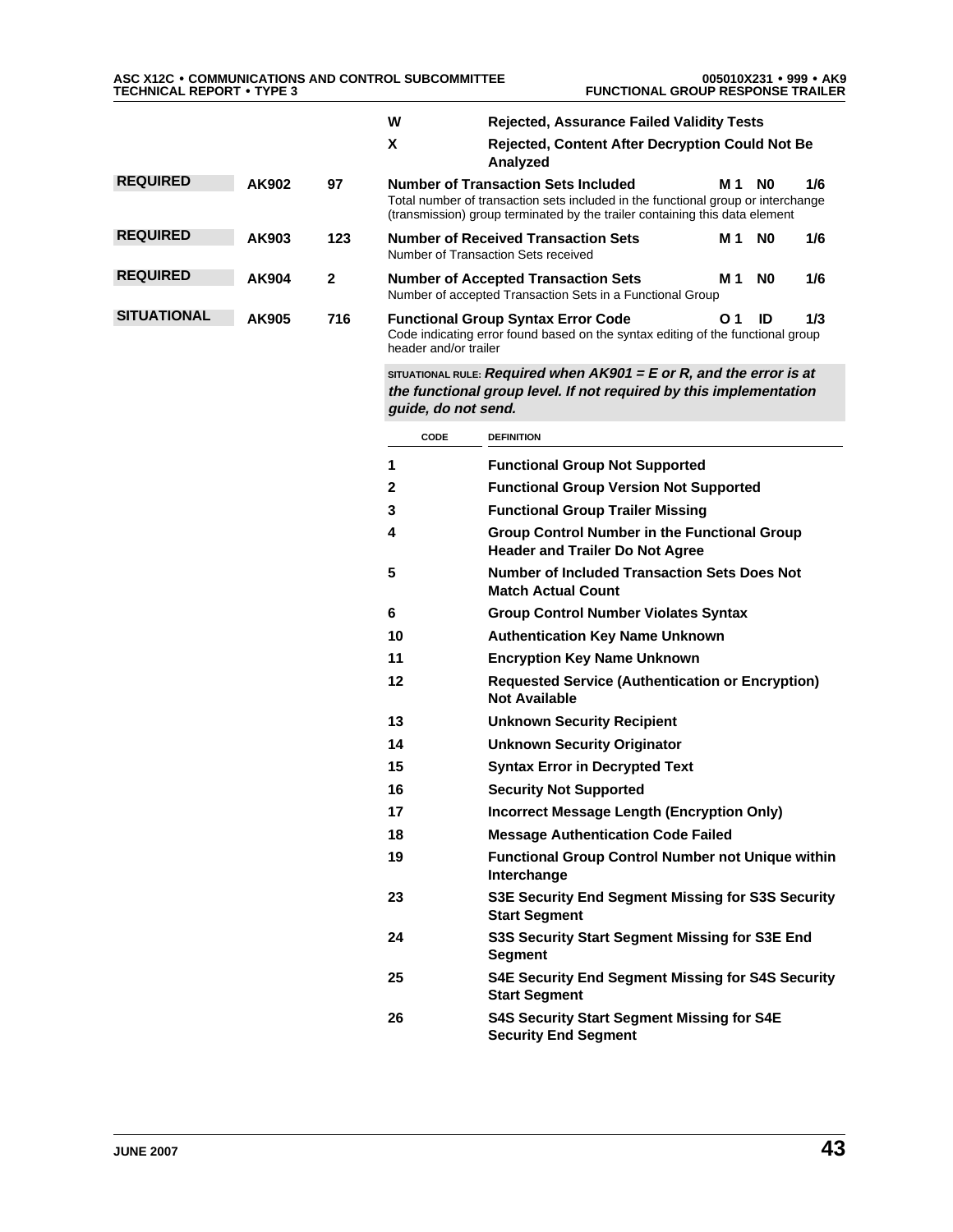| CODE | DEFINITION |
|---|---|
| W | **Rejected, Assurance Failed Validity Tests** |
| X | **Rejected, Content After Decryption Could Not Be Analyzed** |

**REQUIRED** **AK902** **97** **Number of Transaction Sets Included** **M 1 N0 1/6**

Total number of transaction sets included in the functional group or interchange (transmission) group terminated by the trailer containing this data element

**REQUIRED** **AK903** **123** **Number of Received Transaction Sets** **M 1 N0 1/6**

Number of Transaction Sets received

**REQUIRED** **AK904** **2** **Number of Accepted Transaction Sets** **M 1 N0 1/6**

Number of accepted Transaction Sets in a Functional Group

**SITUATIONAL** **AK905** **716** **Functional Group Syntax Error Code** **O 1 ID 1/3**

Code indicating error found based on the syntax editing of the functional group header and/or trailer

SITUATIONAL RULE: ***Required when AK901 = E or R, and the error is at the functional group level. If not required by this implementation guide, do not send.***

| CODE | DEFINITION |
|---|---|
| 1 | **Functional Group Not Supported** |
| 2 | **Functional Group Version Not Supported** |
| 3 | **Functional Group Trailer Missing** |
| 4 | **Group Control Number in the Functional Group Header and Trailer Do Not Agree** |
| 5 | **Number of Included Transaction Sets Does Not Match Actual Count** |
| 6 | **Group Control Number Violates Syntax** |
| 10 | **Authentication Key Name Unknown** |
| 11 | **Encryption Key Name Unknown** |
| 12 | **Requested Service (Authentication or Encryption) Not Available** |
| 13 | **Unknown Security Recipient** |
| 14 | **Unknown Security Originator** |
| 15 | **Syntax Error in Decrypted Text** |
| 16 | **Security Not Supported** |
| 17 | **Incorrect Message Length (Encryption Only)** |
| 18 | **Message Authentication Code Failed** |
| 19 | **Functional Group Control Number not Unique within Interchange** |
| 23 | **S3E Security End Segment Missing for S3S Security Start Segment** |
| 24 | **S3S Security Start Segment Missing for S3E End Segment** |
| 25 | **S4E Security End Segment Missing for S4S Security Start Segment** |
| 26 | **S4S Security Start Segment Missing for S4E Security End Segment** |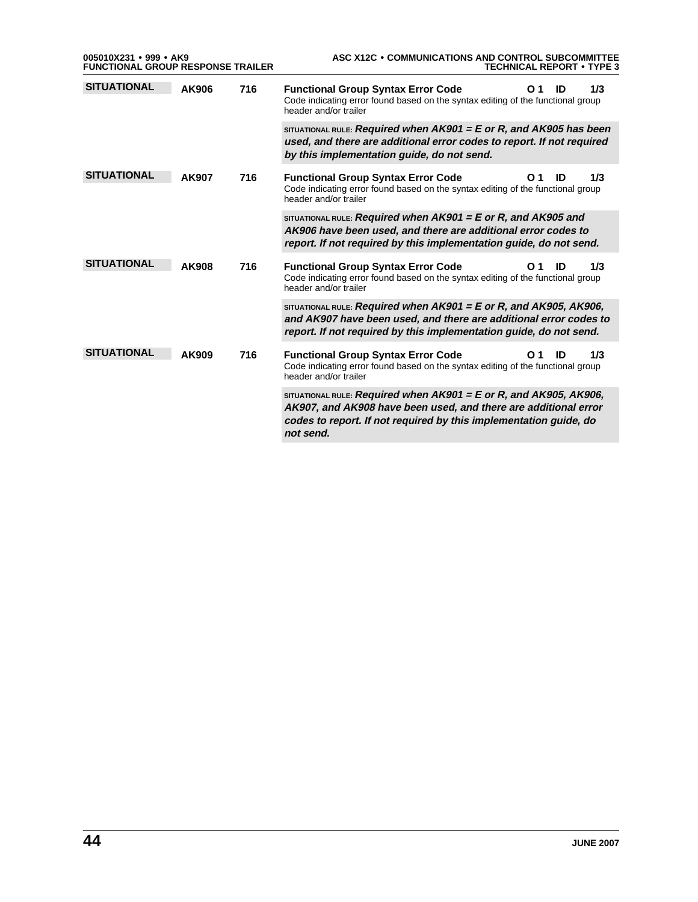**SITUATIONAL** **AK906** **716** **Functional Group Syntax Error Code** **O 1** **ID** **1/3**

Code indicating error found based on the syntax editing of the functional group header and/or trailer

SITUATIONAL RULE: ***Required when AK901 = E or R, and AK905 has been used, and there are additional error codes to report. If not required by this implementation guide, do not send.***

**SITUATIONAL** **AK907** **716** **Functional Group Syntax Error Code** **O 1** **ID** **1/3**

Code indicating error found based on the syntax editing of the functional group header and/or trailer

SITUATIONAL RULE: ***Required when AK901 = E or R, and AK905 and AK906 have been used, and there are additional error codes to report. If not required by this implementation guide, do not send.***

**SITUATIONAL** **AK908** **716** **Functional Group Syntax Error Code** **O 1** **ID** **1/3**

Code indicating error found based on the syntax editing of the functional group header and/or trailer

SITUATIONAL RULE: ***Required when AK901 = E or R, and AK905, AK906, and AK907 have been used, and there are additional error codes to report. If not required by this implementation guide, do not send.***

**SITUATIONAL** **AK909** **716** **Functional Group Syntax Error Code** **O 1** **ID** **1/3**

Code indicating error found based on the syntax editing of the functional group header and/or trailer

SITUATIONAL RULE: ***Required when AK901 = E or R, and AK905, AK906, AK907, and AK908 have been used, and there are additional error codes to report. If not required by this implementation guide, do not send.***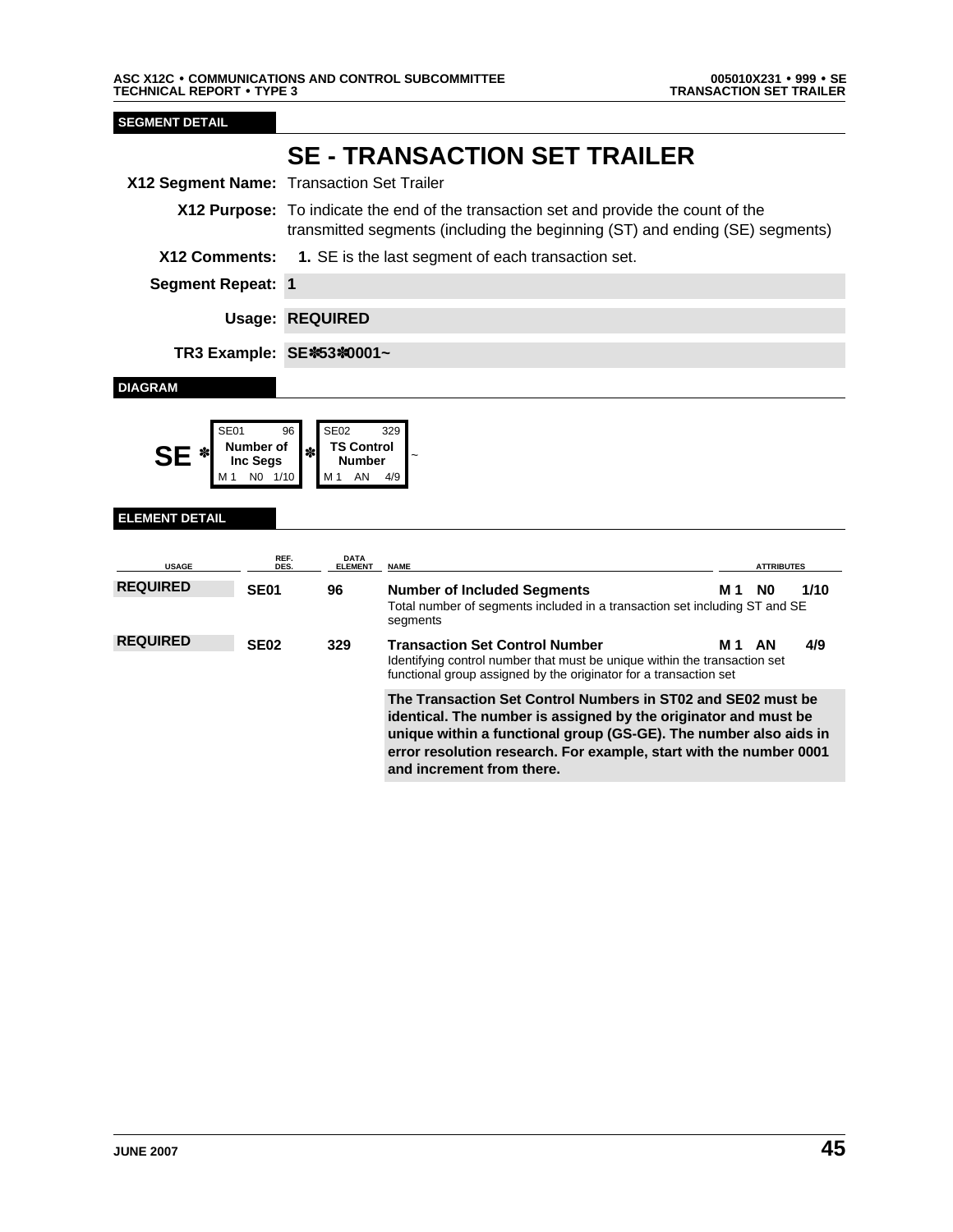**SEGMENT DETAIL**

# SE - TRANSACTION SET TRAILER

**X12 Segment Name:** Transaction Set Trailer

**X12 Purpose:** To indicate the end of the transaction set and provide the count of the transmitted segments (including the beginning (ST) and ending (SE) segments)

**X12 Comments:** **1.** SE is the last segment of each transaction set.

**Segment Repeat:** **1**

**Usage:** **REQUIRED**

**TR3 Example:** **SE✽53✽0001~**

**DIAGRAM**

| | SE01 96 | | SE02 329 | |
|---|---|---|---|---|
| **SE** ✽ | **Number of Inc Segs** | ✽ | **TS Control Number** | ~ |
| | M 1 N0 1/10 | | M 1 AN 4/9 | |

**ELEMENT DETAIL**

| USAGE | REF. DES. | DATA ELEMENT | NAME | ATTRIBUTES | | |
|---|---|---|---|---|---|---|
| **REQUIRED** | **SE01** | **96** | **Number of Included Segments**<br>Total number of segments included in a transaction set including ST and SE segments | **M 1** | **N0** | **1/10** |
| **REQUIRED** | **SE02** | **329** | **Transaction Set Control Number**<br>Identifying control number that must be unique within the transaction set functional group assigned by the originator for a transaction set<br><br>**The Transaction Set Control Numbers in ST02 and SE02 must be identical. The number is assigned by the originator and must be unique within a functional group (GS-GE). The number also aids in error resolution research. For example, start with the number 0001 and increment from there.** | **M 1** | **AN** | **4/9** |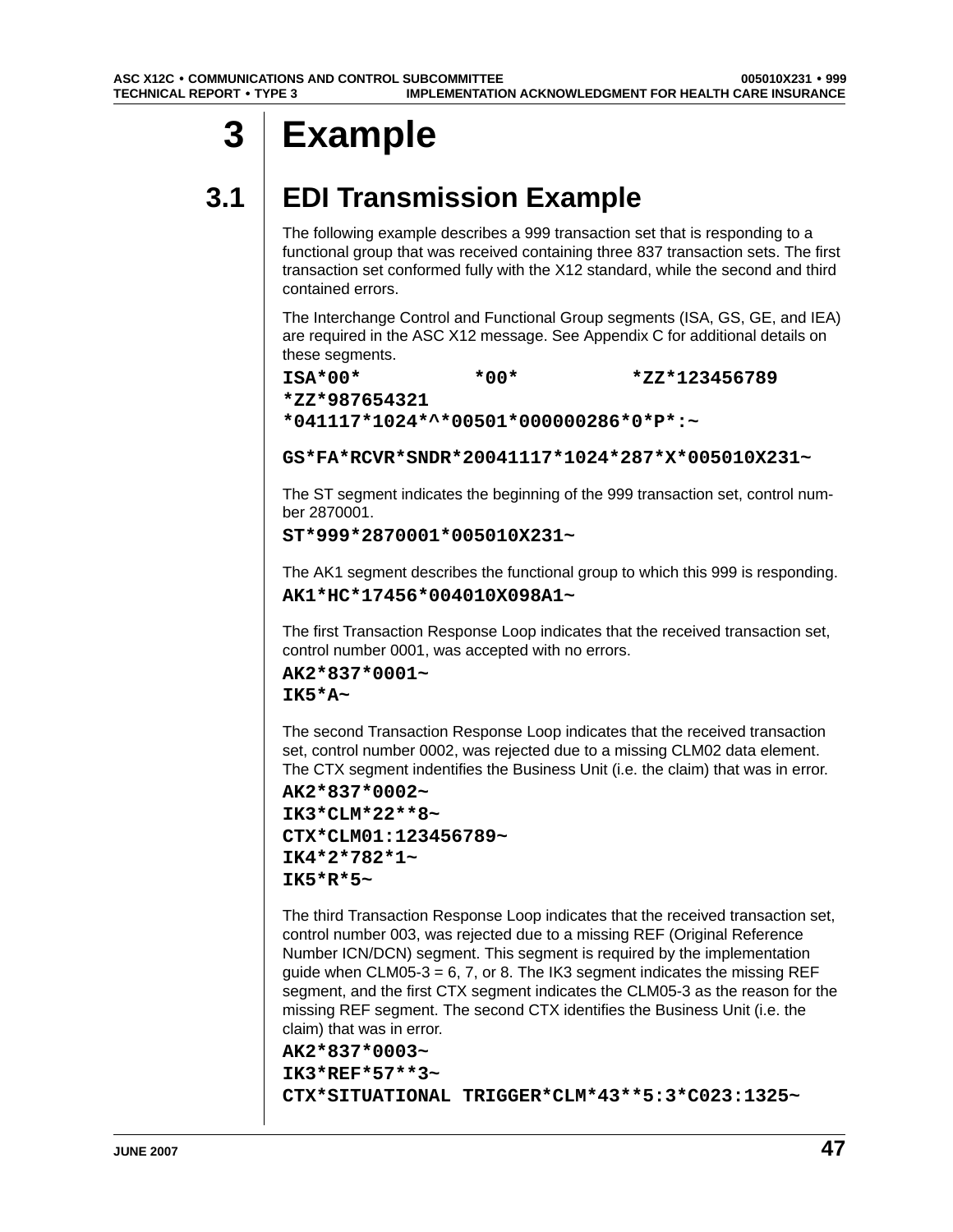# 3 Example

## 3.1 EDI Transmission Example

The following example describes a 999 transaction set that is responding to a functional group that was received containing three 837 transaction sets. The first transaction set conformed fully with the X12 standard, while the second and third contained errors.

The Interchange Control and Functional Group segments (ISA, GS, GE, and IEA) are required in the ASC X12 message. See Appendix C for additional details on these segments.

```
ISA*00*          *00*          *ZZ*123456789
*ZZ*987654321
*041117*1024*^*00501*000000286*0*P*:~
```

```
GS*FA*RCVR*SNDR*20041117*1024*287*X*005010X231~
```

The ST segment indicates the beginning of the 999 transaction set, control number 2870001.

```
ST*999*2870001*005010X231~
```

The AK1 segment describes the functional group to which this 999 is responding.

```
AK1*HC*17456*004010X098A1~
```

The first Transaction Response Loop indicates that the received transaction set, control number 0001, was accepted with no errors.

```
AK2*837*0001~
IK5*A~
```

The second Transaction Response Loop indicates that the received transaction set, control number 0002, was rejected due to a missing CLM02 data element. The CTX segment indentifies the Business Unit (i.e. the claim) that was in error.

```
AK2*837*0002~
IK3*CLM*22**8~
CTX*CLM01:123456789~
IK4*2*782*1~
IK5*R*5~
```

The third Transaction Response Loop indicates that the received transaction set, control number 003, was rejected due to a missing REF (Original Reference Number ICN/DCN) segment. This segment is required by the implementation guide when CLM05-3 = 6, 7, or 8. The IK3 segment indicates the missing REF segment, and the first CTX segment indicates the CLM05-3 as the reason for the missing REF segment. The second CTX identifies the Business Unit (i.e. the claim) that was in error.

```
AK2*837*0003~
IK3*REF*57**3~
CTX*SITUATIONAL TRIGGER*CLM*43**5:3*C023:1325~
```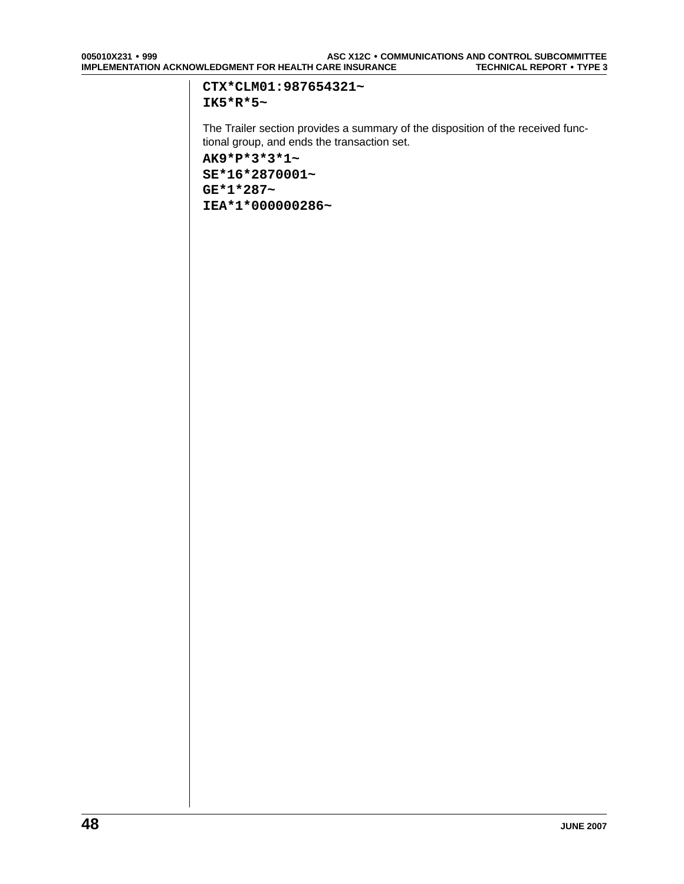```
CTX*CLM01:987654321~
IK5*R*5~
```

The Trailer section provides a summary of the disposition of the received functional group, and ends the transaction set.

```
AK9*P*3*3*1~
SE*16*2870001~
GE*1*287~
IEA*1*000000286~
```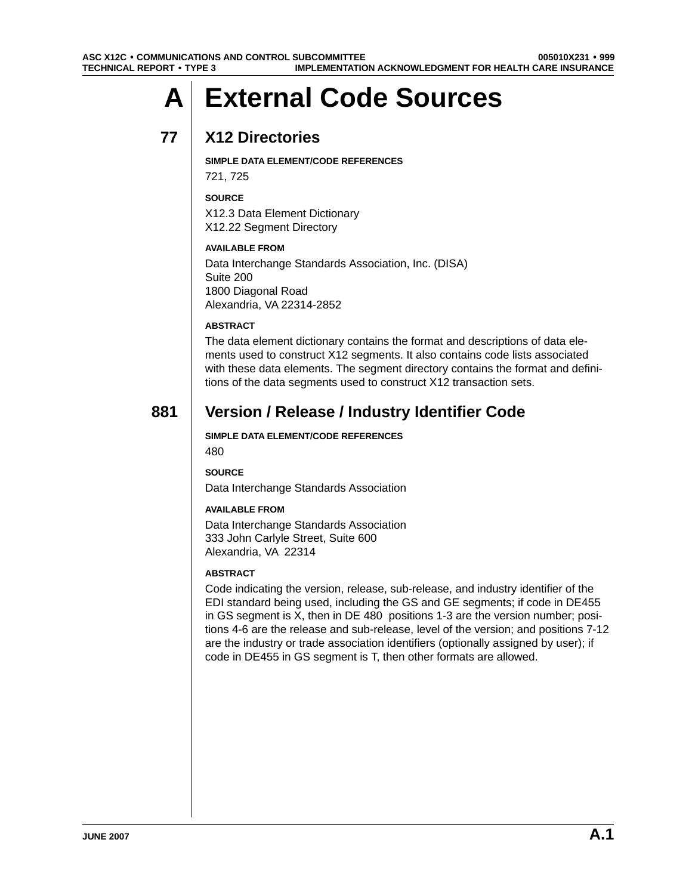# A External Code Sources

## 77 X12 Directories

**SIMPLE DATA ELEMENT/CODE REFERENCES**

721, 725

**SOURCE**

X12.3 Data Element Dictionary
X12.22 Segment Directory

**AVAILABLE FROM**

Data Interchange Standards Association, Inc. (DISA)
Suite 200
1800 Diagonal Road
Alexandria, VA 22314-2852

**ABSTRACT**

The data element dictionary contains the format and descriptions of data elements used to construct X12 segments. It also contains code lists associated with these data elements. The segment directory contains the format and definitions of the data segments used to construct X12 transaction sets.

## 881 Version / Release / Industry Identifier Code

**SIMPLE DATA ELEMENT/CODE REFERENCES**

480

**SOURCE**

Data Interchange Standards Association

**AVAILABLE FROM**

Data Interchange Standards Association
333 John Carlyle Street, Suite 600
Alexandria, VA 22314

**ABSTRACT**

Code indicating the version, release, sub-release, and industry identifier of the EDI standard being used, including the GS and GE segments; if code in DE455 in GS segment is X, then in DE 480 positions 1-3 are the version number; positions 4-6 are the release and sub-release, level of the version; and positions 7-12 are the industry or trade association identifiers (optionally assigned by user); if code in DE455 in GS segment is T, then other formats are allowed.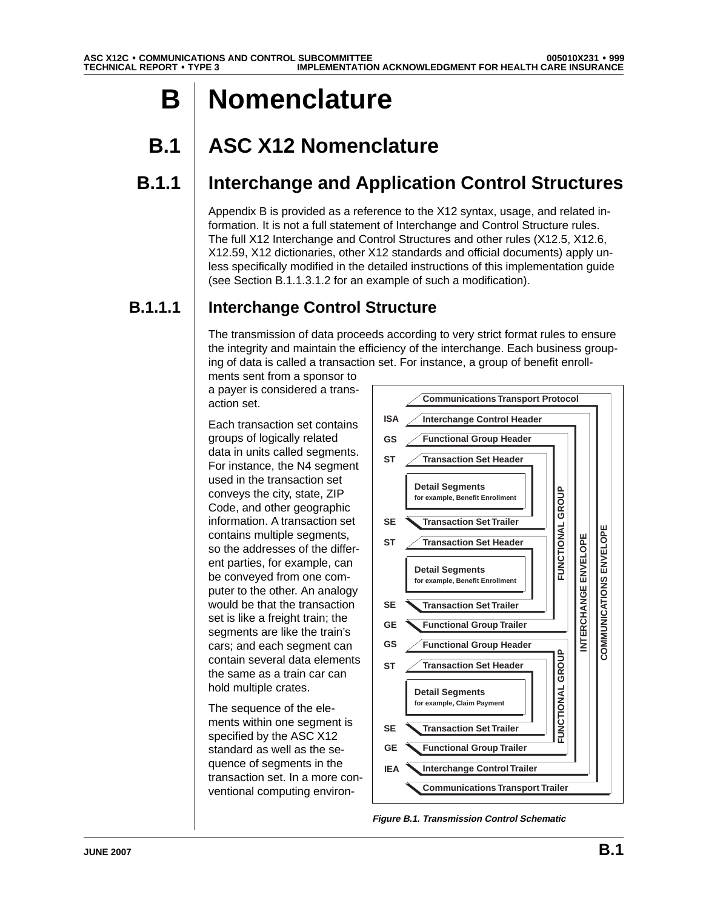# B Nomenclature

## B.1 ASC X12 Nomenclature

### B.1.1 Interchange and Application Control Structures

Appendix B is provided as a reference to the X12 syntax, usage, and related information. It is not a full statement of Interchange and Control Structure rules. The full X12 Interchange and Control Structures and other rules (X12.5, X12.6, X12.59, X12 dictionaries, other X12 standards and official documents) apply unless specifically modified in the detailed instructions of this implementation guide (see Section B.1.1.3.1.2 for an example of such a modification).

#### B.1.1.1 Interchange Control Structure

The transmission of data proceeds according to very strict format rules to ensure the integrity and maintain the efficiency of the interchange. Each business grouping of data is called a transaction set. For instance, a group of benefit enrollments sent from a sponsor to a payer is considered a transaction set.

Each transaction set contains groups of logically related data in units called segments. For instance, the N4 segment used in the transaction set conveys the city, state, ZIP Code, and other geographic information. A transaction set contains multiple segments, so the addresses of the different parties, for example, can be conveyed from one computer to the other. An analogy would be that the transaction set is like a freight train; the segments are like the train's cars; and each segment can contain several data elements the same as a train car can hold multiple crates.

The sequence of the elements within one segment is specified by the ASC X12 standard as well as the sequence of segments in the transaction set. In a more conventional computing environ-

Communications Transport Protocol
ISA Interchange Control Header
GS Functional Group Header
ST Transaction Set Header
Detail Segments for example, Benefit Enrollment
SE Transaction Set Trailer
ST Transaction Set Header
Detail Segments for example, Benefit Enrollment
SE Transaction Set Trailer
GE Functional Group Trailer
GS Functional Group Header
ST Transaction Set Header
Detail Segments for example, Claim Payment
SE Transaction Set Trailer
GE Functional Group Trailer
IEA Interchange Control Trailer
Communications Transport Trailer

FUNCTIONAL GROUP / FUNCTIONAL GROUP / INTERCHANGE ENVELOPE / COMMUNICATIONS ENVELOPE

*Figure B.1. Transmission Control Schematic*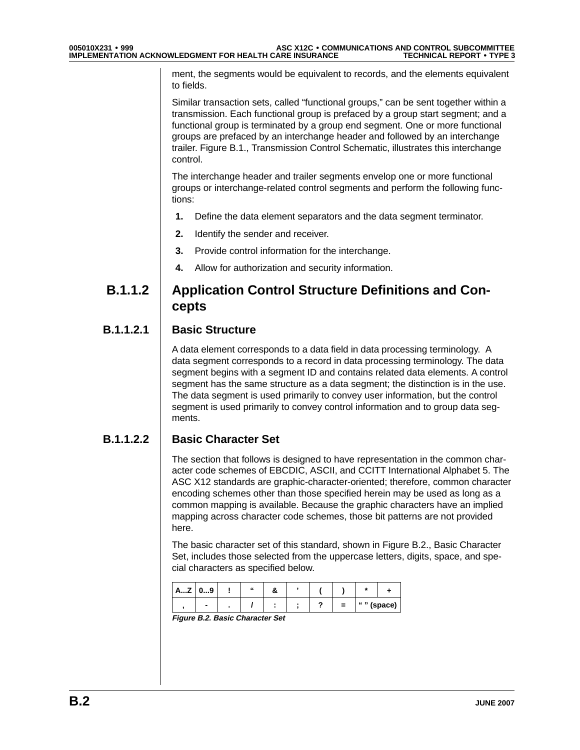ment, the segments would be equivalent to records, and the elements equivalent to fields.

Similar transaction sets, called "functional groups," can be sent together within a transmission. Each functional group is prefaced by a group start segment; and a functional group is terminated by a group end segment. One or more functional groups are prefaced by an interchange header and followed by an interchange trailer. Figure B.1., Transmission Control Schematic, illustrates this interchange control.

The interchange header and trailer segments envelop one or more functional groups or interchange-related control segments and perform the following functions:

1. Define the data element separators and the data segment terminator.
2. Identify the sender and receiver.
3. Provide control information for the interchange.
4. Allow for authorization and security information.

## B.1.1.2 Application Control Structure Definitions and Concepts

### B.1.1.2.1 Basic Structure

A data element corresponds to a data field in data processing terminology. A data segment corresponds to a record in data processing terminology. The data segment begins with a segment ID and contains related data elements. A control segment has the same structure as a data segment; the distinction is in the use. The data segment is used primarily to convey user information, but the control segment is used primarily to convey control information and to group data segments.

### B.1.1.2.2 Basic Character Set

The section that follows is designed to have representation in the common character code schemes of EBCDIC, ASCII, and CCITT International Alphabet 5. The ASC X12 standards are graphic-character-oriented; therefore, common character encoding schemes other than those specified herein may be used as long as a common mapping is available. Because the graphic characters have an implied mapping across character code schemes, those bit patterns are not provided here.

The basic character set of this standard, shown in Figure B.2., Basic Character Set, includes those selected from the uppercase letters, digits, space, and special characters as specified below.

| A...Z | 0...9 | ! | " | & | ' | ( | ) | * | + |
|---|---|---|---|---|---|---|---|---|---|
| , | - | . | / | : | ; | ? | = | " " (space) | |

*Figure B.2. Basic Character Set*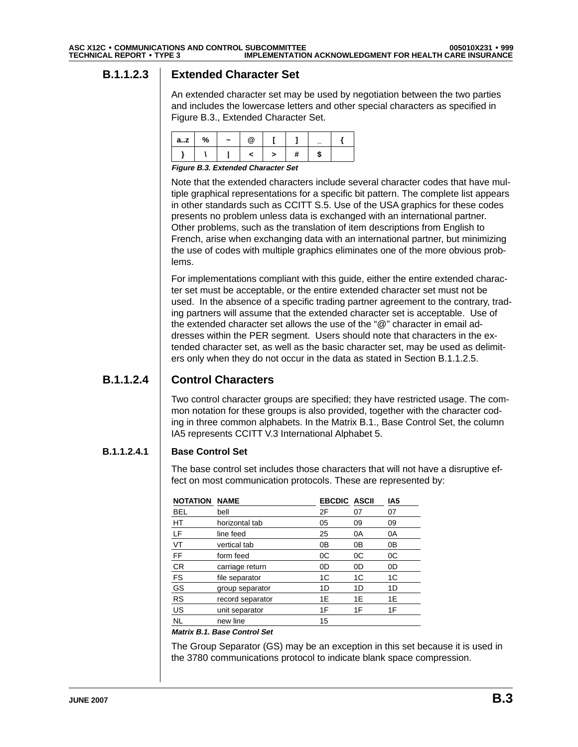## B.1.1.2.3 Extended Character Set

An extended character set may be used by negotiation between the two parties and includes the lowercase letters and other special characters as specified in Figure B.3., Extended Character Set.

| a..z | % | ~ | @ | [ | ] | _ | { |
|---|---|---|---|---|---|---|---|
| } | \ | \| | < | > | # | $ | |

*Figure B.3. Extended Character Set*

Note that the extended characters include several character codes that have multiple graphical representations for a specific bit pattern. The complete list appears in other standards such as CCITT S.5. Use of the USA graphics for these codes presents no problem unless data is exchanged with an international partner. Other problems, such as the translation of item descriptions from English to French, arise when exchanging data with an international partner, but minimizing the use of codes with multiple graphics eliminates one of the more obvious problems.

For implementations compliant with this guide, either the entire extended character set must be acceptable, or the entire extended character set must not be used. In the absence of a specific trading partner agreement to the contrary, trading partners will assume that the extended character set is acceptable. Use of the extended character set allows the use of the "@" character in email addresses within the PER segment. Users should note that characters in the extended character set, as well as the basic character set, may be used as delimiters only when they do not occur in the data as stated in Section B.1.1.2.5.

## B.1.1.2.4 Control Characters

Two control character groups are specified; they have restricted usage. The common notation for these groups is also provided, together with the character coding in three common alphabets. In the Matrix B.1., Base Control Set, the column IA5 represents CCITT V.3 International Alphabet 5.

### B.1.1.2.4.1 Base Control Set

The base control set includes those characters that will not have a disruptive effect on most communication protocols. These are represented by:

| NOTATION | NAME | EBCDIC | ASCII | IA5 |
|---|---|---|---|---|
| BEL | bell | 2F | 07 | 07 |
| HT | horizontal tab | 05 | 09 | 09 |
| LF | line feed | 25 | 0A | 0A |
| VT | vertical tab | 0B | 0B | 0B |
| FF | form feed | 0C | 0C | 0C |
| CR | carriage return | 0D | 0D | 0D |
| FS | file separator | 1C | 1C | 1C |
| GS | group separator | 1D | 1D | 1D |
| RS | record separator | 1E | 1E | 1E |
| US | unit separator | 1F | 1F | 1F |
| NL | new line | 15 | | |

*Matrix B.1. Base Control Set*

The Group Separator (GS) may be an exception in this set because it is used in the 3780 communications protocol to indicate blank space compression.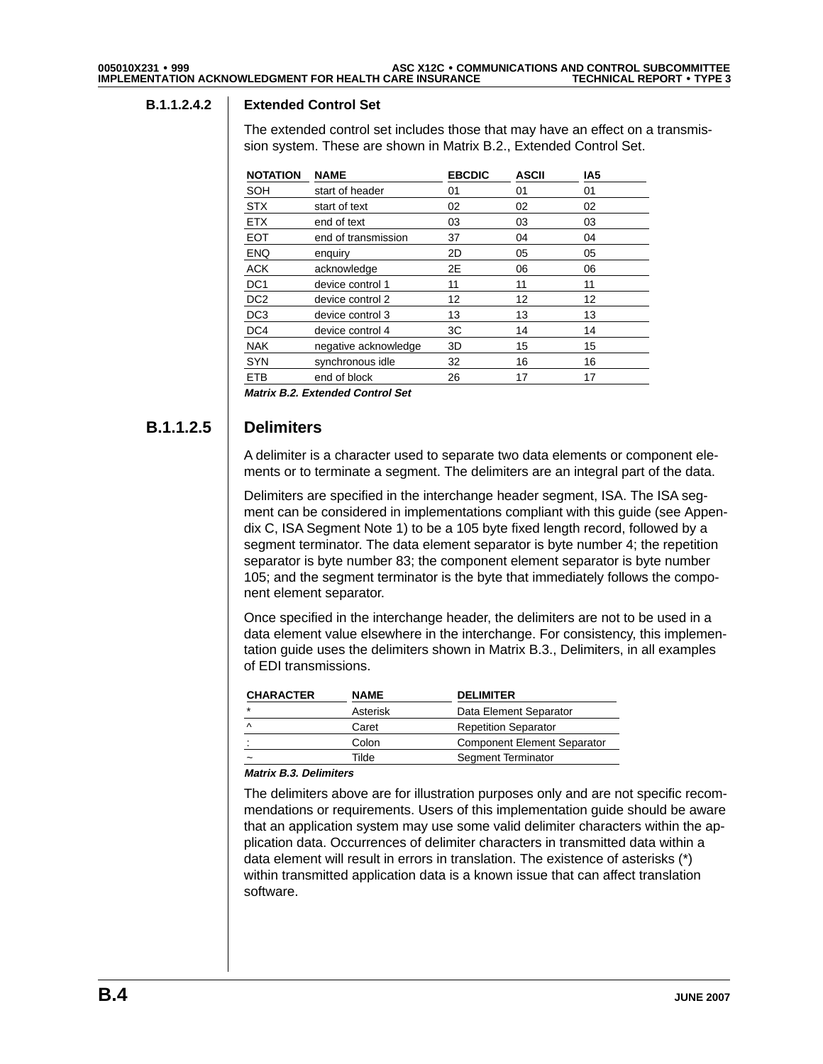### B.1.1.2.4.2 Extended Control Set

The extended control set includes those that may have an effect on a transmission system. These are shown in Matrix B.2., Extended Control Set.

| NOTATION | NAME | EBCDIC | ASCII | IA5 |
|---|---|---|---|---|
| SOH | start of header | 01 | 01 | 01 |
| STX | start of text | 02 | 02 | 02 |
| ETX | end of text | 03 | 03 | 03 |
| EOT | end of transmission | 37 | 04 | 04 |
| ENQ | enquiry | 2D | 05 | 05 |
| ACK | acknowledge | 2E | 06 | 06 |
| DC1 | device control 1 | 11 | 11 | 11 |
| DC2 | device control 2 | 12 | 12 | 12 |
| DC3 | device control 3 | 13 | 13 | 13 |
| DC4 | device control 4 | 3C | 14 | 14 |
| NAK | negative acknowledge | 3D | 15 | 15 |
| SYN | synchronous idle | 32 | 16 | 16 |
| ETB | end of block | 26 | 17 | 17 |

***Matrix B.2. Extended Control Set***

## B.1.1.2.5 Delimiters

A delimiter is a character used to separate two data elements or component elements or to terminate a segment. The delimiters are an integral part of the data.

Delimiters are specified in the interchange header segment, ISA. The ISA segment can be considered in implementations compliant with this guide (see Appendix C, ISA Segment Note 1) to be a 105 byte fixed length record, followed by a segment terminator. The data element separator is byte number 4; the repetition separator is byte number 83; the component element separator is byte number 105; and the segment terminator is the byte that immediately follows the component element separator.

Once specified in the interchange header, the delimiters are not to be used in a data element value elsewhere in the interchange. For consistency, this implementation guide uses the delimiters shown in Matrix B.3., Delimiters, in all examples of EDI transmissions.

| CHARACTER | NAME | DELIMITER |
|---|---|---|
| * | Asterisk | Data Element Separator |
| ^ | Caret | Repetition Separator |
| : | Colon | Component Element Separator |
| ~ | Tilde | Segment Terminator |

***Matrix B.3. Delimiters***

The delimiters above are for illustration purposes only and are not specific recommendations or requirements. Users of this implementation guide should be aware that an application system may use some valid delimiter characters within the application data. Occurrences of delimiter characters in transmitted data within a data element will result in errors in translation. The existence of asterisks (*) within transmitted application data is a known issue that can affect translation software.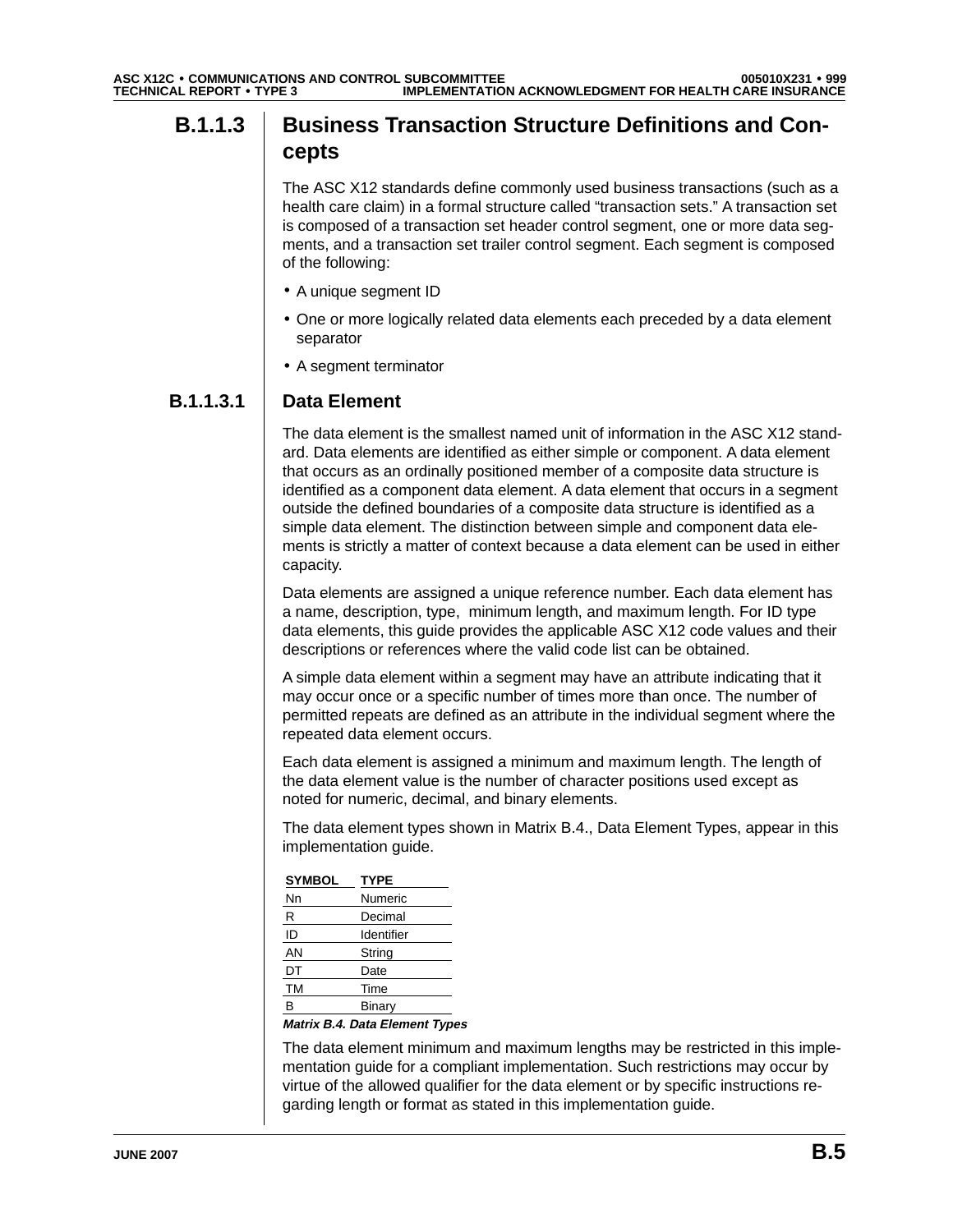### B.1.1.3 Business Transaction Structure Definitions and Concepts

The ASC X12 standards define commonly used business transactions (such as a health care claim) in a formal structure called “transaction sets.” A transaction set is composed of a transaction set header control segment, one or more data segments, and a transaction set trailer control segment. Each segment is composed of the following:

- A unique segment ID
- One or more logically related data elements each preceded by a data element separator
- A segment terminator

#### B.1.1.3.1 Data Element

The data element is the smallest named unit of information in the ASC X12 standard. Data elements are identified as either simple or component. A data element that occurs as an ordinally positioned member of a composite data structure is identified as a component data element. A data element that occurs in a segment outside the defined boundaries of a composite data structure is identified as a simple data element. The distinction between simple and component data elements is strictly a matter of context because a data element can be used in either capacity.

Data elements are assigned a unique reference number. Each data element has a name, description, type, minimum length, and maximum length. For ID type data elements, this guide provides the applicable ASC X12 code values and their descriptions or references where the valid code list can be obtained.

A simple data element within a segment may have an attribute indicating that it may occur once or a specific number of times more than once. The number of permitted repeats are defined as an attribute in the individual segment where the repeated data element occurs.

Each data element is assigned a minimum and maximum length. The length of the data element value is the number of character positions used except as noted for numeric, decimal, and binary elements.

The data element types shown in Matrix B.4., Data Element Types, appear in this implementation guide.

| SYMBOL | TYPE |
|---|---|
| Nn | Numeric |
| R | Decimal |
| ID | Identifier |
| AN | String |
| DT | Date |
| TM | Time |
| B | Binary |

***Matrix B.4. Data Element Types***

The data element minimum and maximum lengths may be restricted in this implementation guide for a compliant implementation. Such restrictions may occur by virtue of the allowed qualifier for the data element or by specific instructions regarding length or format as stated in this implementation guide.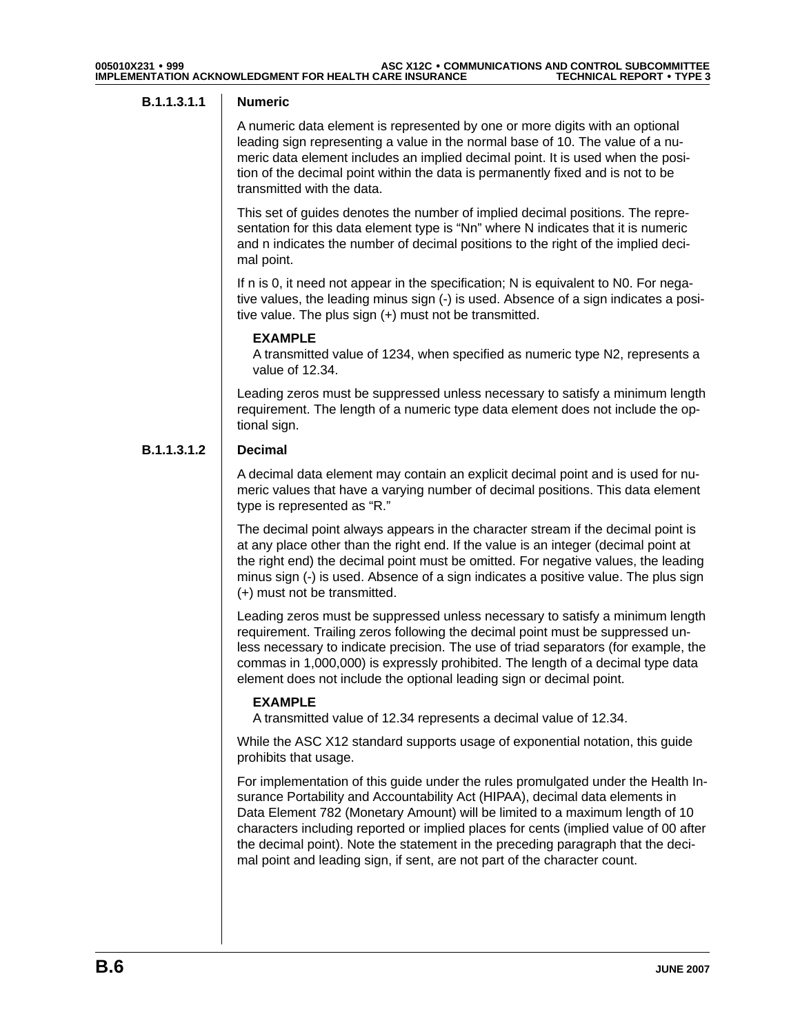#### B.1.1.3.1.1 Numeric

A numeric data element is represented by one or more digits with an optional leading sign representing a value in the normal base of 10. The value of a numeric data element includes an implied decimal point. It is used when the position of the decimal point within the data is permanently fixed and is not to be transmitted with the data.

This set of guides denotes the number of implied decimal positions. The representation for this data element type is "Nn" where N indicates that it is numeric and n indicates the number of decimal positions to the right of the implied decimal point.

If n is 0, it need not appear in the specification; N is equivalent to N0. For negative values, the leading minus sign (-) is used. Absence of a sign indicates a positive value. The plus sign (+) must not be transmitted.

> **EXAMPLE**
> A transmitted value of 1234, when specified as numeric type N2, represents a value of 12.34.

Leading zeros must be suppressed unless necessary to satisfy a minimum length requirement. The length of a numeric type data element does not include the optional sign.

#### B.1.1.3.1.2 Decimal

A decimal data element may contain an explicit decimal point and is used for numeric values that have a varying number of decimal positions. This data element type is represented as "R."

The decimal point always appears in the character stream if the decimal point is at any place other than the right end. If the value is an integer (decimal point at the right end) the decimal point must be omitted. For negative values, the leading minus sign (-) is used. Absence of a sign indicates a positive value. The plus sign (+) must not be transmitted.

Leading zeros must be suppressed unless necessary to satisfy a minimum length requirement. Trailing zeros following the decimal point must be suppressed unless necessary to indicate precision. The use of triad separators (for example, the commas in 1,000,000) is expressly prohibited. The length of a decimal type data element does not include the optional leading sign or decimal point.

> **EXAMPLE**
> A transmitted value of 12.34 represents a decimal value of 12.34.

While the ASC X12 standard supports usage of exponential notation, this guide prohibits that usage.

For implementation of this guide under the rules promulgated under the Health Insurance Portability and Accountability Act (HIPAA), decimal data elements in Data Element 782 (Monetary Amount) will be limited to a maximum length of 10 characters including reported or implied places for cents (implied value of 00 after the decimal point). Note the statement in the preceding paragraph that the decimal point and leading sign, if sent, are not part of the character count.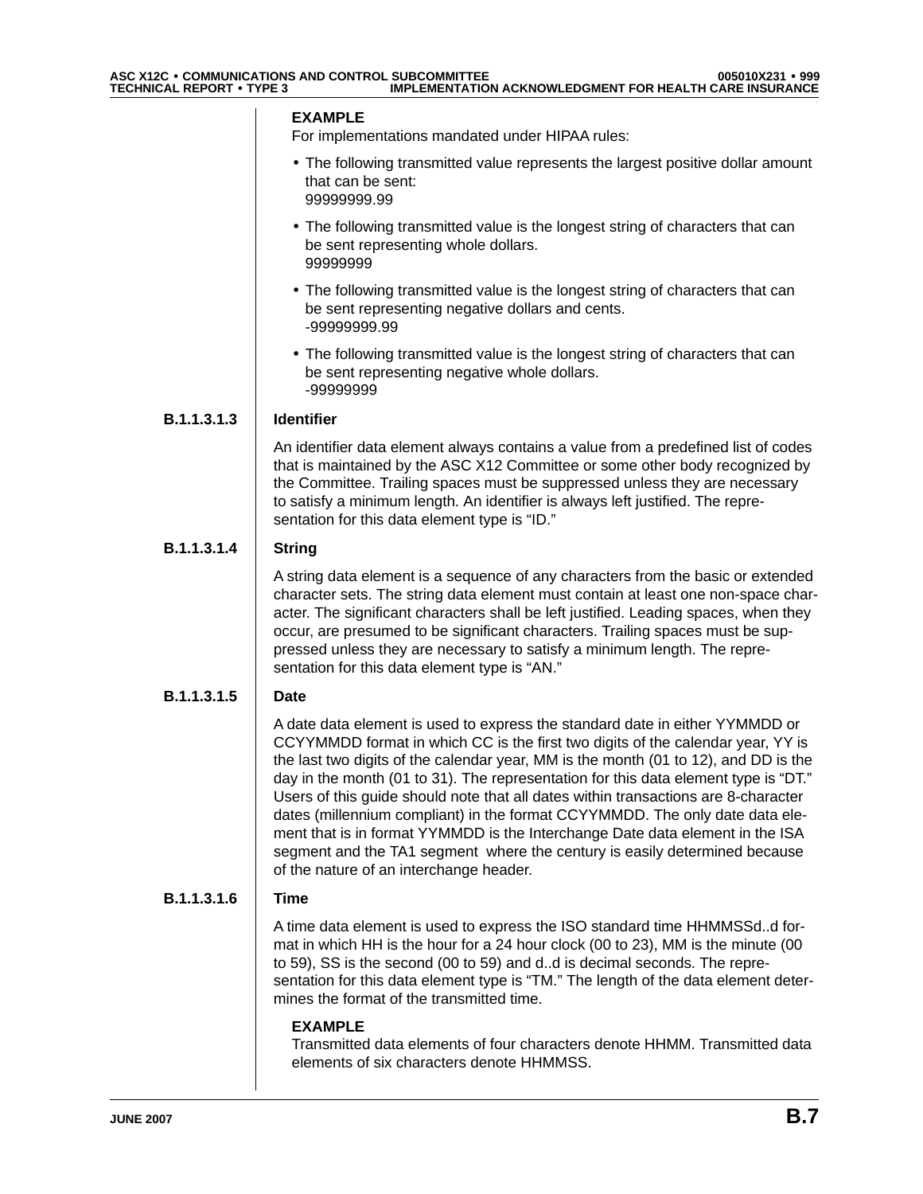**EXAMPLE**

For implementations mandated under HIPAA rules:

- The following transmitted value represents the largest positive dollar amount that can be sent:
  99999999.99
- The following transmitted value is the longest string of characters that can be sent representing whole dollars.
  99999999
- The following transmitted value is the longest string of characters that can be sent representing negative dollars and cents.
  -99999999.99
- The following transmitted value is the longest string of characters that can be sent representing negative whole dollars.
  -99999999

#### B.1.1.3.1.3 Identifier

An identifier data element always contains a value from a predefined list of codes that is maintained by the ASC X12 Committee or some other body recognized by the Committee. Trailing spaces must be suppressed unless they are necessary to satisfy a minimum length. An identifier is always left justified. The representation for this data element type is "ID."

#### B.1.1.3.1.4 String

A string data element is a sequence of any characters from the basic or extended character sets. The string data element must contain at least one non-space character. The significant characters shall be left justified. Leading spaces, when they occur, are presumed to be significant characters. Trailing spaces must be suppressed unless they are necessary to satisfy a minimum length. The representation for this data element type is "AN."

#### B.1.1.3.1.5 Date

A date data element is used to express the standard date in either YYMMDD or CCYYMMDD format in which CC is the first two digits of the calendar year, YY is the last two digits of the calendar year, MM is the month (01 to 12), and DD is the day in the month (01 to 31). The representation for this data element type is "DT." Users of this guide should note that all dates within transactions are 8-character dates (millennium compliant) in the format CCYYMMDD. The only date data element that is in format YYMMDD is the Interchange Date data element in the ISA segment and the TA1 segment where the century is easily determined because of the nature of an interchange header.

#### B.1.1.3.1.6 Time

A time data element is used to express the ISO standard time HHMMSSd..d format in which HH is the hour for a 24 hour clock (00 to 23), MM is the minute (00 to 59), SS is the second (00 to 59) and d..d is decimal seconds. The representation for this data element type is "TM." The length of the data element determines the format of the transmitted time.

**EXAMPLE**

Transmitted data elements of four characters denote HHMM. Transmitted data elements of six characters denote HHMMSS.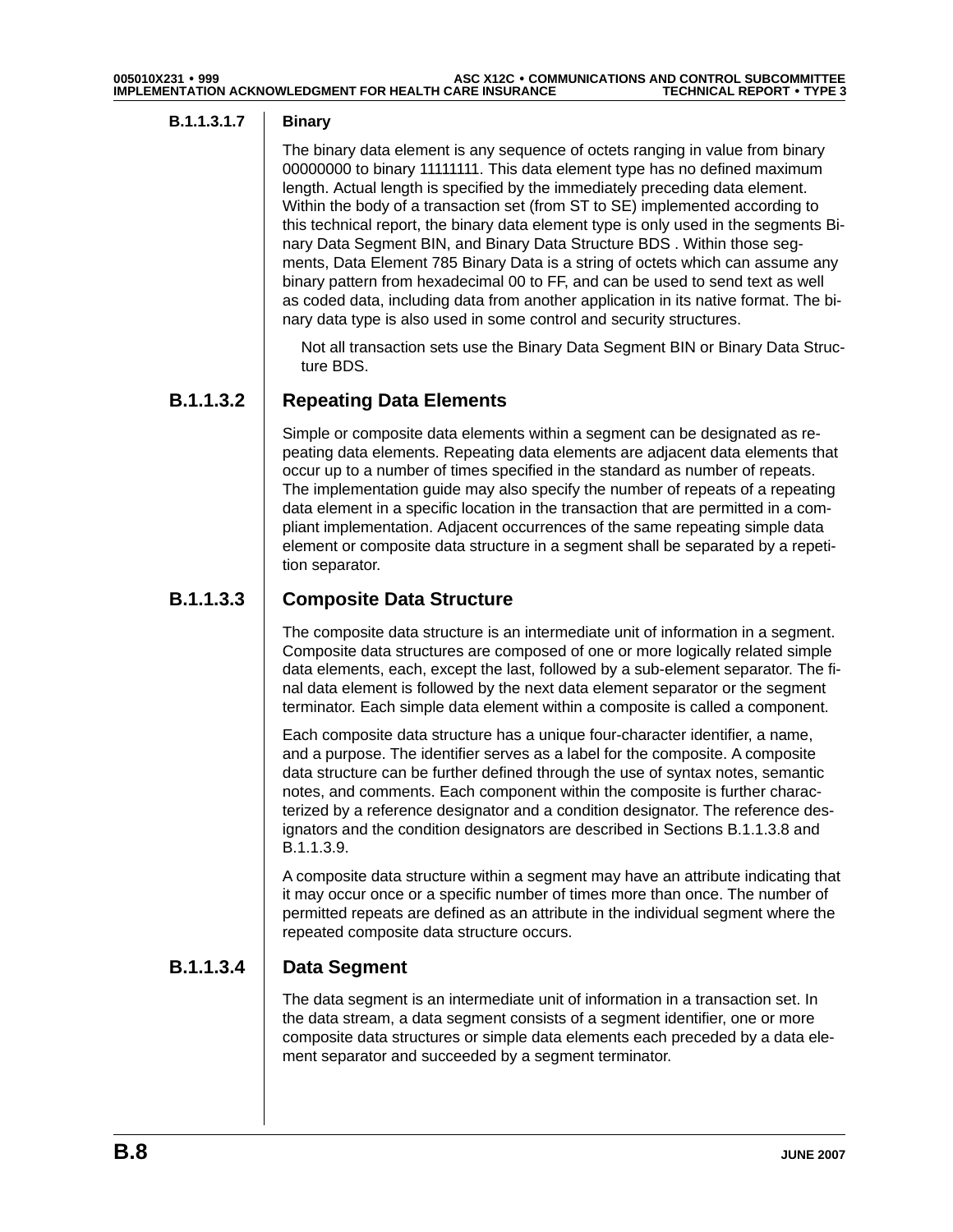#### B.1.1.3.1.7 Binary

The binary data element is any sequence of octets ranging in value from binary 00000000 to binary 11111111. This data element type has no defined maximum length. Actual length is specified by the immediately preceding data element. Within the body of a transaction set (from ST to SE) implemented according to this technical report, the binary data element type is only used in the segments Binary Data Segment BIN, and Binary Data Structure BDS . Within those segments, Data Element 785 Binary Data is a string of octets which can assume any binary pattern from hexadecimal 00 to FF, and can be used to send text as well as coded data, including data from another application in its native format. The binary data type is also used in some control and security structures.

Not all transaction sets use the Binary Data Segment BIN or Binary Data Structure BDS.

### B.1.1.3.2 Repeating Data Elements

Simple or composite data elements within a segment can be designated as repeating data elements. Repeating data elements are adjacent data elements that occur up to a number of times specified in the standard as number of repeats. The implementation guide may also specify the number of repeats of a repeating data element in a specific location in the transaction that are permitted in a compliant implementation. Adjacent occurrences of the same repeating simple data element or composite data structure in a segment shall be separated by a repetition separator.

### B.1.1.3.3 Composite Data Structure

The composite data structure is an intermediate unit of information in a segment. Composite data structures are composed of one or more logically related simple data elements, each, except the last, followed by a sub-element separator. The final data element is followed by the next data element separator or the segment terminator. Each simple data element within a composite is called a component.

Each composite data structure has a unique four-character identifier, a name, and a purpose. The identifier serves as a label for the composite. A composite data structure can be further defined through the use of syntax notes, semantic notes, and comments. Each component within the composite is further characterized by a reference designator and a condition designator. The reference designators and the condition designators are described in Sections B.1.1.3.8 and B.1.1.3.9.

A composite data structure within a segment may have an attribute indicating that it may occur once or a specific number of times more than once. The number of permitted repeats are defined as an attribute in the individual segment where the repeated composite data structure occurs.

### B.1.1.3.4 Data Segment

The data segment is an intermediate unit of information in a transaction set. In the data stream, a data segment consists of a segment identifier, one or more composite data structures or simple data elements each preceded by a data element separator and succeeded by a segment terminator.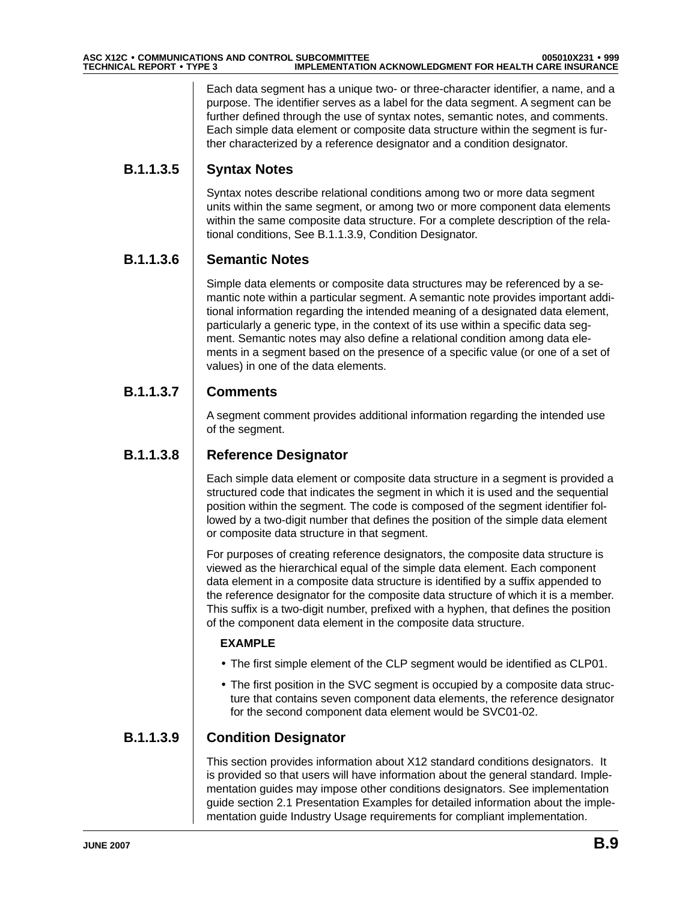Each data segment has a unique two- or three-character identifier, a name, and a purpose. The identifier serves as a label for the data segment. A segment can be further defined through the use of syntax notes, semantic notes, and comments. Each simple data element or composite data structure within the segment is further characterized by a reference designator and a condition designator.

### B.1.1.3.5 Syntax Notes

Syntax notes describe relational conditions among two or more data segment units within the same segment, or among two or more component data elements within the same composite data structure. For a complete description of the relational conditions, See B.1.1.3.9, Condition Designator.

### B.1.1.3.6 Semantic Notes

Simple data elements or composite data structures may be referenced by a semantic note within a particular segment. A semantic note provides important additional information regarding the intended meaning of a designated data element, particularly a generic type, in the context of its use within a specific data segment. Semantic notes may also define a relational condition among data elements in a segment based on the presence of a specific value (or one of a set of values) in one of the data elements.

### B.1.1.3.7 Comments

A segment comment provides additional information regarding the intended use of the segment.

### B.1.1.3.8 Reference Designator

Each simple data element or composite data structure in a segment is provided a structured code that indicates the segment in which it is used and the sequential position within the segment. The code is composed of the segment identifier followed by a two-digit number that defines the position of the simple data element or composite data structure in that segment.

For purposes of creating reference designators, the composite data structure is viewed as the hierarchical equal of the simple data element. Each component data element in a composite data structure is identified by a suffix appended to the reference designator for the composite data structure of which it is a member. This suffix is a two-digit number, prefixed with a hyphen, that defines the position of the component data element in the composite data structure.

**EXAMPLE**

- The first simple element of the CLP segment would be identified as CLP01.
- The first position in the SVC segment is occupied by a composite data structure that contains seven component data elements, the reference designator for the second component data element would be SVC01-02.

### B.1.1.3.9 Condition Designator

This section provides information about X12 standard conditions designators. It is provided so that users will have information about the general standard. Implementation guides may impose other conditions designators. See implementation guide section 2.1 Presentation Examples for detailed information about the implementation guide Industry Usage requirements for compliant implementation.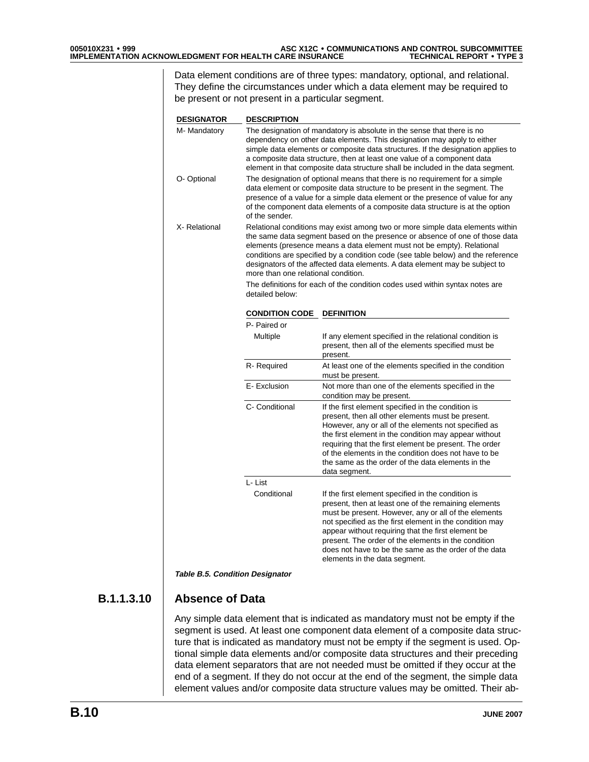Data element conditions are of three types: mandatory, optional, and relational. They define the circumstances under which a data element may be required to be present or not present in a particular segment.

| DESIGNATOR | DESCRIPTION |
|---|---|
| M- Mandatory | The designation of mandatory is absolute in the sense that there is no dependency on other data elements. This designation may apply to either simple data elements or composite data structures. If the designation applies to a composite data structure, then at least one value of a component data element in that composite data structure shall be included in the data segment. |
| O- Optional | The designation of optional means that there is no requirement for a simple data element or composite data structure to be present in the segment. The presence of a value for a simple data element or the presence of value for any of the component data elements of a composite data structure is at the option of the sender. |
| X- Relational | Relational conditions may exist among two or more simple data elements within the same data segment based on the presence or absence of one of those data elements (presence means a data element must not be empty). Relational conditions are specified by a condition code (see table below) and the reference designators of the affected data elements. A data element may be subject to more than one relational condition.<br><br>The definitions for each of the condition codes used within syntax notes are detailed below: |

| CONDITION CODE | DEFINITION |
|---|---|
| P- Paired or Multiple | If any element specified in the relational condition is present, then all of the elements specified must be present. |
| R- Required | At least one of the elements specified in the condition must be present. |
| E- Exclusion | Not more than one of the elements specified in the condition may be present. |
| C- Conditional | If the first element specified in the condition is present, then all other elements must be present. However, any or all of the elements not specified as the first element in the condition may appear without requiring that the first element be present. The order of the elements in the condition does not have to be the same as the order of the data elements in the data segment. |
| L- List Conditional | If the first element specified in the condition is present, then at least one of the remaining elements must be present. However, any or all of the elements not specified as the first element in the condition may appear without requiring that the first element be present. The order of the elements in the condition does not have to be the same as the order of the data elements in the data segment. |

***Table B.5. Condition Designator***

## B.1.1.3.10 Absence of Data

Any simple data element that is indicated as mandatory must not be empty if the segment is used. At least one component data element of a composite data structure that is indicated as mandatory must not be empty if the segment is used. Optional simple data elements and/or composite data structures and their preceding data element separators that are not needed must be omitted if they occur at the end of a segment. If they do not occur at the end of the segment, the simple data element values and/or composite data structure values may be omitted. Their ab-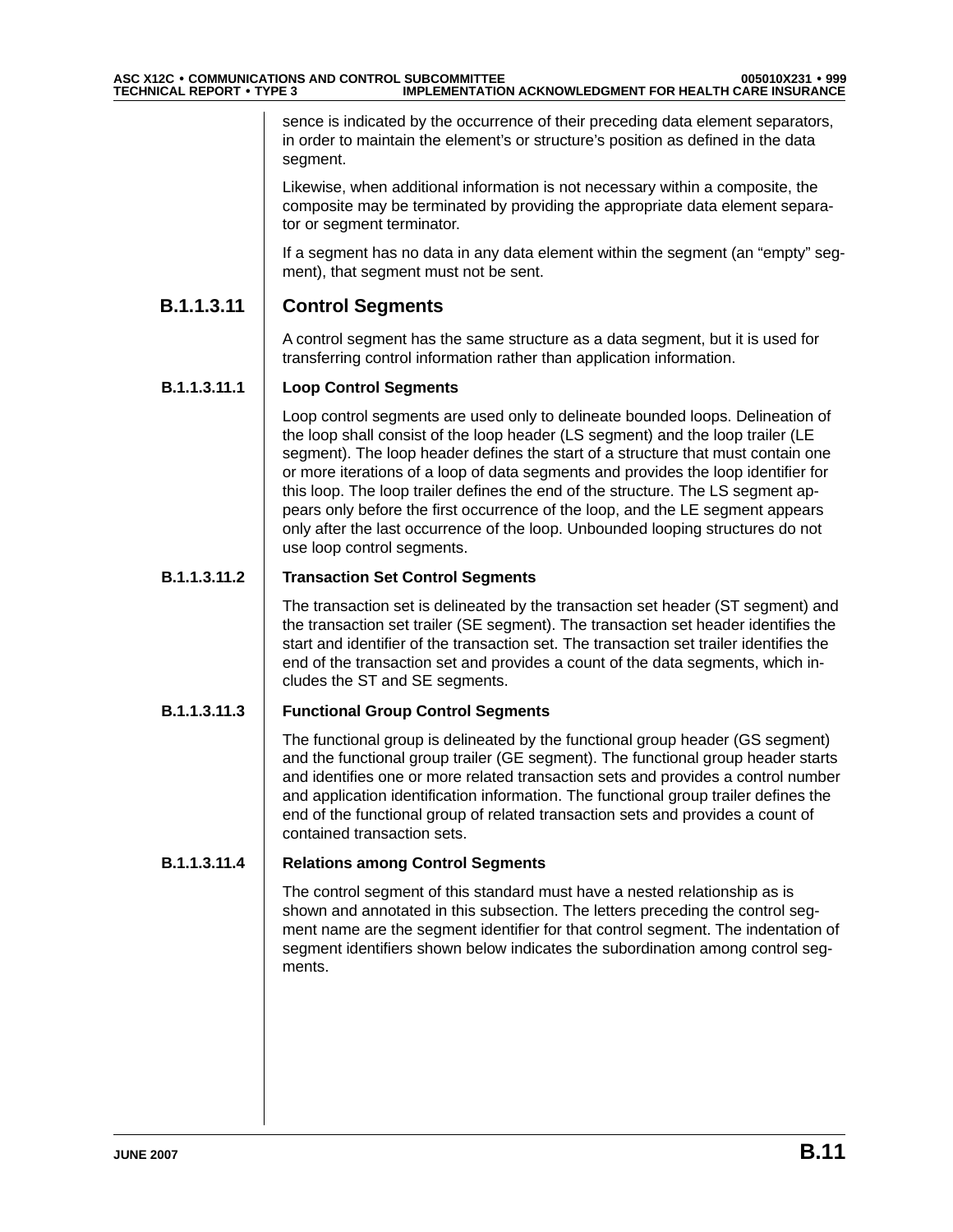sence is indicated by the occurrence of their preceding data element separators, in order to maintain the element's or structure's position as defined in the data segment.

Likewise, when additional information is not necessary within a composite, the composite may be terminated by providing the appropriate data element separator or segment terminator.

If a segment has no data in any data element within the segment (an "empty" segment), that segment must not be sent.

## B.1.1.3.11 Control Segments

A control segment has the same structure as a data segment, but it is used for transferring control information rather than application information.

### B.1.1.3.11.1 Loop Control Segments

Loop control segments are used only to delineate bounded loops. Delineation of the loop shall consist of the loop header (LS segment) and the loop trailer (LE segment). The loop header defines the start of a structure that must contain one or more iterations of a loop of data segments and provides the loop identifier for this loop. The loop trailer defines the end of the structure. The LS segment appears only before the first occurrence of the loop, and the LE segment appears only after the last occurrence of the loop. Unbounded looping structures do not use loop control segments.

### B.1.1.3.11.2 Transaction Set Control Segments

The transaction set is delineated by the transaction set header (ST segment) and the transaction set trailer (SE segment). The transaction set header identifies the start and identifier of the transaction set. The transaction set trailer identifies the end of the transaction set and provides a count of the data segments, which includes the ST and SE segments.

### B.1.1.3.11.3 Functional Group Control Segments

The functional group is delineated by the functional group header (GS segment) and the functional group trailer (GE segment). The functional group header starts and identifies one or more related transaction sets and provides a control number and application identification information. The functional group trailer defines the end of the functional group of related transaction sets and provides a count of contained transaction sets.

### B.1.1.3.11.4 Relations among Control Segments

The control segment of this standard must have a nested relationship as is shown and annotated in this subsection. The letters preceding the control segment name are the segment identifier for that control segment. The indentation of segment identifiers shown below indicates the subordination among control segments.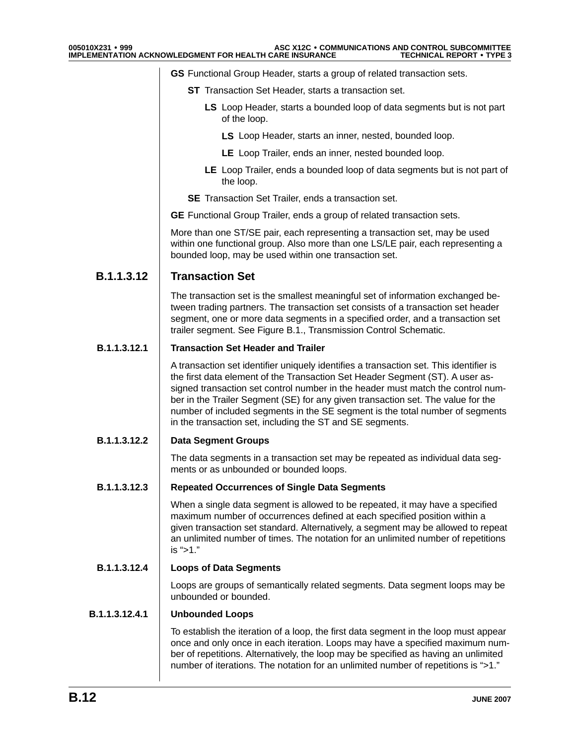**GS** Functional Group Header, starts a group of related transaction sets.

- **ST** Transaction Set Header, starts a transaction set.
  - **LS** Loop Header, starts a bounded loop of data segments but is not part of the loop.
    - **LS** Loop Header, starts an inner, nested, bounded loop.
    - **LE** Loop Trailer, ends an inner, nested bounded loop.
  - **LE** Loop Trailer, ends a bounded loop of data segments but is not part of the loop.
- **SE** Transaction Set Trailer, ends a transaction set.

**GE** Functional Group Trailer, ends a group of related transaction sets.

More than one ST/SE pair, each representing a transaction set, may be used within one functional group. Also more than one LS/LE pair, each representing a bounded loop, may be used within one transaction set.

## B.1.1.3.12 Transaction Set

The transaction set is the smallest meaningful set of information exchanged between trading partners. The transaction set consists of a transaction set header segment, one or more data segments in a specified order, and a transaction set trailer segment. See Figure B.1., Transmission Control Schematic.

### B.1.1.3.12.1 Transaction Set Header and Trailer

A transaction set identifier uniquely identifies a transaction set. This identifier is the first data element of the Transaction Set Header Segment (ST). A user assigned transaction set control number in the header must match the control number in the Trailer Segment (SE) for any given transaction set. The value for the number of included segments in the SE segment is the total number of segments in the transaction set, including the ST and SE segments.

### B.1.1.3.12.2 Data Segment Groups

The data segments in a transaction set may be repeated as individual data segments or as unbounded or bounded loops.

### B.1.1.3.12.3 Repeated Occurrences of Single Data Segments

When a single data segment is allowed to be repeated, it may have a specified maximum number of occurrences defined at each specified position within a given transaction set standard. Alternatively, a segment may be allowed to repeat an unlimited number of times. The notation for an unlimited number of repetitions is ">1."

### B.1.1.3.12.4 Loops of Data Segments

Loops are groups of semantically related segments. Data segment loops may be unbounded or bounded.

#### B.1.1.3.12.4.1 Unbounded Loops

To establish the iteration of a loop, the first data segment in the loop must appear once and only once in each iteration. Loops may have a specified maximum number of repetitions. Alternatively, the loop may be specified as having an unlimited number of iterations. The notation for an unlimited number of repetitions is ">1."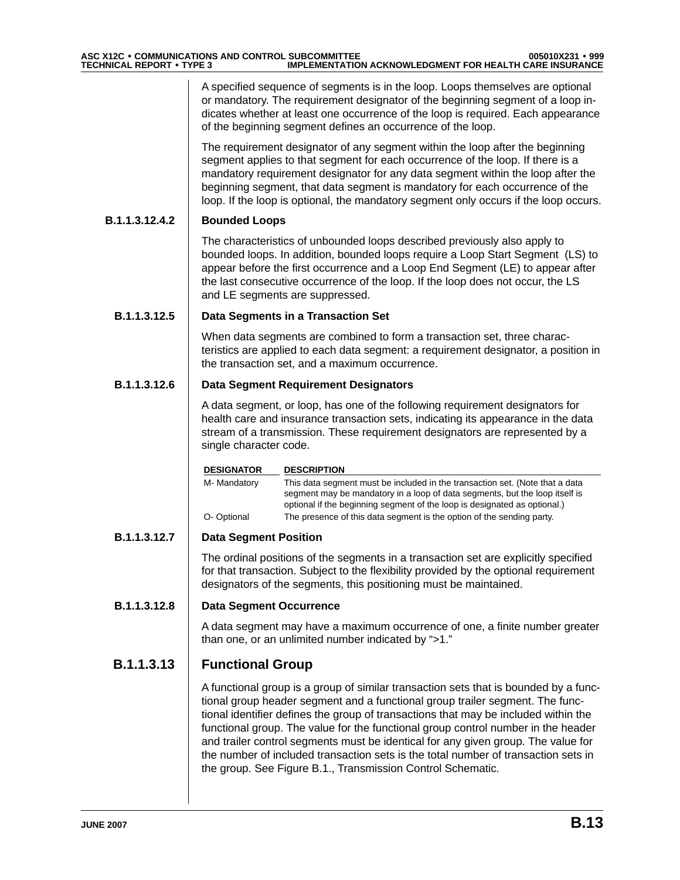A specified sequence of segments is in the loop. Loops themselves are optional or mandatory. The requirement designator of the beginning segment of a loop indicates whether at least one occurrence of the loop is required. Each appearance of the beginning segment defines an occurrence of the loop.

The requirement designator of any segment within the loop after the beginning segment applies to that segment for each occurrence of the loop. If there is a mandatory requirement designator for any data segment within the loop after the beginning segment, that data segment is mandatory for each occurrence of the loop. If the loop is optional, the mandatory segment only occurs if the loop occurs.

#### B.1.1.3.12.4.2 Bounded Loops

The characteristics of unbounded loops described previously also apply to bounded loops. In addition, bounded loops require a Loop Start Segment (LS) to appear before the first occurrence and a Loop End Segment (LE) to appear after the last consecutive occurrence of the loop. If the loop does not occur, the LS and LE segments are suppressed.

#### B.1.1.3.12.5 Data Segments in a Transaction Set

When data segments are combined to form a transaction set, three characteristics are applied to each data segment: a requirement designator, a position in the transaction set, and a maximum occurrence.

#### B.1.1.3.12.6 Data Segment Requirement Designators

A data segment, or loop, has one of the following requirement designators for health care and insurance transaction sets, indicating its appearance in the data stream of a transmission. These requirement designators are represented by a single character code.

| DESIGNATOR | DESCRIPTION |
| --- | --- |
| M- Mandatory | This data segment must be included in the transaction set. (Note that a data segment may be mandatory in a loop of data segments, but the loop itself is optional if the beginning segment of the loop is designated as optional.) |
| O- Optional | The presence of this data segment is the option of the sending party. |

#### B.1.1.3.12.7 Data Segment Position

The ordinal positions of the segments in a transaction set are explicitly specified for that transaction. Subject to the flexibility provided by the optional requirement designators of the segments, this positioning must be maintained.

#### B.1.1.3.12.8 Data Segment Occurrence

A data segment may have a maximum occurrence of one, a finite number greater than one, or an unlimited number indicated by ">1."

### B.1.1.3.13 Functional Group

A functional group is a group of similar transaction sets that is bounded by a functional group header segment and a functional group trailer segment. The functional identifier defines the group of transactions that may be included within the functional group. The value for the functional group control number in the header and trailer control segments must be identical for any given group. The value for the number of included transaction sets is the total number of transaction sets in the group. See Figure B.1., Transmission Control Schematic.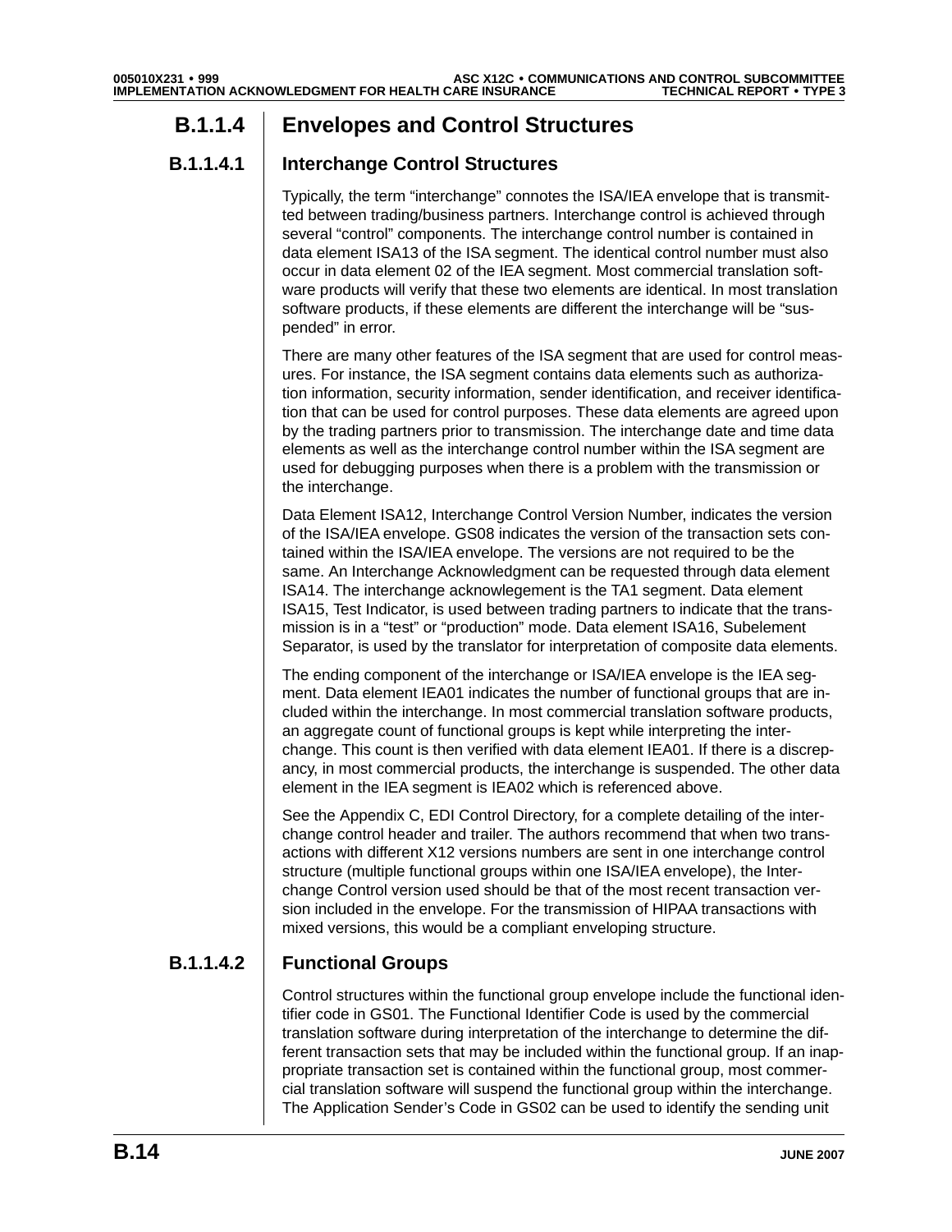## B.1.1.4 Envelopes and Control Structures

### B.1.1.4.1 Interchange Control Structures

Typically, the term "interchange" connotes the ISA/IEA envelope that is transmitted between trading/business partners. Interchange control is achieved through several "control" components. The interchange control number is contained in data element ISA13 of the ISA segment. The identical control number must also occur in data element 02 of the IEA segment. Most commercial translation software products will verify that these two elements are identical. In most translation software products, if these elements are different the interchange will be "suspended" in error.

There are many other features of the ISA segment that are used for control measures. For instance, the ISA segment contains data elements such as authorization information, security information, sender identification, and receiver identification that can be used for control purposes. These data elements are agreed upon by the trading partners prior to transmission. The interchange date and time data elements as well as the interchange control number within the ISA segment are used for debugging purposes when there is a problem with the transmission or the interchange.

Data Element ISA12, Interchange Control Version Number, indicates the version of the ISA/IEA envelope. GS08 indicates the version of the transaction sets contained within the ISA/IEA envelope. The versions are not required to be the same. An Interchange Acknowledgment can be requested through data element ISA14. The interchange acknowlegement is the TA1 segment. Data element ISA15, Test Indicator, is used between trading partners to indicate that the transmission is in a "test" or "production" mode. Data element ISA16, Subelement Separator, is used by the translator for interpretation of composite data elements.

The ending component of the interchange or ISA/IEA envelope is the IEA segment. Data element IEA01 indicates the number of functional groups that are included within the interchange. In most commercial translation software products, an aggregate count of functional groups is kept while interpreting the interchange. This count is then verified with data element IEA01. If there is a discrepancy, in most commercial products, the interchange is suspended. The other data element in the IEA segment is IEA02 which is referenced above.

See the Appendix C, EDI Control Directory, for a complete detailing of the interchange control header and trailer. The authors recommend that when two transactions with different X12 versions numbers are sent in one interchange control structure (multiple functional groups within one ISA/IEA envelope), the Interchange Control version used should be that of the most recent transaction version included in the envelope. For the transmission of HIPAA transactions with mixed versions, this would be a compliant enveloping structure.

### B.1.1.4.2 Functional Groups

Control structures within the functional group envelope include the functional identifier code in GS01. The Functional Identifier Code is used by the commercial translation software during interpretation of the interchange to determine the different transaction sets that may be included within the functional group. If an inappropriate transaction set is contained within the functional group, most commercial translation software will suspend the functional group within the interchange. The Application Sender's Code in GS02 can be used to identify the sending unit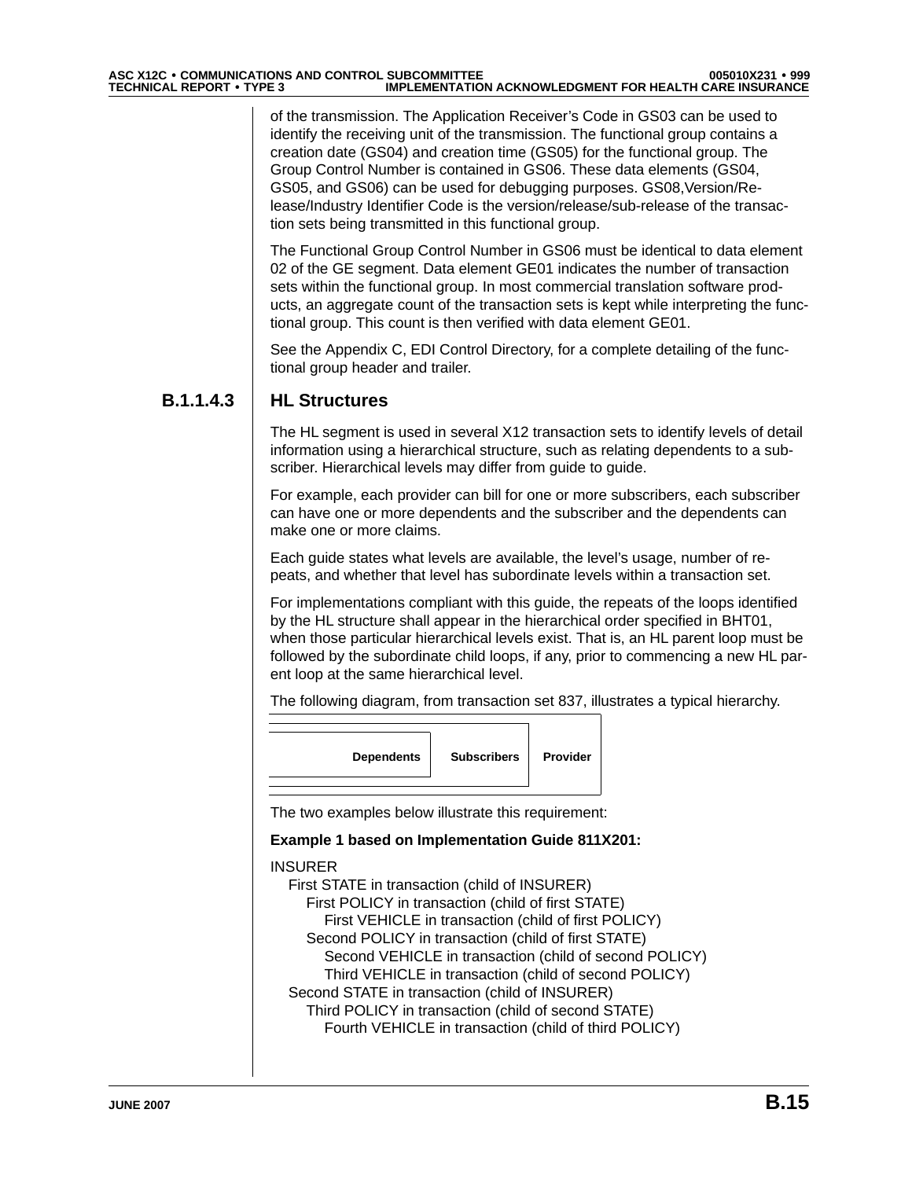of the transmission. The Application Receiver's Code in GS03 can be used to identify the receiving unit of the transmission. The functional group contains a creation date (GS04) and creation time (GS05) for the functional group. The Group Control Number is contained in GS06. These data elements (GS04, GS05, and GS06) can be used for debugging purposes. GS08,Version/Release/Industry Identifier Code is the version/release/sub-release of the transaction sets being transmitted in this functional group.

The Functional Group Control Number in GS06 must be identical to data element 02 of the GE segment. Data element GE01 indicates the number of transaction sets within the functional group. In most commercial translation software products, an aggregate count of the transaction sets is kept while interpreting the functional group. This count is then verified with data element GE01.

See the Appendix C, EDI Control Directory, for a complete detailing of the functional group header and trailer.

### B.1.1.4.3 HL Structures

The HL segment is used in several X12 transaction sets to identify levels of detail information using a hierarchical structure, such as relating dependents to a subscriber. Hierarchical levels may differ from guide to guide.

For example, each provider can bill for one or more subscribers, each subscriber can have one or more dependents and the subscriber and the dependents can make one or more claims.

Each guide states what levels are available, the level's usage, number of repeats, and whether that level has subordinate levels within a transaction set.

For implementations compliant with this guide, the repeats of the loops identified by the HL structure shall appear in the hierarchical order specified in BHT01, when those particular hierarchical levels exist. That is, an HL parent loop must be followed by the subordinate child loops, if any, prior to commencing a new HL parent loop at the same hierarchical level.

The following diagram, from transaction set 837, illustrates a typical hierarchy.

Dependents | Subscribers | Provider

The two examples below illustrate this requirement:

**Example 1 based on Implementation Guide 811X201:**

INSURER
- First STATE in transaction (child of INSURER)
  - First POLICY in transaction (child of first STATE)
    - First VEHICLE in transaction (child of first POLICY)
  - Second POLICY in transaction (child of first STATE)
    - Second VEHICLE in transaction (child of second POLICY)
    - Third VEHICLE in transaction (child of second POLICY)
- Second STATE in transaction (child of INSURER)
  - Third POLICY in transaction (child of second STATE)
    - Fourth VEHICLE in transaction (child of third POLICY)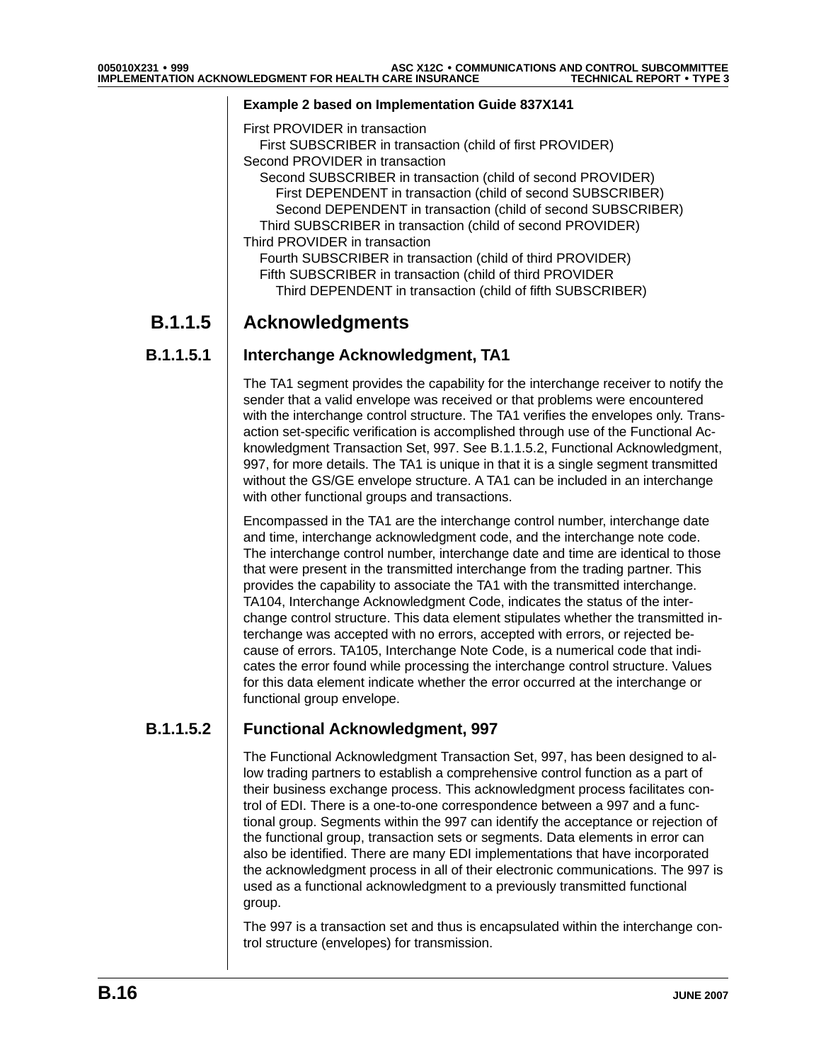**Example 2 based on Implementation Guide 837X141**

First PROVIDER in transaction
  First SUBSCRIBER in transaction (child of first PROVIDER)
Second PROVIDER in transaction
  Second SUBSCRIBER in transaction (child of second PROVIDER)
    First DEPENDENT in transaction (child of second SUBSCRIBER)
    Second DEPENDENT in transaction (child of second SUBSCRIBER)
  Third SUBSCRIBER in transaction (child of second PROVIDER)
Third PROVIDER in transaction
  Fourth SUBSCRIBER in transaction (child of third PROVIDER)
  Fifth SUBSCRIBER in transaction (child of third PROVIDER
    Third DEPENDENT in transaction (child of fifth SUBSCRIBER)

## B.1.1.5 Acknowledgments

### B.1.1.5.1 Interchange Acknowledgment, TA1

The TA1 segment provides the capability for the interchange receiver to notify the sender that a valid envelope was received or that problems were encountered with the interchange control structure. The TA1 verifies the envelopes only. Transaction set-specific verification is accomplished through use of the Functional Acknowledgment Transaction Set, 997. See B.1.1.5.2, Functional Acknowledgment, 997, for more details. The TA1 is unique in that it is a single segment transmitted without the GS/GE envelope structure. A TA1 can be included in an interchange with other functional groups and transactions.

Encompassed in the TA1 are the interchange control number, interchange date and time, interchange acknowledgment code, and the interchange note code. The interchange control number, interchange date and time are identical to those that were present in the transmitted interchange from the trading partner. This provides the capability to associate the TA1 with the transmitted interchange. TA104, Interchange Acknowledgment Code, indicates the status of the interchange control structure. This data element stipulates whether the transmitted interchange was accepted with no errors, accepted with errors, or rejected because of errors. TA105, Interchange Note Code, is a numerical code that indicates the error found while processing the interchange control structure. Values for this data element indicate whether the error occurred at the interchange or functional group envelope.

### B.1.1.5.2 Functional Acknowledgment, 997

The Functional Acknowledgment Transaction Set, 997, has been designed to allow trading partners to establish a comprehensive control function as a part of their business exchange process. This acknowledgment process facilitates control of EDI. There is a one-to-one correspondence between a 997 and a functional group. Segments within the 997 can identify the acceptance or rejection of the functional group, transaction sets or segments. Data elements in error can also be identified. There are many EDI implementations that have incorporated the acknowledgment process in all of their electronic communications. The 997 is used as a functional acknowledgment to a previously transmitted functional group.

The 997 is a transaction set and thus is encapsulated within the interchange control structure (envelopes) for transmission.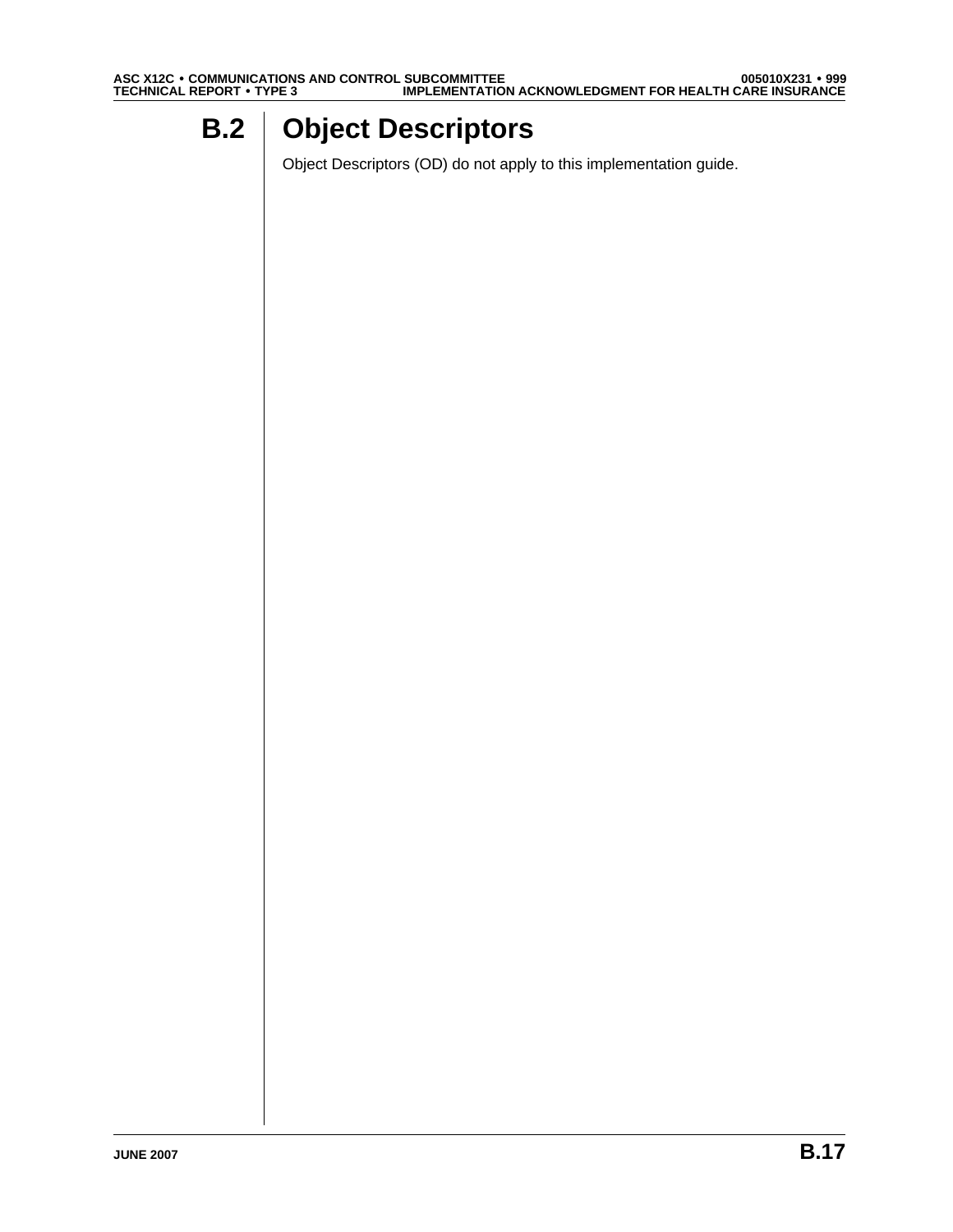# B.2 Object Descriptors

Object Descriptors (OD) do not apply to this implementation guide.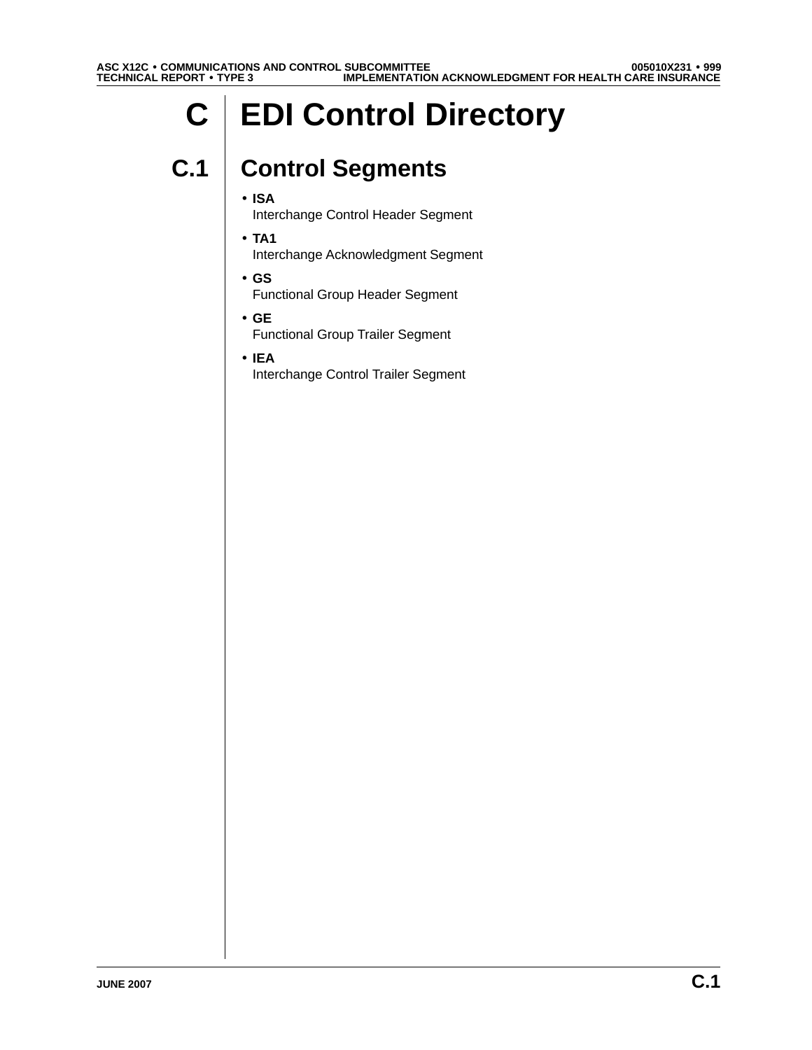# C EDI Control Directory

## C.1 Control Segments

- **ISA**
  Interchange Control Header Segment
- **TA1**
  Interchange Acknowledgment Segment
- **GS**
  Functional Group Header Segment
- **GE**
  Functional Group Trailer Segment
- **IEA**
  Interchange Control Trailer Segment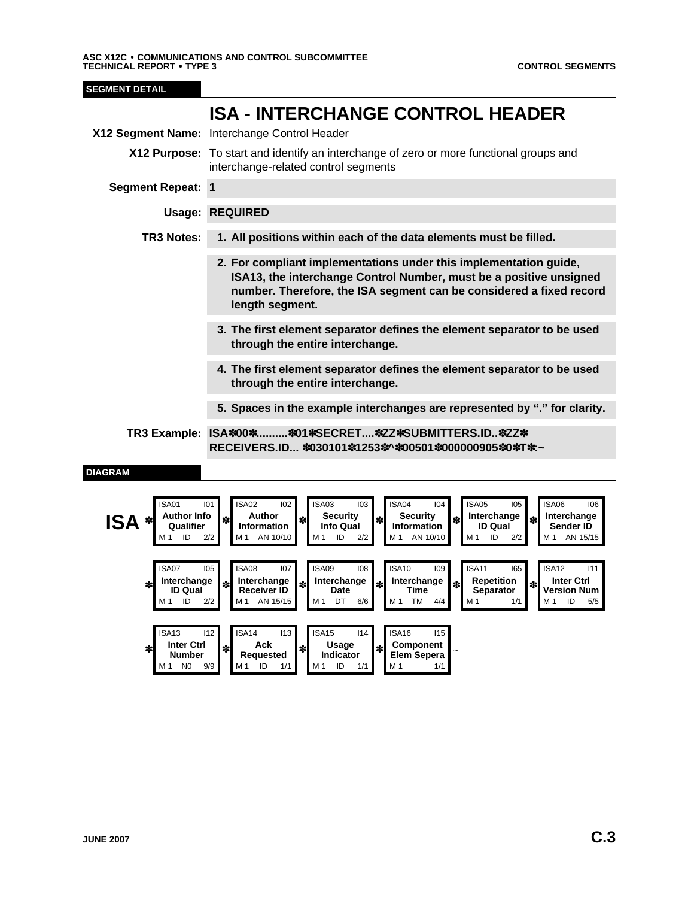**SEGMENT DETAIL**

# ISA - INTERCHANGE CONTROL HEADER

**X12 Segment Name:** Interchange Control Header

**X12 Purpose:** To start and identify an interchange of zero or more functional groups and interchange-related control segments

**Segment Repeat:** **1**

**Usage:** **REQUIRED**

**TR3 Notes:**

1. **All positions within each of the data elements must be filled.**
2. **For compliant implementations under this implementation guide, ISA13, the interchange Control Number, must be a positive unsigned number. Therefore, the ISA segment can be considered a fixed record length segment.**
3. **The first element separator defines the element separator to be used through the entire interchange.**
4. **The first element separator defines the element separator to be used through the entire interchange.**
5. **Spaces in the example interchanges are represented by "." for clarity.**

**TR3 Example:** **ISA✽00✽..........✽01✽SECRET....✽ZZ✽SUBMITTERS.ID..✽ZZ✽RECEIVERS.ID... ✽030101✽1253✽^✽00501✽000000905✽0✽T✽:~**

**DIAGRAM**

| Element | Ref | Name | Req | Type | Min/Max |
|---|---|---|---|---|---|
| ISA01 | I01 | Author Info Qualifier | M 1 | ID | 2/2 |
| ISA02 | I02 | Author Information | M 1 | AN | 10/10 |
| ISA03 | I03 | Security Info Qual | M 1 | ID | 2/2 |
| ISA04 | I04 | Security Information | M 1 | AN | 10/10 |
| ISA05 | I05 | Interchange ID Qual | M 1 | ID | 2/2 |
| ISA06 | I06 | Interchange Sender ID | M 1 | AN | 15/15 |
| ISA07 | I05 | Interchange ID Qual | M 1 | ID | 2/2 |
| ISA08 | I07 | Interchange Receiver ID | M 1 | AN | 15/15 |
| ISA09 | I08 | Interchange Date | M 1 | DT | 6/6 |
| ISA10 | I09 | Interchange Time | M 1 | TM | 4/4 |
| ISA11 | I65 | Repetition Separator | M 1 | | 1/1 |
| ISA12 | I11 | Inter Ctrl Version Num | M 1 | ID | 5/5 |
| ISA13 | I12 | Inter Ctrl Number | M 1 | N0 | 9/9 |
| ISA14 | I13 | Ack Requested | M 1 | ID | 1/1 |
| ISA15 | I14 | Usage Indicator | M 1 | ID | 1/1 |
| ISA16 | I15 | Component Elem Sepera | M 1 | | 1/1 |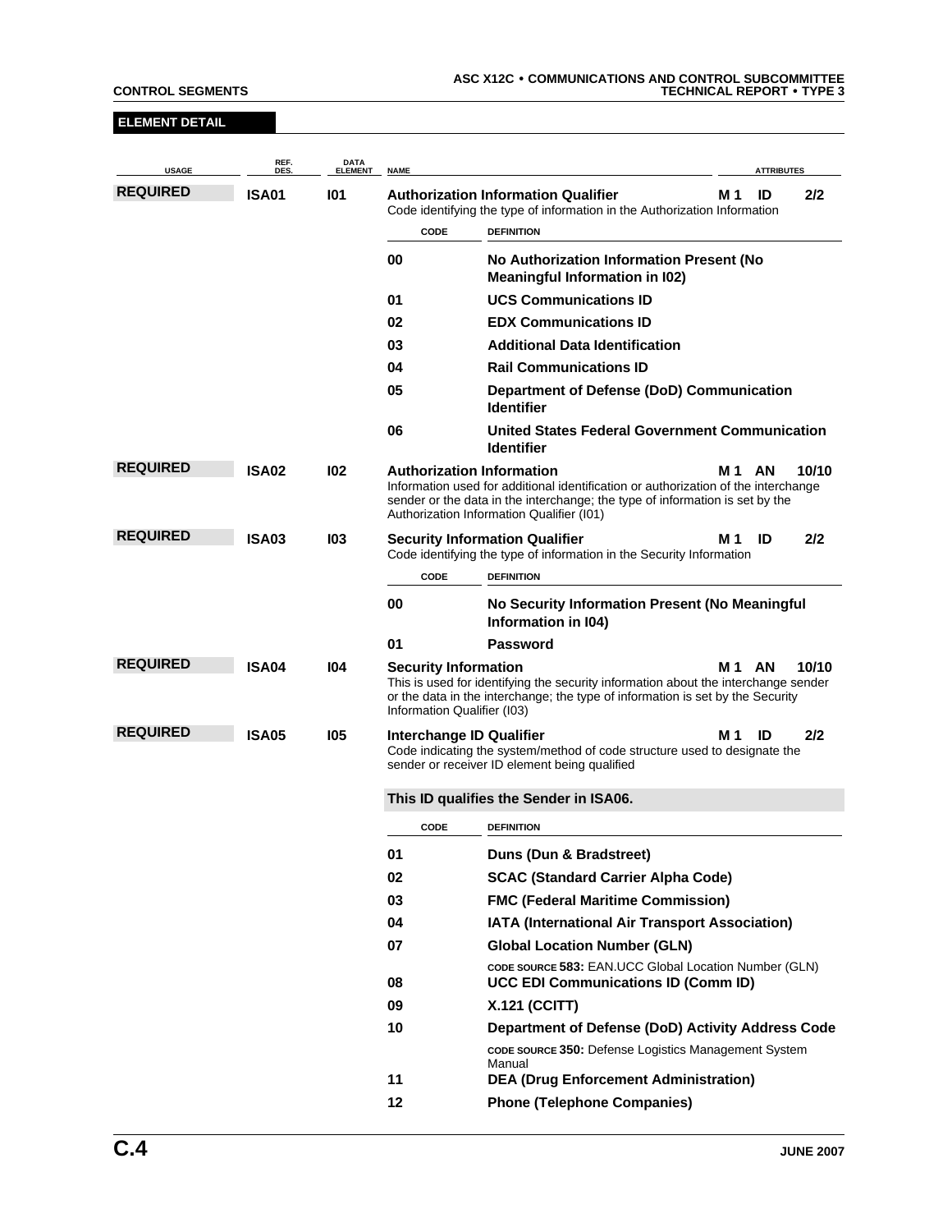## ELEMENT DETAIL

| USAGE | REF. DES. | DATA ELEMENT | NAME | ATTRIBUTES |
|---|---|---|---|---|
| **REQUIRED** | **ISA01** | **I01** | **Authorization Information Qualifier**<br>Code identifying the type of information in the Authorization Information | **M 1 ID 2/2** |
| **REQUIRED** | **ISA02** | **I02** | **Authorization Information**<br>Information used for additional identification or authorization of the interchange sender or the data in the interchange; the type of information is set by the Authorization Information Qualifier (I01) | **M 1 AN 10/10** |
| **REQUIRED** | **ISA03** | **I03** | **Security Information Qualifier**<br>Code identifying the type of information in the Security Information | **M 1 ID 2/2** |
| **REQUIRED** | **ISA04** | **I04** | **Security Information**<br>This is used for identifying the security information about the interchange sender or the data in the interchange; the type of information is set by the Security Information Qualifier (I03) | **M 1 AN 10/10** |
| **REQUIRED** | **ISA05** | **I05** | **Interchange ID Qualifier**<br>Code indicating the system/method of code structure used to designate the sender or receiver ID element being qualified | **M 1 ID 2/2** |

**ISA01 codes:**

| CODE | DEFINITION |
|---|---|
| **00** | **No Authorization Information Present (No Meaningful Information in I02)** |
| **01** | **UCS Communications ID** |
| **02** | **EDX Communications ID** |
| **03** | **Additional Data Identification** |
| **04** | **Rail Communications ID** |
| **05** | **Department of Defense (DoD) Communication Identifier** |
| **06** | **United States Federal Government Communication Identifier** |

**ISA03 codes:**

| CODE | DEFINITION |
|---|---|
| **00** | **No Security Information Present (No Meaningful Information in I04)** |
| **01** | **Password** |

**ISA05:**

**This ID qualifies the Sender in ISA06.**

| CODE | DEFINITION |
|---|---|
| **01** | **Duns (Dun & Bradstreet)** |
| **02** | **SCAC (Standard Carrier Alpha Code)** |
| **03** | **FMC (Federal Maritime Commission)** |
| **04** | **IATA (International Air Transport Association)** |
| **07** | **Global Location Number (GLN)**<br>CODE SOURCE **583:** EAN.UCC Global Location Number (GLN) |
| **08** | **UCC EDI Communications ID (Comm ID)** |
| **09** | **X.121 (CCITT)** |
| **10** | **Department of Defense (DoD) Activity Address Code**<br>CODE SOURCE **350:** Defense Logistics Management System Manual |
| **11** | **DEA (Drug Enforcement Administration)** |
| **12** | **Phone (Telephone Companies)** |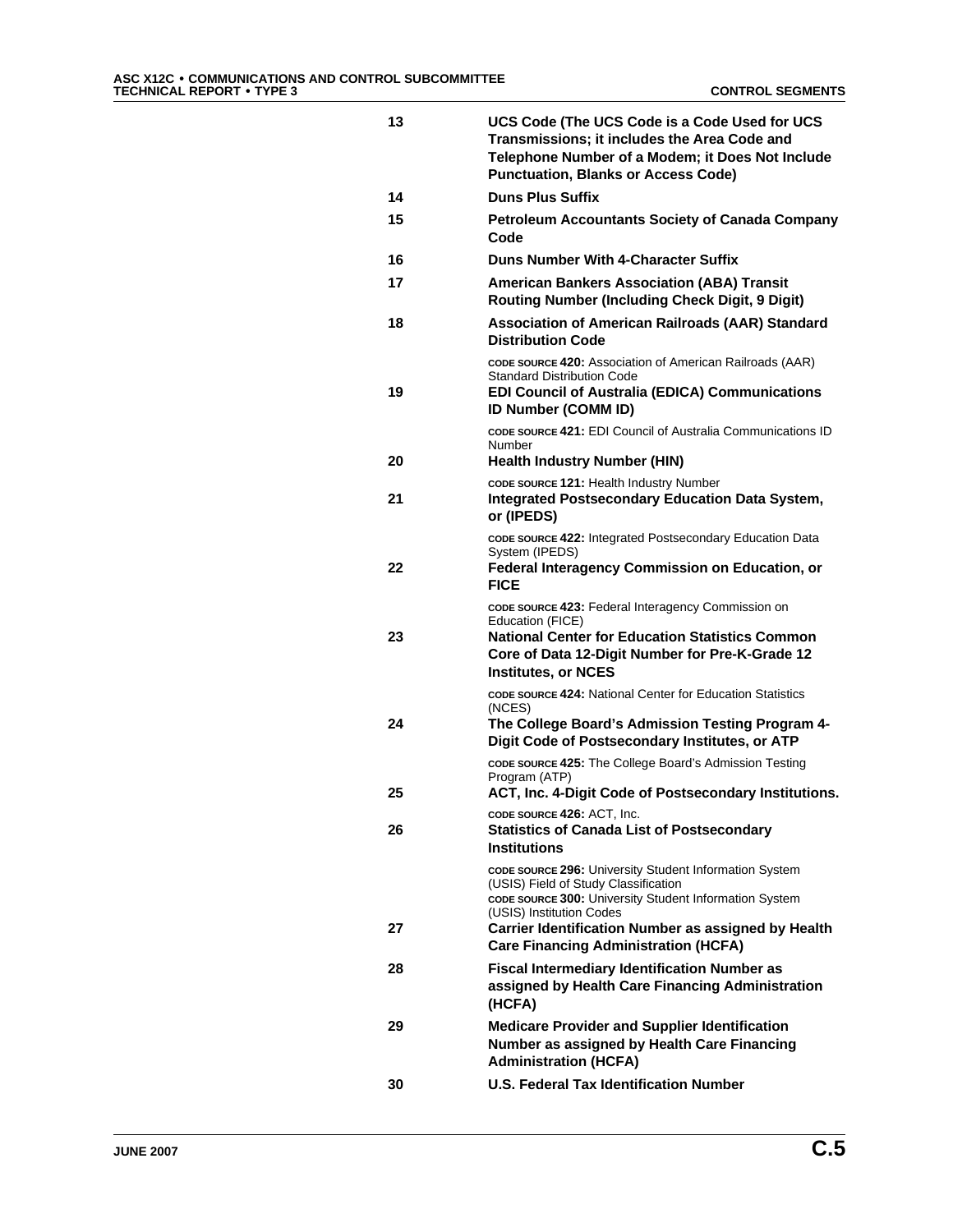**13** **UCS Code (The UCS Code is a Code Used for UCS Transmissions; it includes the Area Code and Telephone Number of a Modem; it Does Not Include Punctuation, Blanks or Access Code)**

**14** **Duns Plus Suffix**

**15** **Petroleum Accountants Society of Canada Company Code**

**16** **Duns Number With 4-Character Suffix**

**17** **American Bankers Association (ABA) Transit Routing Number (Including Check Digit, 9 Digit)**

**18** **Association of American Railroads (AAR) Standard Distribution Code**

CODE SOURCE **420:** Association of American Railroads (AAR) Standard Distribution Code

**19** **EDI Council of Australia (EDICA) Communications ID Number (COMM ID)**

CODE SOURCE **421:** EDI Council of Australia Communications ID Number

**20** **Health Industry Number (HIN)**

CODE SOURCE **121:** Health Industry Number

**21** **Integrated Postsecondary Education Data System, or (IPEDS)**

CODE SOURCE **422:** Integrated Postsecondary Education Data System (IPEDS)

**22** **Federal Interagency Commission on Education, or FICE**

CODE SOURCE **423:** Federal Interagency Commission on Education (FICE)

**23** **National Center for Education Statistics Common Core of Data 12-Digit Number for Pre-K-Grade 12 Institutes, or NCES**

CODE SOURCE **424:** National Center for Education Statistics (NCES)

**24** **The College Board's Admission Testing Program 4-Digit Code of Postsecondary Institutes, or ATP**

CODE SOURCE **425:** The College Board's Admission Testing Program (ATP)

**25** **ACT, Inc. 4-Digit Code of Postsecondary Institutions.**

CODE SOURCE **426:** ACT, Inc.

**26** **Statistics of Canada List of Postsecondary Institutions**

CODE SOURCE **296:** University Student Information System (USIS) Field of Study Classification
CODE SOURCE **300:** University Student Information System (USIS) Institution Codes

**27** **Carrier Identification Number as assigned by Health Care Financing Administration (HCFA)**

**28** **Fiscal Intermediary Identification Number as assigned by Health Care Financing Administration (HCFA)**

**29** **Medicare Provider and Supplier Identification Number as assigned by Health Care Financing Administration (HCFA)**

**30** **U.S. Federal Tax Identification Number**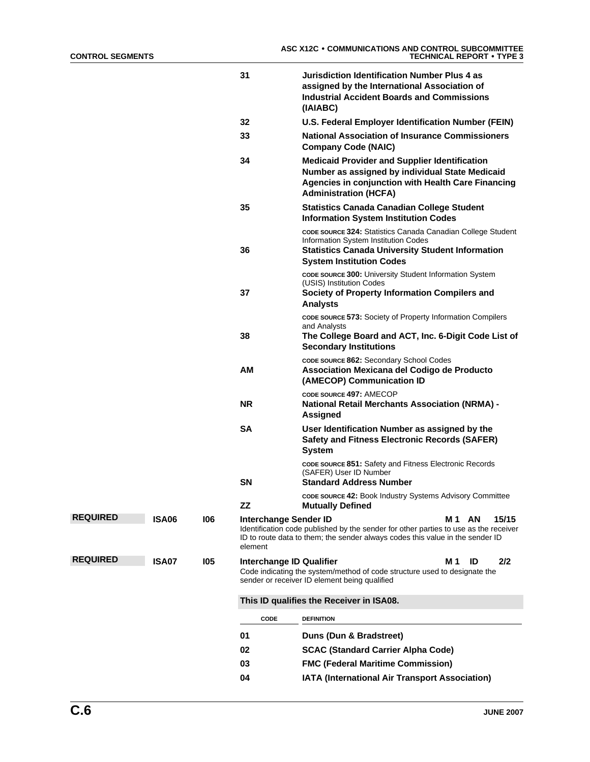| CODE | DEFINITION |
|---|---|
| 31 | **Jurisdiction Identification Number Plus 4 as assigned by the International Association of Industrial Accident Boards and Commissions (IAIABC)** |
| 32 | **U.S. Federal Employer Identification Number (FEIN)** |
| 33 | **National Association of Insurance Commissioners Company Code (NAIC)** |
| 34 | **Medicaid Provider and Supplier Identification Number as assigned by individual State Medicaid Agencies in conjunction with Health Care Financing Administration (HCFA)** |
| 35 | **Statistics Canada Canadian College Student Information System Institution Codes**<br>CODE SOURCE **324:** Statistics Canada Canadian College Student Information System Institution Codes |
| 36 | **Statistics Canada University Student Information System Institution Codes**<br>CODE SOURCE **300:** University Student Information System (USIS) Institution Codes |
| 37 | **Society of Property Information Compilers and Analysts**<br>CODE SOURCE **573:** Society of Property Information Compilers and Analysts |
| 38 | **The College Board and ACT, Inc. 6-Digit Code List of Secondary Institutions**<br>CODE SOURCE **862:** Secondary School Codes |
| AM | **Association Mexicana del Codigo de Producto (AMECOP) Communication ID**<br>CODE SOURCE **497:** AMECOP |
| NR | **National Retail Merchants Association (NRMA) - Assigned** |
| SA | **User Identification Number as assigned by the Safety and Fitness Electronic Records (SAFER) System**<br>CODE SOURCE **851:** Safety and Fitness Electronic Records (SAFER) User ID Number |
| SN | **Standard Address Number**<br>CODE SOURCE **42:** Book Industry Systems Advisory Committee |
| ZZ | **Mutually Defined** |

**REQUIRED** **ISA06** **I06** **Interchange Sender ID** **M 1 AN 15/15**

Identification code published by the sender for other parties to use as the receiver ID to route data to them; the sender always codes this value in the sender ID element

**REQUIRED** **ISA07** **I05** **Interchange ID Qualifier** **M 1 ID 2/2**

Code indicating the system/method of code structure used to designate the sender or receiver ID element being qualified

**This ID qualifies the Receiver in ISA08.**

| CODE | DEFINITION |
|---|---|
| 01 | **Duns (Dun & Bradstreet)** |
| 02 | **SCAC (Standard Carrier Alpha Code)** |
| 03 | **FMC (Federal Maritime Commission)** |
| 04 | **IATA (International Air Transport Association)** |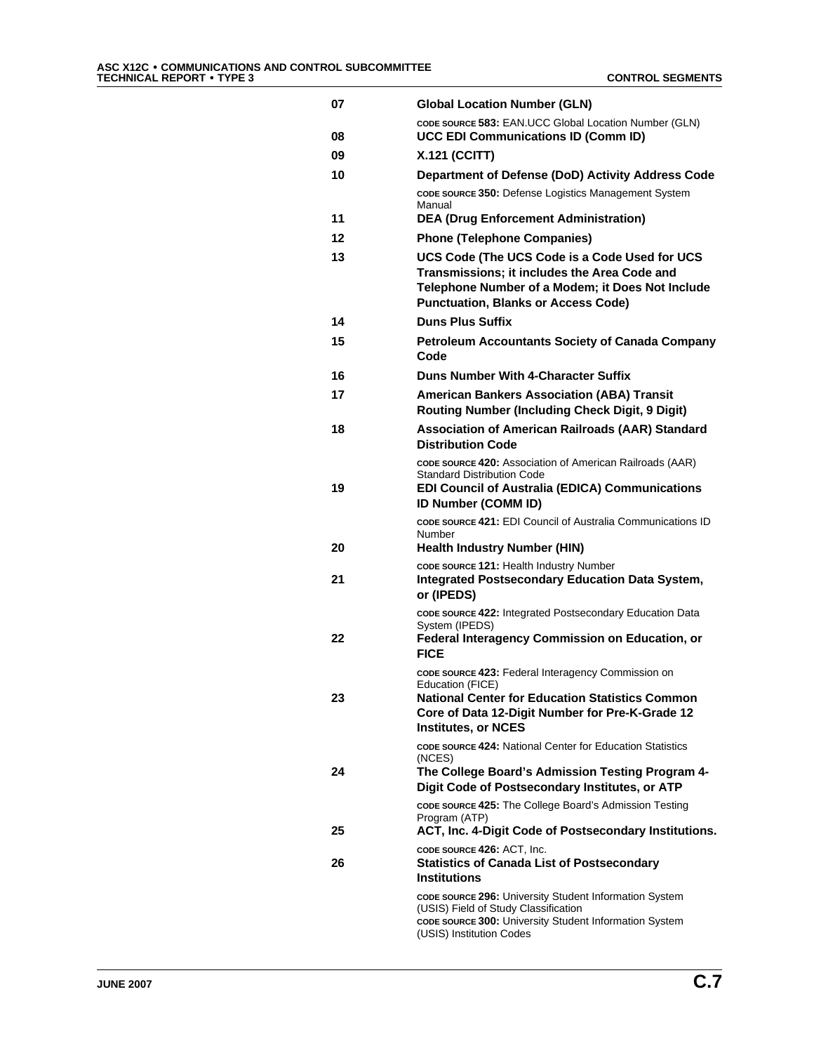**07** **Global Location Number (GLN)**

CODE SOURCE **583:** EAN.UCC Global Location Number (GLN)

**08** **UCC EDI Communications ID (Comm ID)**

**09** **X.121 (CCITT)**

**10** **Department of Defense (DoD) Activity Address Code**

CODE SOURCE **350:** Defense Logistics Management System Manual

**11** **DEA (Drug Enforcement Administration)**

**12** **Phone (Telephone Companies)**

**13** **UCS Code (The UCS Code is a Code Used for UCS Transmissions; it includes the Area Code and Telephone Number of a Modem; it Does Not Include Punctuation, Blanks or Access Code)**

**14** **Duns Plus Suffix**

**15** **Petroleum Accountants Society of Canada Company Code**

**16** **Duns Number With 4-Character Suffix**

**17** **American Bankers Association (ABA) Transit Routing Number (Including Check Digit, 9 Digit)**

**18** **Association of American Railroads (AAR) Standard Distribution Code**

CODE SOURCE **420:** Association of American Railroads (AAR) Standard Distribution Code

**19** **EDI Council of Australia (EDICA) Communications ID Number (COMM ID)**

CODE SOURCE **421:** EDI Council of Australia Communications ID Number

**20** **Health Industry Number (HIN)**

CODE SOURCE **121:** Health Industry Number

**21** **Integrated Postsecondary Education Data System, or (IPEDS)**

CODE SOURCE **422:** Integrated Postsecondary Education Data System (IPEDS)

**22** **Federal Interagency Commission on Education, or FICE**

CODE SOURCE **423:** Federal Interagency Commission on Education (FICE)

**23** **National Center for Education Statistics Common Core of Data 12-Digit Number for Pre-K-Grade 12 Institutes, or NCES**

CODE SOURCE **424:** National Center for Education Statistics (NCES)

**24** **The College Board's Admission Testing Program 4-Digit Code of Postsecondary Institutes, or ATP**

CODE SOURCE **425:** The College Board's Admission Testing Program (ATP)

**25** **ACT, Inc. 4-Digit Code of Postsecondary Institutions.**

CODE SOURCE **426:** ACT, Inc.

**26** **Statistics of Canada List of Postsecondary Institutions**

CODE SOURCE **296:** University Student Information System (USIS) Field of Study Classification
CODE SOURCE **300:** University Student Information System (USIS) Institution Codes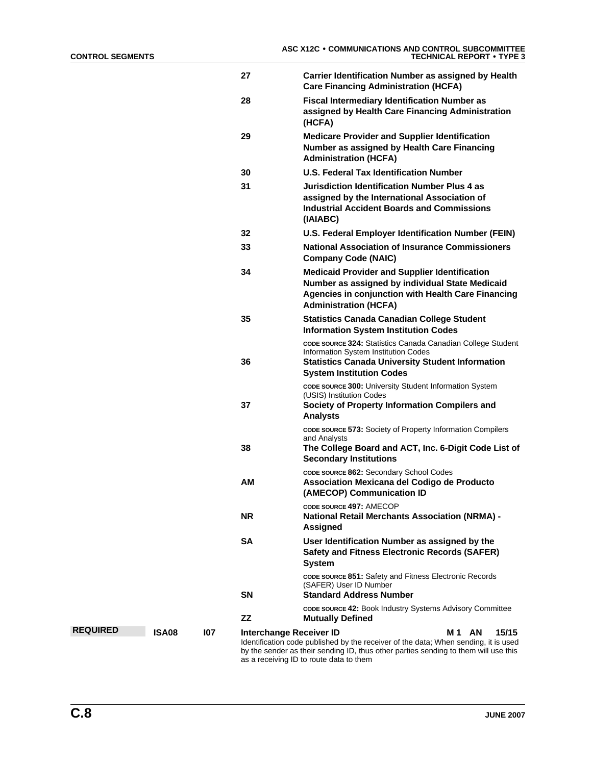| Code | Description |
|---|---|
| **27** | **Carrier Identification Number as assigned by Health Care Financing Administration (HCFA)** |
| **28** | **Fiscal Intermediary Identification Number as assigned by Health Care Financing Administration (HCFA)** |
| **29** | **Medicare Provider and Supplier Identification Number as assigned by Health Care Financing Administration (HCFA)** |
| **30** | **U.S. Federal Tax Identification Number** |
| **31** | **Jurisdiction Identification Number Plus 4 as assigned by the International Association of Industrial Accident Boards and Commissions (IAIABC)** |
| **32** | **U.S. Federal Employer Identification Number (FEIN)** |
| **33** | **National Association of Insurance Commissioners Company Code (NAIC)** |
| **34** | **Medicaid Provider and Supplier Identification Number as assigned by individual State Medicaid Agencies in conjunction with Health Care Financing Administration (HCFA)** |
| **35** | **Statistics Canada Canadian College Student Information System Institution Codes**<br>CODE SOURCE **324:** Statistics Canada Canadian College Student Information System Institution Codes |
| **36** | **Statistics Canada University Student Information System Institution Codes**<br>CODE SOURCE **300:** University Student Information System (USIS) Institution Codes |
| **37** | **Society of Property Information Compilers and Analysts**<br>CODE SOURCE **573:** Society of Property Information Compilers and Analysts |
| **38** | **The College Board and ACT, Inc. 6-Digit Code List of Secondary Institutions**<br>CODE SOURCE **862:** Secondary School Codes |
| **AM** | **Association Mexicana del Codigo de Producto (AMECOP) Communication ID**<br>CODE SOURCE **497:** AMECOP |
| **NR** | **National Retail Merchants Association (NRMA) - Assigned** |
| **SA** | **User Identification Number as assigned by the Safety and Fitness Electronic Records (SAFER) System**<br>CODE SOURCE **851:** Safety and Fitness Electronic Records (SAFER) User ID Number |
| **SN** | **Standard Address Number**<br>CODE SOURCE **42:** Book Industry Systems Advisory Committee |
| **ZZ** | **Mutually Defined** |

| Usage | Ref. Des. | Data Element | Name | Attributes |
|---|---|---|---|---|
| **REQUIRED** | **ISA08** | **I07** | **Interchange Receiver ID**<br>Identification code published by the receiver of the data; When sending, it is used by the sender as their sending ID, thus other parties sending to them will use this as a receiving ID to route data to them | **M 1 AN 15/15** |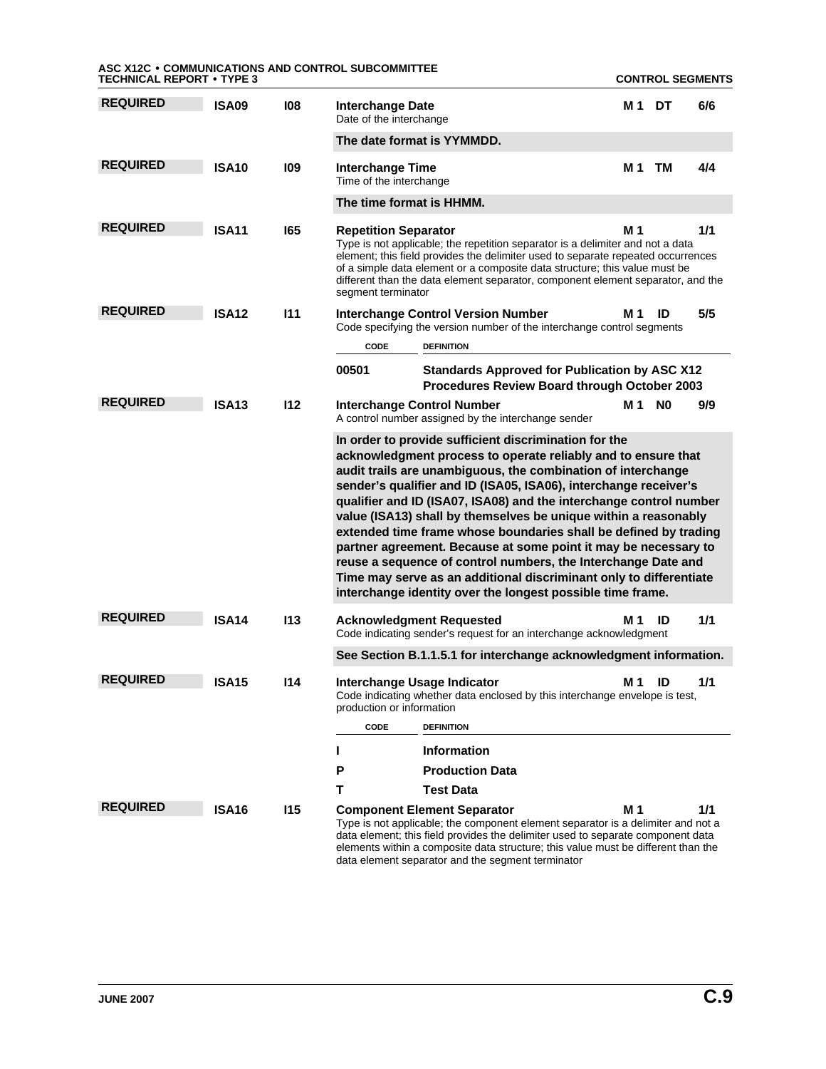**REQUIRED** **ISA09** **I08** **Interchange Date** **M 1 DT 6/6**
Date of the interchange

**The date format is YYMMDD.**

**REQUIRED** **ISA10** **I09** **Interchange Time** **M 1 TM 4/4**
Time of the interchange

**The time format is HHMM.**

**REQUIRED** **ISA11** **I65** **Repetition Separator** **M 1 1/1**
Type is not applicable; the repetition separator is a delimiter and not a data element; this field provides the delimiter used to separate repeated occurrences of a simple data element or a composite data structure; this value must be different than the data element separator, component element separator, and the segment terminator

**REQUIRED** **ISA12** **I11** **Interchange Control Version Number** **M 1 ID 5/5**
Code specifying the version number of the interchange control segments

| CODE | DEFINITION |
|---|---|
| **00501** | **Standards Approved for Publication by ASC X12 Procedures Review Board through October 2003** |

**REQUIRED** **ISA13** **I12** **Interchange Control Number** **M 1 N0 9/9**
A control number assigned by the interchange sender

**In order to provide sufficient discrimination for the acknowledgment process to operate reliably and to ensure that audit trails are unambiguous, the combination of interchange sender's qualifier and ID (ISA05, ISA06), interchange receiver's qualifier and ID (ISA07, ISA08) and the interchange control number value (ISA13) shall by themselves be unique within a reasonably extended time frame whose boundaries shall be defined by trading partner agreement. Because at some point it may be necessary to reuse a sequence of control numbers, the Interchange Date and Time may serve as an additional discriminant only to differentiate interchange identity over the longest possible time frame.**

**REQUIRED** **ISA14** **I13** **Acknowledgment Requested** **M 1 ID 1/1**
Code indicating sender's request for an interchange acknowledgment

**See Section B.1.1.5.1 for interchange acknowledgment information.**

**REQUIRED** **ISA15** **I14** **Interchange Usage Indicator** **M 1 ID 1/1**
Code indicating whether data enclosed by this interchange envelope is test, production or information

| CODE | DEFINITION |
|---|---|
| **I** | **Information** |
| **P** | **Production Data** |
| **T** | **Test Data** |

**REQUIRED** **ISA16** **I15** **Component Element Separator** **M 1 1/1**
Type is not applicable; the component element separator is a delimiter and not a data element; this field provides the delimiter used to separate component data elements within a composite data structure; this value must be different than the data element separator and the segment terminator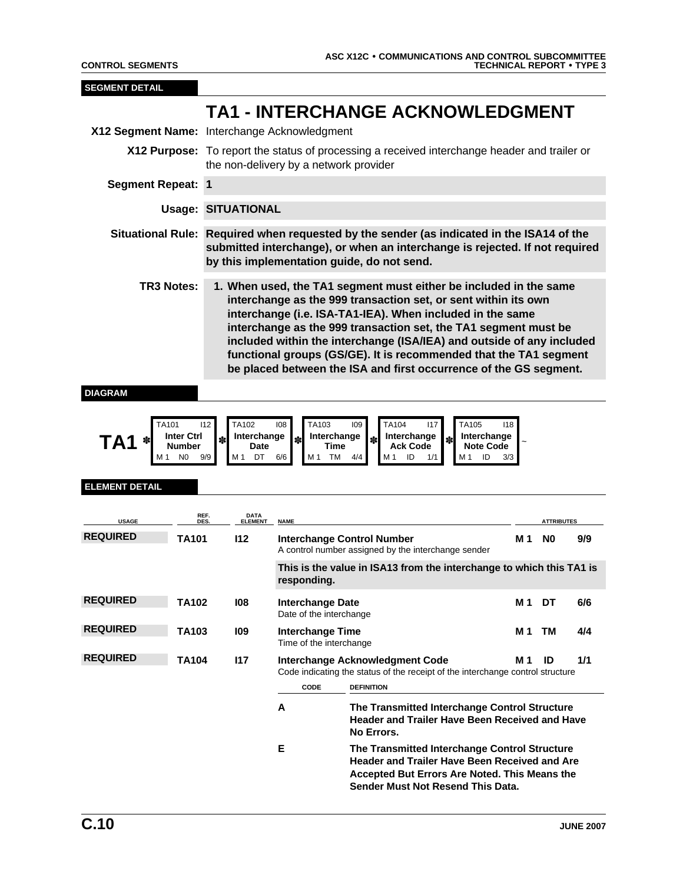**SEGMENT DETAIL**

# TA1 - INTERCHANGE ACKNOWLEDGMENT

**X12 Segment Name:** Interchange Acknowledgment

**X12 Purpose:** To report the status of processing a received interchange header and trailer or the non-delivery by a network provider

**Segment Repeat:** **1**

**Usage:** **SITUATIONAL**

**Situational Rule:** **Required when requested by the sender (as indicated in the ISA14 of the submitted interchange), or when an interchange is rejected. If not required by this implementation guide, do not send.**

**TR3 Notes:**

1. **When used, the TA1 segment must either be included in the same interchange as the 999 transaction set, or sent within its own interchange (i.e. ISA-TA1-IEA). When included in the same interchange as the 999 transaction set, the TA1 segment must be included within the interchange (ISA/IEA) and outside of any included functional groups (GS/GE). It is recommended that the TA1 segment be placed between the ISA and first occurrence of the GS segment.**

**DIAGRAM**

| TA1 * | TA101 I12 | * | TA102 I08 | * | TA103 I09 | * | TA104 I17 | * | TA105 I18 | ~ |
|---|---|---|---|---|---|---|---|---|---|---|
| | Inter Ctrl Number | | Interchange Date | | Interchange Time | | Interchange Ack Code | | Interchange Note Code | |
| | M 1 N0 9/9 | | M 1 DT 6/6 | | M 1 TM 4/4 | | M 1 ID 1/1 | | M 1 ID 3/3 | |

**ELEMENT DETAIL**

| USAGE | REF. DES. | DATA ELEMENT | NAME | ATTRIBUTES | | |
|---|---|---|---|---|---|---|
| **REQUIRED** | **TA101** | **I12** | **Interchange Control Number**<br>A control number assigned by the interchange sender | **M 1** | **N0** | **9/9** |
| | | | **This is the value in ISA13 from the interchange to which this TA1 is responding.** | | | |
| **REQUIRED** | **TA102** | **I08** | **Interchange Date**<br>Date of the interchange | **M 1** | **DT** | **6/6** |
| **REQUIRED** | **TA103** | **I09** | **Interchange Time**<br>Time of the interchange | **M 1** | **TM** | **4/4** |
| **REQUIRED** | **TA104** | **I17** | **Interchange Acknowledgment Code**<br>Code indicating the status of the receipt of the interchange control structure | **M 1** | **ID** | **1/1** |

| CODE | DEFINITION |
|---|---|
| **A** | **The Transmitted Interchange Control Structure Header and Trailer Have Been Received and Have No Errors.** |
| **E** | **The Transmitted Interchange Control Structure Header and Trailer Have Been Received and Are Accepted But Errors Are Noted. This Means the Sender Must Not Resend This Data.** |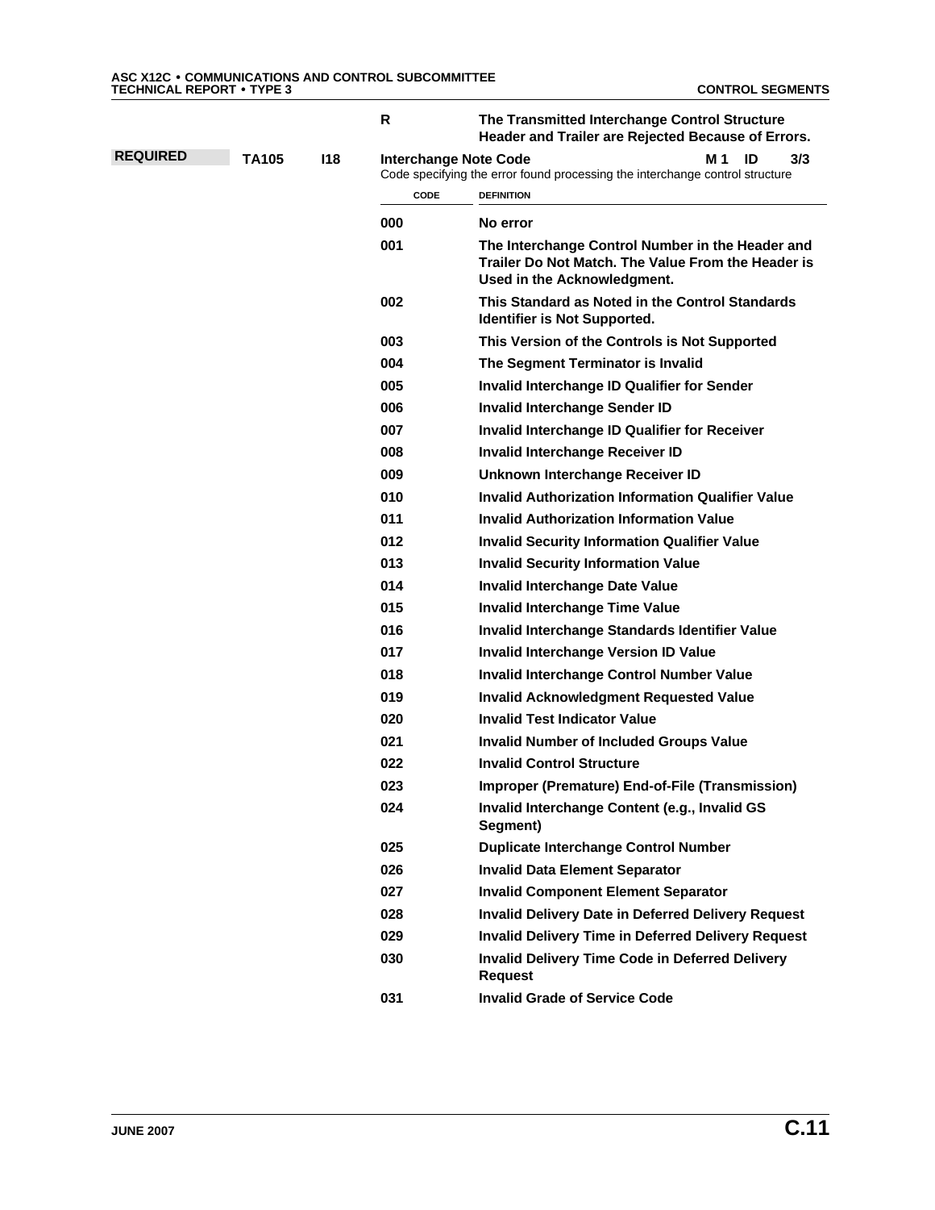| | | | |
|---|---|---|---|
| | | R | **The Transmitted Interchange Control Structure Header and Trailer are Rejected Because of Errors.** |

**REQUIRED** **TA105** **I18** **Interchange Note Code** **M 1 ID 3/3**

Code specifying the error found processing the interchange control structure

| CODE | DEFINITION |
|---|---|
| 000 | **No error** |
| 001 | **The Interchange Control Number in the Header and Trailer Do Not Match. The Value From the Header is Used in the Acknowledgment.** |
| 002 | **This Standard as Noted in the Control Standards Identifier is Not Supported.** |
| 003 | **This Version of the Controls is Not Supported** |
| 004 | **The Segment Terminator is Invalid** |
| 005 | **Invalid Interchange ID Qualifier for Sender** |
| 006 | **Invalid Interchange Sender ID** |
| 007 | **Invalid Interchange ID Qualifier for Receiver** |
| 008 | **Invalid Interchange Receiver ID** |
| 009 | **Unknown Interchange Receiver ID** |
| 010 | **Invalid Authorization Information Qualifier Value** |
| 011 | **Invalid Authorization Information Value** |
| 012 | **Invalid Security Information Qualifier Value** |
| 013 | **Invalid Security Information Value** |
| 014 | **Invalid Interchange Date Value** |
| 015 | **Invalid Interchange Time Value** |
| 016 | **Invalid Interchange Standards Identifier Value** |
| 017 | **Invalid Interchange Version ID Value** |
| 018 | **Invalid Interchange Control Number Value** |
| 019 | **Invalid Acknowledgment Requested Value** |
| 020 | **Invalid Test Indicator Value** |
| 021 | **Invalid Number of Included Groups Value** |
| 022 | **Invalid Control Structure** |
| 023 | **Improper (Premature) End-of-File (Transmission)** |
| 024 | **Invalid Interchange Content (e.g., Invalid GS Segment)** |
| 025 | **Duplicate Interchange Control Number** |
| 026 | **Invalid Data Element Separator** |
| 027 | **Invalid Component Element Separator** |
| 028 | **Invalid Delivery Date in Deferred Delivery Request** |
| 029 | **Invalid Delivery Time in Deferred Delivery Request** |
| 030 | **Invalid Delivery Time Code in Deferred Delivery Request** |
| 031 | **Invalid Grade of Service Code** |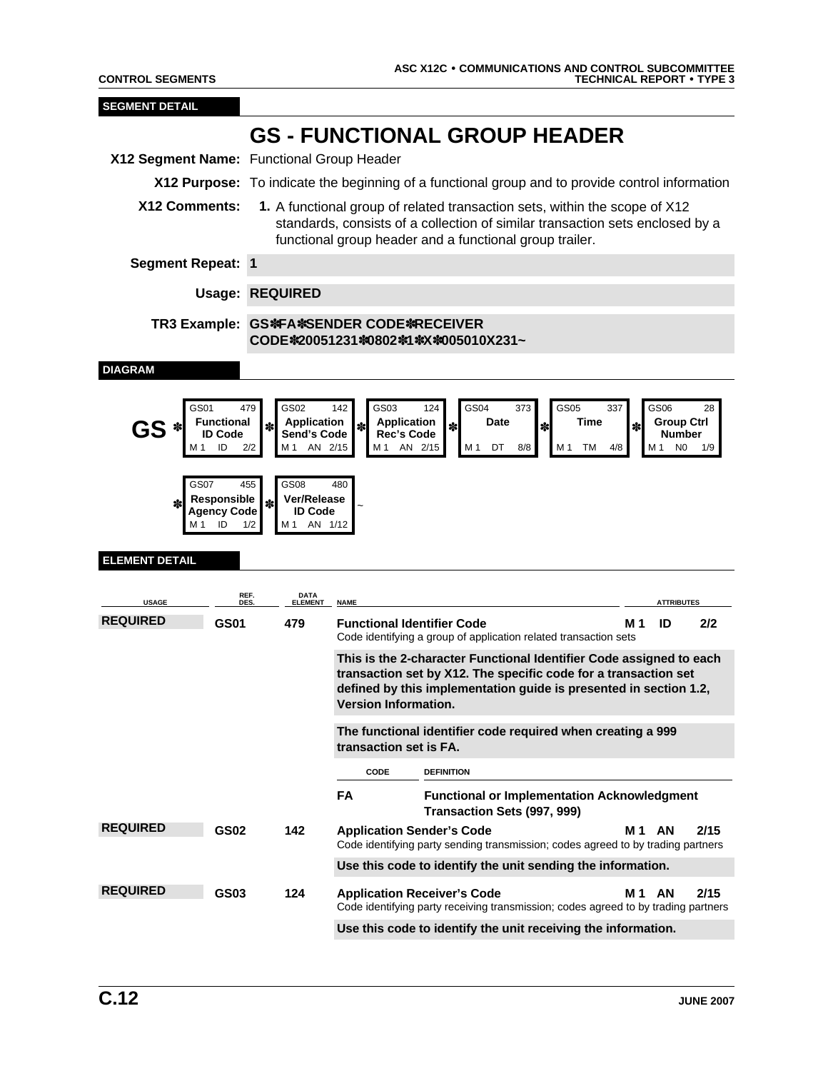**SEGMENT DETAIL**

# GS - FUNCTIONAL GROUP HEADER

**X12 Segment Name:** Functional Group Header

**X12 Purpose:** To indicate the beginning of a functional group and to provide control information

**X12 Comments:**

1. A functional group of related transaction sets, within the scope of X12 standards, consists of a collection of similar transaction sets enclosed by a functional group header and a functional group trailer.

**Segment Repeat:** 1

**Usage:** REQUIRED

**TR3 Example:** GS✽FA✽SENDER CODE✽RECEIVER CODE✽20051231✽0802✽1✽X✽005010X231~

**DIAGRAM**

| Element | Ref | Name | Attributes |
|---|---|---|---|
| GS01 | 479 | Functional ID Code | M 1 ID 2/2 |
| GS02 | 142 | Application Send's Code | M 1 AN 2/15 |
| GS03 | 124 | Application Rec's Code | M 1 AN 2/15 |
| GS04 | 373 | Date | M 1 DT 8/8 |
| GS05 | 337 | Time | M 1 TM 4/8 |
| GS06 | 28 | Group Ctrl Number | M 1 N0 1/9 |
| GS07 | 455 | Responsible Agency Code | M 1 ID 1/2 |
| GS08 | 480 | Ver/Release ID Code | M 1 AN 1/12 |

**ELEMENT DETAIL**

| USAGE | REF. DES. | DATA ELEMENT | NAME | ATTRIBUTES |
|---|---|---|---|---|
| REQUIRED | GS01 | 479 | **Functional Identifier Code**<br>Code identifying a group of application related transaction sets | M 1 ID 2/2 |
| | | | **This is the 2-character Functional Identifier Code assigned to each transaction set by X12. The specific code for a transaction set defined by this implementation guide is presented in section 1.2, Version Information.** | |
| | | | **The functional identifier code required when creating a 999 transaction set is FA.** | |
| | | | CODE: **FA** — DEFINITION: **Functional or Implementation Acknowledgment Transaction Sets (997, 999)** | |
| REQUIRED | GS02 | 142 | **Application Sender's Code**<br>Code identifying party sending transmission; codes agreed to by trading partners | M 1 AN 2/15 |
| | | | **Use this code to identify the unit sending the information.** | |
| REQUIRED | GS03 | 124 | **Application Receiver's Code**<br>Code identifying party receiving transmission; codes agreed to by trading partners | M 1 AN 2/15 |
| | | | **Use this code to identify the unit receiving the information.** | |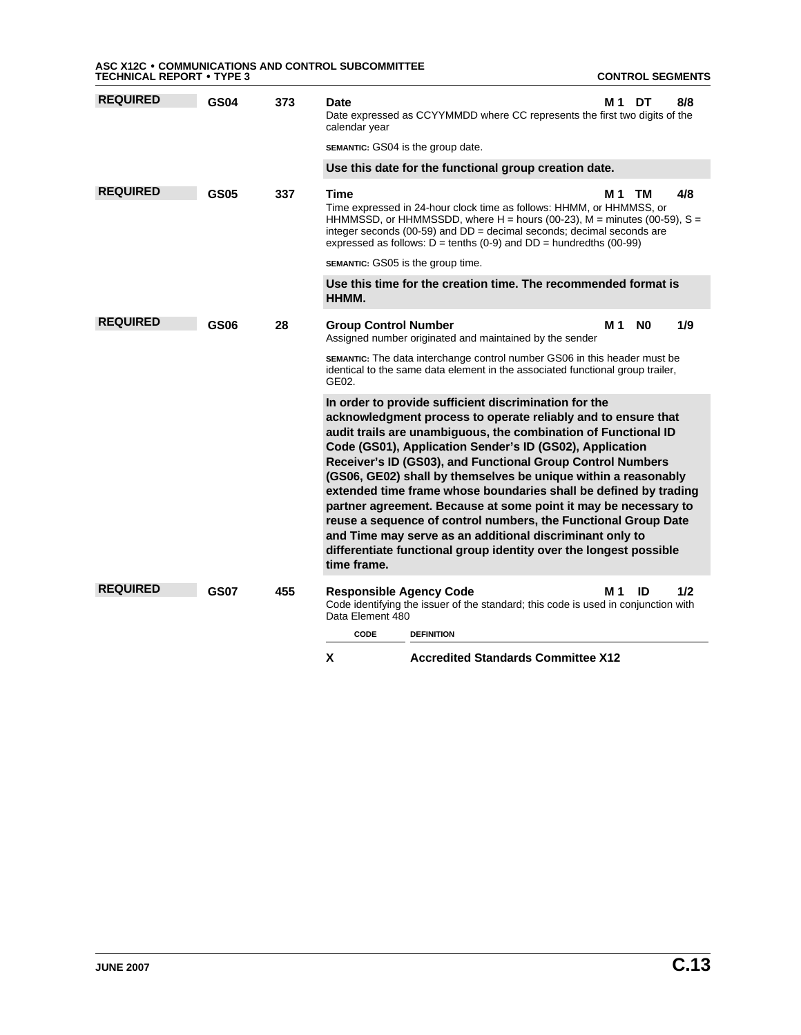**REQUIRED** **GS04** **373** **Date** **M 1 DT 8/8**

Date expressed as CCYYMMDD where CC represents the first two digits of the calendar year

SEMANTIC: GS04 is the group date.

**Use this date for the functional group creation date.**

**REQUIRED** **GS05** **337** **Time** **M 1 TM 4/8**

Time expressed in 24-hour clock time as follows: HHMM, or HHMMSS, or HHMMSSD, or HHMMSSDD, where H = hours (00-23), M = minutes (00-59), S = integer seconds (00-59) and DD = decimal seconds; decimal seconds are expressed as follows: D = tenths (0-9) and DD = hundredths (00-99)

SEMANTIC: GS05 is the group time.

**Use this time for the creation time. The recommended format is HHMM.**

**REQUIRED** **GS06** **28** **Group Control Number** **M 1 N0 1/9**

Assigned number originated and maintained by the sender

SEMANTIC: The data interchange control number GS06 in this header must be identical to the same data element in the associated functional group trailer, GE02.

**In order to provide sufficient discrimination for the acknowledgment process to operate reliably and to ensure that audit trails are unambiguous, the combination of Functional ID Code (GS01), Application Sender's ID (GS02), Application Receiver's ID (GS03), and Functional Group Control Numbers (GS06, GE02) shall by themselves be unique within a reasonably extended time frame whose boundaries shall be defined by trading partner agreement. Because at some point it may be necessary to reuse a sequence of control numbers, the Functional Group Date and Time may serve as an additional discriminant only to differentiate functional group identity over the longest possible time frame.**

**REQUIRED** **GS07** **455** **Responsible Agency Code** **M 1 ID 1/2**

Code identifying the issuer of the standard; this code is used in conjunction with Data Element 480

| CODE | DEFINITION |
|---|---|
| **X** | **Accredited Standards Committee X12** |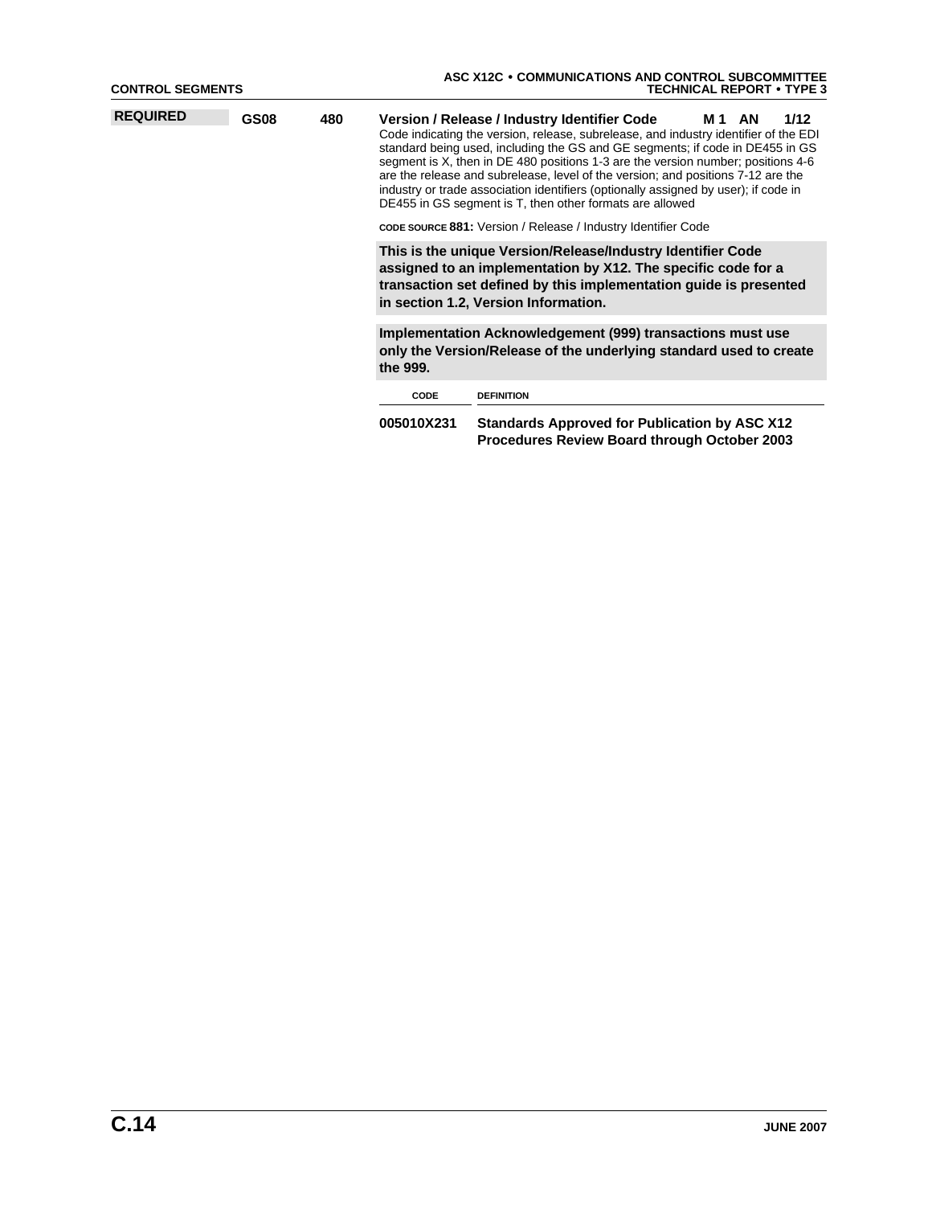| | | | | | | |
|---|---|---|---|---|---|---|
| **REQUIRED** | **GS08** | **480** | **Version / Release / Industry Identifier Code** | **M 1** | **AN** | **1/12** |

Code indicating the version, release, subrelease, and industry identifier of the EDI standard being used, including the GS and GE segments; if code in DE455 in GS segment is X, then in DE 480 positions 1-3 are the version number; positions 4-6 are the release and subrelease, level of the version; and positions 7-12 are the industry or trade association identifiers (optionally assigned by user); if code in DE455 in GS segment is T, then other formats are allowed

CODE SOURCE **881:** Version / Release / Industry Identifier Code

**This is the unique Version/Release/Industry Identifier Code assigned to an implementation by X12. The specific code for a transaction set defined by this implementation guide is presented in section 1.2, Version Information.**

**Implementation Acknowledgement (999) transactions must use only the Version/Release of the underlying standard used to create the 999.**

| CODE | DEFINITION |
|---|---|
| **005010X231** | **Standards Approved for Publication by ASC X12 Procedures Review Board through October 2003** |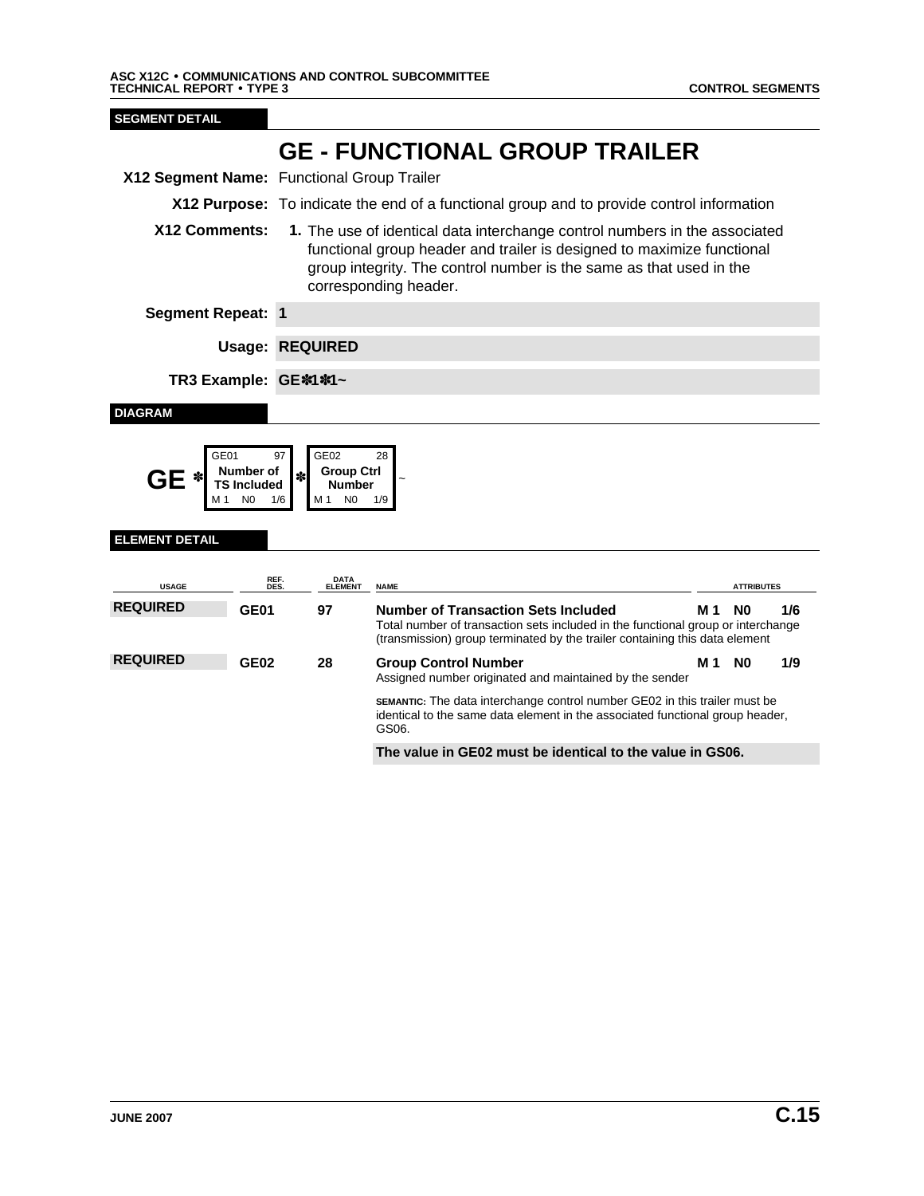**SEGMENT DETAIL**

# GE - FUNCTIONAL GROUP TRAILER

**X12 Segment Name:** Functional Group Trailer

**X12 Purpose:** To indicate the end of a functional group and to provide control information

**X12 Comments:**

1. The use of identical data interchange control numbers in the associated functional group header and trailer is designed to maximize functional group integrity. The control number is the same as that used in the corresponding header.

**Segment Repeat:** 1

**Usage:** REQUIRED

**TR3 Example:** GE✽1✽1~

**DIAGRAM**

| GE ✽ | GE01 97 Number of TS Included M 1 N0 1/6 | ✽ | GE02 28 Group Ctrl Number M 1 N0 1/9 | ~ |
|---|---|---|---|---|

**ELEMENT DETAIL**

| USAGE | REF. DES. | DATA ELEMENT | NAME | ATTRIBUTES | | |
|---|---|---|---|---|---|---|
| REQUIRED | GE01 | 97 | **Number of Transaction Sets Included** Total number of transaction sets included in the functional group or interchange (transmission) group terminated by the trailer containing this data element | M 1 | N0 | 1/6 |
| REQUIRED | GE02 | 28 | **Group Control Number** Assigned number originated and maintained by the sender | M 1 | N0 | 1/9 |
| | | | SEMANTIC: The data interchange control number GE02 in this trailer must be identical to the same data element in the associated functional group header, GS06. | | | |
| | | | **The value in GE02 must be identical to the value in GS06.** | | | |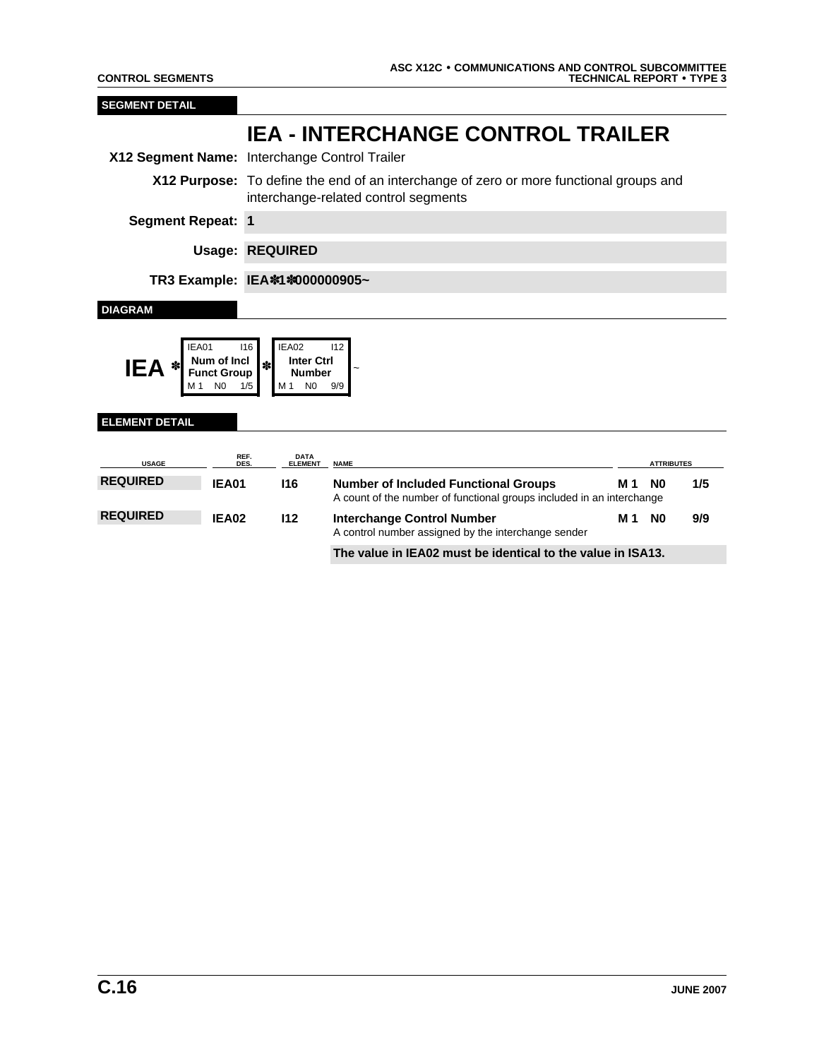SEGMENT DETAIL

# IEA - INTERCHANGE CONTROL TRAILER

**X12 Segment Name:** Interchange Control Trailer

**X12 Purpose:** To define the end of an interchange of zero or more functional groups and interchange-related control segments

**Segment Repeat:** **1**

**Usage:** **REQUIRED**

**TR3 Example:** **IEA✽1✽000000905~**

DIAGRAM

| IEA ✽ | IEA01 I16<br>**Num of Incl Funct Group**<br>M 1 N0 1/5 | ✽ | IEA02 I12<br>**Inter Ctrl Number**<br>M 1 N0 9/9 | ~ |
|---|---|---|---|---|

ELEMENT DETAIL

| USAGE | REF. DES. | DATA ELEMENT | NAME | ATTRIBUTES | | |
|---|---|---|---|---|---|---|
| **REQUIRED** | **IEA01** | **I16** | **Number of Included Functional Groups**<br>A count of the number of functional groups included in an interchange | **M 1** | **N0** | **1/5** |
| **REQUIRED** | **IEA02** | **I12** | **Interchange Control Number**<br>A control number assigned by the interchange sender<br><br>**The value in IEA02 must be identical to the value in ISA13.** | **M 1** | **N0** | **9/9** |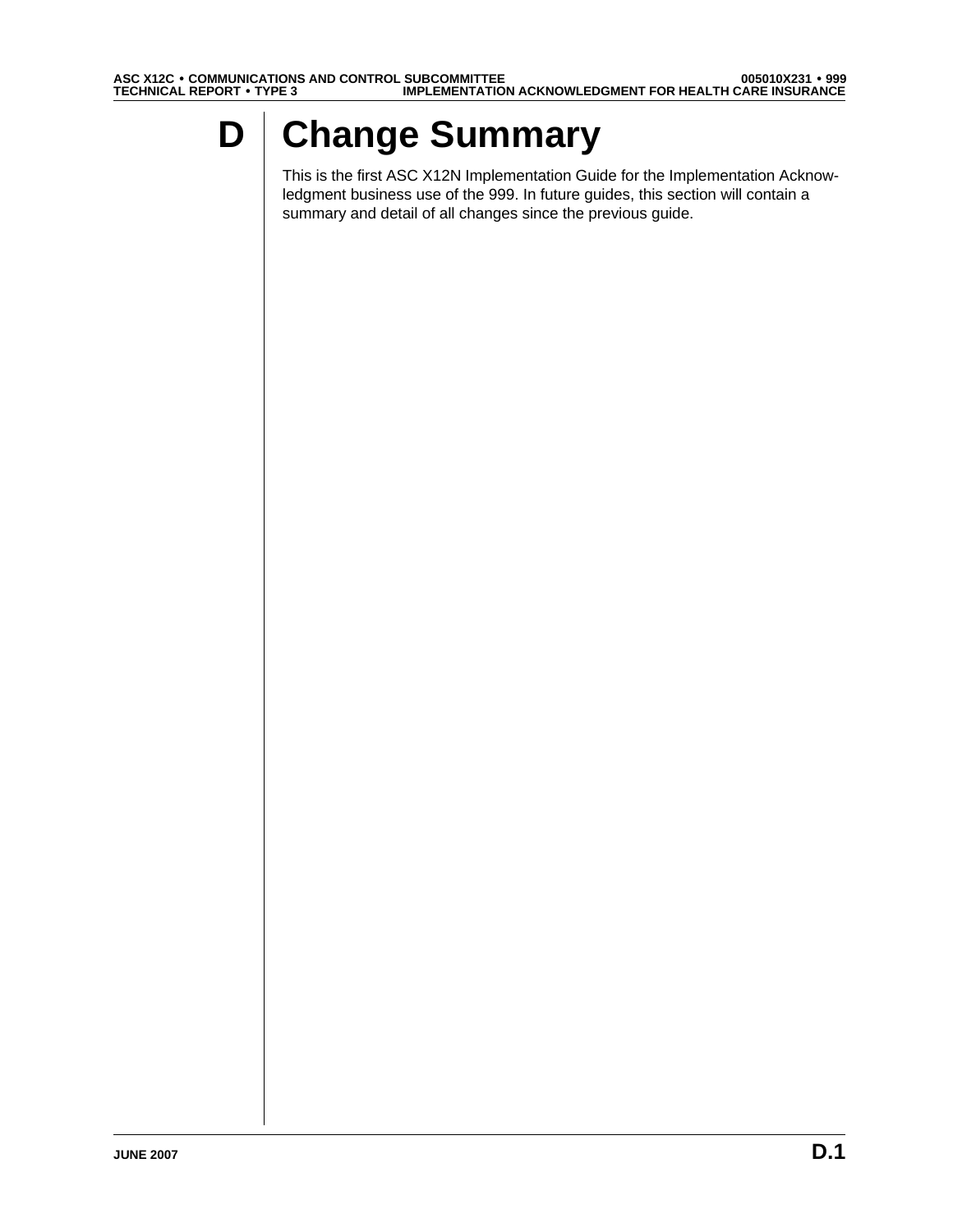# D Change Summary

This is the first ASC X12N Implementation Guide for the Implementation Acknowledgment business use of the 999. In future guides, this section will contain a summary and detail of all changes since the previous guide.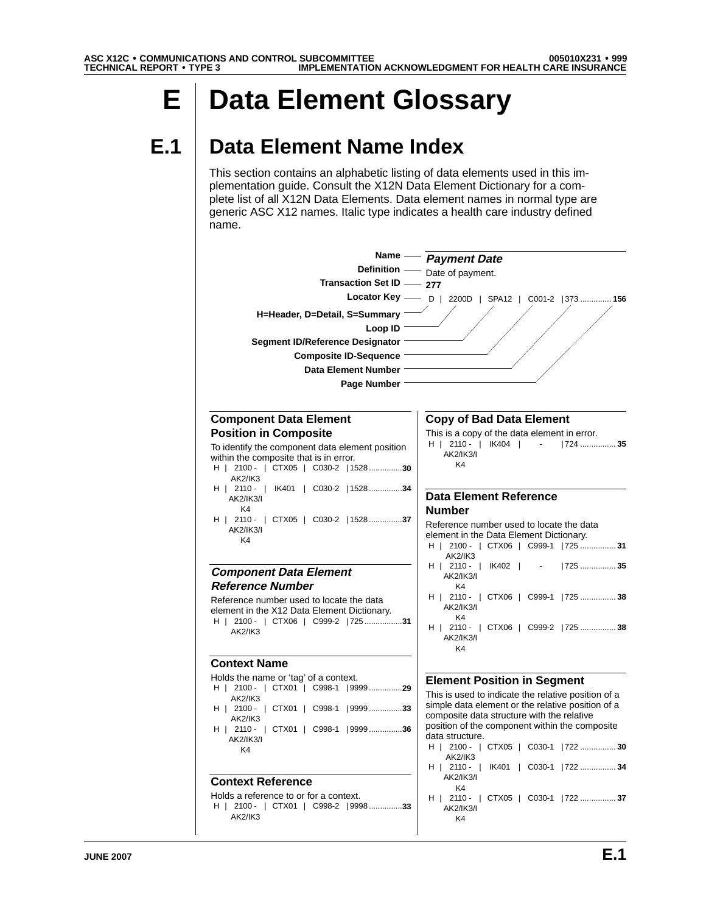# E Data Element Glossary

## E.1 Data Element Name Index

This section contains an alphabetic listing of data elements used in this implementation guide. Consult the X12N Data Element Dictionary for a complete list of all X12N Data Elements. Data element names in normal type are generic ASC X12 names. Italic type indicates a health care industry defined name.

| Key | Example |
|---|---|
| Name | *Payment Date* |
| Definition | Date of payment. |
| Transaction Set ID | 277 |
| Locator Key | D \| 2200D \| SPA12 \| C001-2 \| 373 .............. 156 |

Locator Key components: H=Header, D=Detail, S=Summary; Loop ID; Segment ID/Reference Designator; Composite ID-Sequence; Data Element Number; Page Number

### Component Data Element Position in Composite

To identify the component data element position within the composite that is in error.

H | 2100 - AK2/IK3 | CTX05 | C030-2 | 1528 ............... 30
H | 2110 - AK2/IK3/IK4 | IK401 | C030-2 | 1528 ............... 34
H | 2110 - AK2/IK3/IK4 | CTX05 | C030-2 | 1528 ............... 37

### *Component Data Element Reference Number*

Reference number used to locate the data element in the X12 Data Element Dictionary.

H | 2100 - AK2/IK3 | CTX06 | C999-2 | 725 ................. 31

### Context Name

Holds the name or 'tag' of a context.

H | 2100 - AK2/IK3 | CTX01 | C998-1 | 9999 ............... 29
H | 2100 - AK2/IK3 | CTX01 | C998-1 | 9999 ............... 33
H | 2110 - AK2/IK3/IK4 | CTX01 | C998-1 | 9999 ............... 36

### Context Reference

Holds a reference to or for a context.

H | 2100 - AK2/IK3 | CTX01 | C998-2 | 9998 ............... 33

### Copy of Bad Data Element

This is a copy of the data element in error.

H | 2110 - AK2/IK3/IK4 | IK404 | - | 724 ................ 35

### Data Element Reference Number

Reference number used to locate the data element in the Data Element Dictionary.

H | 2100 - AK2/IK3 | CTX06 | C999-1 | 725 ................ 31
H | 2110 - AK2/IK3/IK4 | IK402 | - | 725 ................ 35
H | 2110 - AK2/IK3/IK4 | CTX06 | C999-1 | 725 ................ 38
H | 2110 - AK2/IK3/IK4 | CTX06 | C999-2 | 725 ................ 38

### Element Position in Segment

This is used to indicate the relative position of a simple data element or the relative position of a composite data structure with the relative position of the component within the composite data structure.

H | 2100 - AK2/IK3 | CTX05 | C030-1 | 722 ................ 30
H | 2110 - AK2/IK3/IK4 | IK401 | C030-1 | 722 ................ 34
H | 2110 - AK2/IK3/IK4 | CTX05 | C030-1 | 722 ................ 37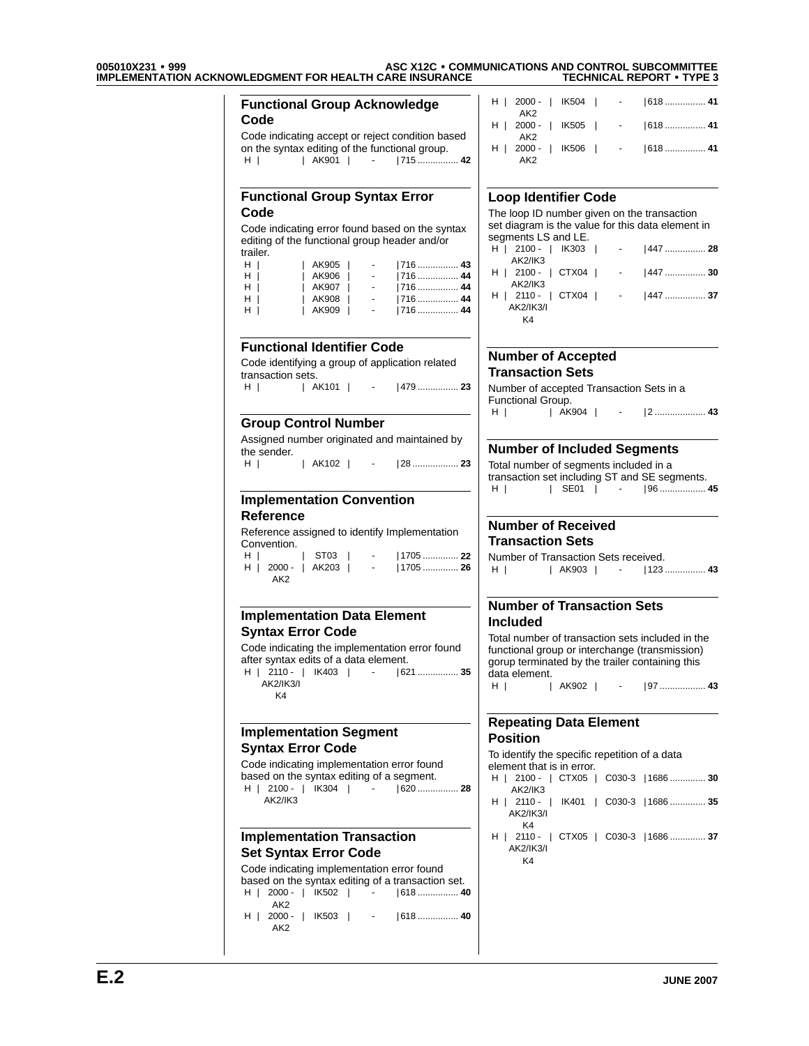## Functional Group Acknowledge Code

Code indicating accept or reject condition based on the syntax editing of the functional group.

| | | | | |
|---|---|---|---|---|
| H | | AK901 | - | 715 ................ **42** |

## Functional Group Syntax Error Code

Code indicating error found based on the syntax editing of the functional group header and/or trailer.

| | | | | |
|---|---|---|---|---|
| H | | AK905 | - | 716 ................ **43** |
| H | | AK906 | - | 716 ................ **44** |
| H | | AK907 | - | 716 ................ **44** |
| H | | AK908 | - | 716 ................ **44** |
| H | | AK909 | - | 716 ................ **44** |

## Functional Identifier Code

Code identifying a group of application related transaction sets.

| | | | | |
|---|---|---|---|---|
| H | | AK101 | - | 479 ................ **23** |

## Group Control Number

Assigned number originated and maintained by the sender.

| | | | | |
|---|---|---|---|---|
| H | | AK102 | - | 28 .................. **23** |

## Implementation Convention Reference

Reference assigned to identify Implementation Convention.

| | | | | |
|---|---|---|---|---|
| H | | ST03 | - | 1705 .............. **22** |
| H | 2000 - AK2 | AK203 | - | 1705 .............. **26** |

## Implementation Data Element Syntax Error Code

Code indicating the implementation error found after syntax edits of a data element.

| | | | | |
|---|---|---|---|---|
| H | 2110 - AK2/IK3/IK4 | IK403 | - | 621 ................ **35** |

## Implementation Segment Syntax Error Code

Code indicating implementation error found based on the syntax editing of a segment.

| | | | | |
|---|---|---|---|---|
| H | 2100 - AK2/IK3 | IK304 | - | 620 ................ **28** |

## Implementation Transaction Set Syntax Error Code

Code indicating implementation error found based on the syntax editing of a transaction set.

| | | | | |
|---|---|---|---|---|
| H | 2000 - AK2 | IK502 | - | 618 ................ **40** |
| H | 2000 - AK2 | IK503 | - | 618 ................ **40** |
| H | 2000 - AK2 | IK504 | - | 618 ................ **41** |
| H | 2000 - AK2 | IK505 | - | 618 ................ **41** |
| H | 2000 - AK2 | IK506 | - | 618 ................ **41** |

## Loop Identifier Code

The loop ID number given on the transaction set diagram is the value for this data element in segments LS and LE.

| | | | | |
|---|---|---|---|---|
| H | 2100 - AK2/IK3 | IK303 | - | 447 ................ **28** |
| H | 2100 - AK2/IK3 | CTX04 | - | 447 ................ **30** |
| H | 2110 - AK2/IK3/IK4 | CTX04 | - | 447 ................ **37** |

## Number of Accepted Transaction Sets

Number of accepted Transaction Sets in a Functional Group.

| | | | | |
|---|---|---|---|---|
| H | | AK904 | - | 2 .................... **43** |

## Number of Included Segments

Total number of segments included in a transaction set including ST and SE segments.

| | | | | |
|---|---|---|---|---|
| H | | SE01 | - | 96 .................. **45** |

## Number of Received Transaction Sets

Number of Transaction Sets received.

| | | | | |
|---|---|---|---|---|
| H | | AK903 | - | 123 ................ **43** |

## Number of Transaction Sets Included

Total number of transaction sets included in the functional group or interchange (transmission) gorup terminated by the trailer containing this data element.

| | | | | |
|---|---|---|---|---|
| H | | AK902 | - | 97 .................. **43** |

## Repeating Data Element Position

To identify the specific repetition of a data element that is in error.

| | | | | |
|---|---|---|---|---|
| H | 2100 - AK2/IK3 | CTX05 | C030-3 | 1686 .............. **30** |
| H | 2110 - AK2/IK3/IK4 | IK401 | C030-3 | 1686 .............. **35** |
| H | 2110 - AK2/IK3/IK4 | CTX05 | C030-3 | 1686 .............. **37** |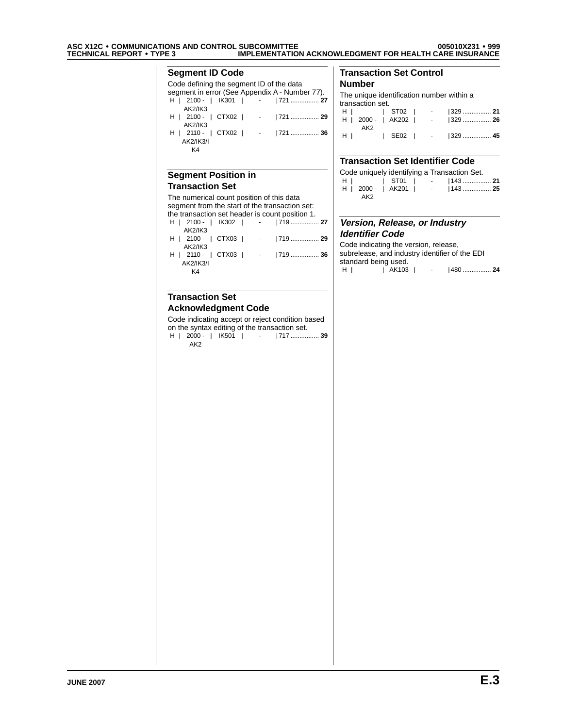## Segment ID Code

Code defining the segment ID of the data segment in error (See Appendix A - Number 77).

| | | | | |
|---|---|---|---|---|
| H | 2100 - AK2/IK3 | IK301 | - | 721 ................ **27** |
| H | 2100 - AK2/IK3 | CTX02 | - | 721 ................ **29** |
| H | 2110 - AK2/IK3/IK4 | CTX02 | - | 721 ................ **36** |

## Segment Position in Transaction Set

The numerical count position of this data segment from the start of the transaction set: the transaction set header is count position 1.

| | | | | |
|---|---|---|---|---|
| H | 2100 - AK2/IK3 | IK302 | - | 719 ................ **27** |
| H | 2100 - AK2/IK3 | CTX03 | - | 719 ................ **29** |
| H | 2110 - AK2/IK3/IK4 | CTX03 | - | 719 ................ **36** |

## Transaction Set Acknowledgment Code

Code indicating accept or reject condition based on the syntax editing of the transaction set.

| | | | | |
|---|---|---|---|---|
| H | 2000 - AK2 | IK501 | - | 717 ................ **39** |

## Transaction Set Control Number

The unique identification number within a transaction set.

| | | | | |
|---|---|---|---|---|
| H | | ST02 | - | 329 ................ **21** |
| H | 2000 - AK2 | AK202 | - | 329 ................ **26** |
| H | | SE02 | - | 329 ................ **45** |

## Transaction Set Identifier Code

Code uniquely identifying a Transaction Set.

| | | | | |
|---|---|---|---|---|
| H | | ST01 | - | 143 ................ **21** |
| H | 2000 - AK2 | AK201 | - | 143 ................ **25** |

## *Version, Release, or Industry Identifier Code*

Code indicating the version, release, subrelease, and industry identifier of the EDI standard being used.

| | | | | |
|---|---|---|---|---|
| H | | AK103 | - | 480 ................ **24** |